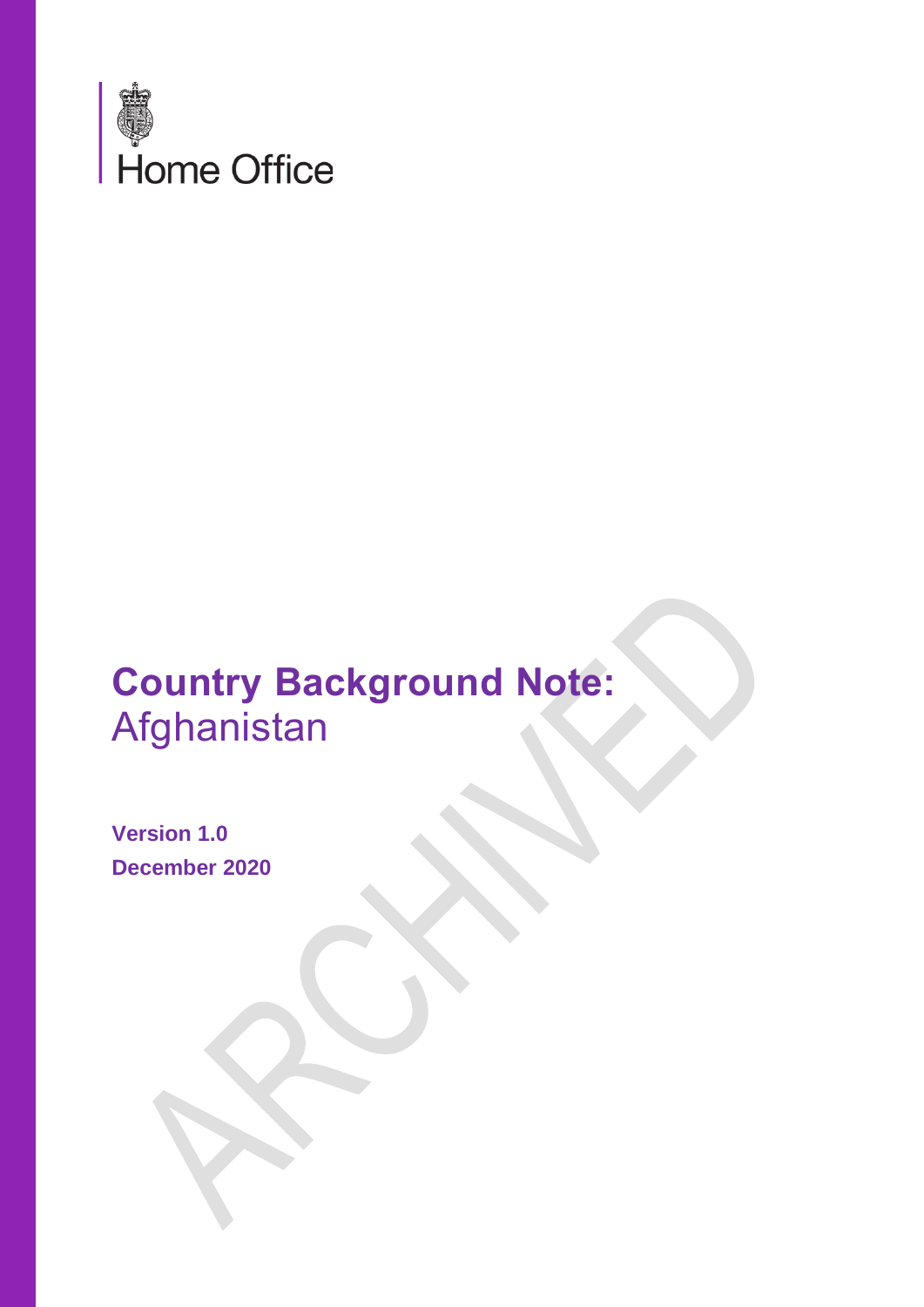Home Office

# Country Background Note: Afghanistan

**Version 1.0**
**December 2020**

ARCHIVED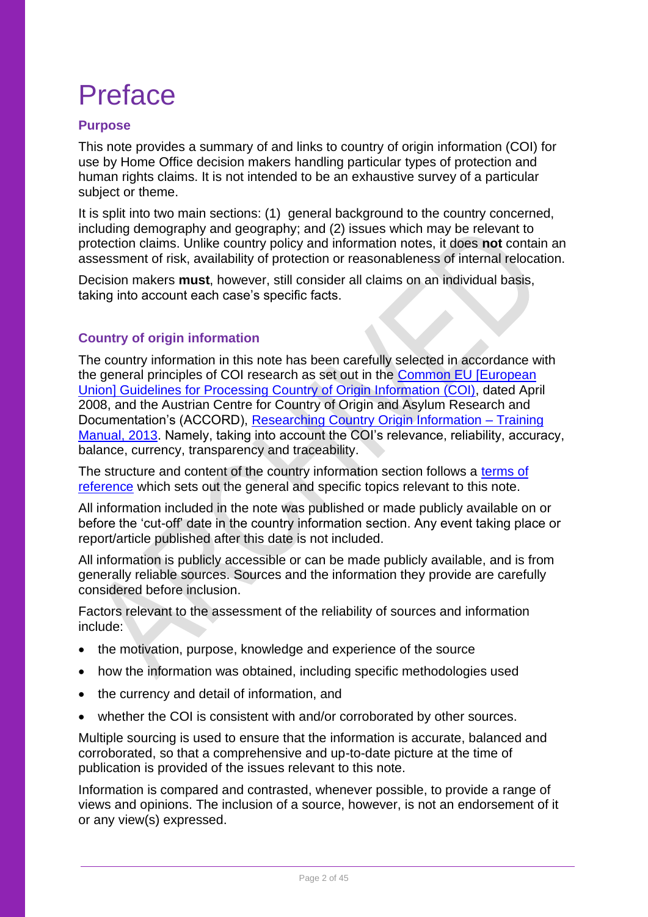# Preface

## Purpose

This note provides a summary of and links to country of origin information (COI) for use by Home Office decision makers handling particular types of protection and human rights claims. It is not intended to be an exhaustive survey of a particular subject or theme.

It is split into two main sections: (1) general background to the country concerned, including demography and geography; and (2) issues which may be relevant to protection claims. Unlike country policy and information notes, it does **not** contain an assessment of risk, availability of protection or reasonableness of internal relocation.

Decision makers **must**, however, still consider all claims on an individual basis, taking into account each case's specific facts.

## Country of origin information

The country information in this note has been carefully selected in accordance with the general principles of COI research as set out in the Common EU [European Union] Guidelines for Processing Country of Origin Information (COI), dated April 2008, and the Austrian Centre for Country of Origin and Asylum Research and Documentation's (ACCORD), Researching Country Origin Information – Training Manual, 2013. Namely, taking into account the COI's relevance, reliability, accuracy, balance, currency, transparency and traceability.

The structure and content of the country information section follows a terms of reference which sets out the general and specific topics relevant to this note.

All information included in the note was published or made publicly available on or before the 'cut-off' date in the country information section. Any event taking place or report/article published after this date is not included.

All information is publicly accessible or can be made publicly available, and is from generally reliable sources. Sources and the information they provide are carefully considered before inclusion.

Factors relevant to the assessment of the reliability of sources and information include:

- the motivation, purpose, knowledge and experience of the source
- how the information was obtained, including specific methodologies used
- the currency and detail of information, and
- whether the COI is consistent with and/or corroborated by other sources.

Multiple sourcing is used to ensure that the information is accurate, balanced and corroborated, so that a comprehensive and up-to-date picture at the time of publication is provided of the issues relevant to this note.

Information is compared and contrasted, whenever possible, to provide a range of views and opinions. The inclusion of a source, however, is not an endorsement of it or any view(s) expressed.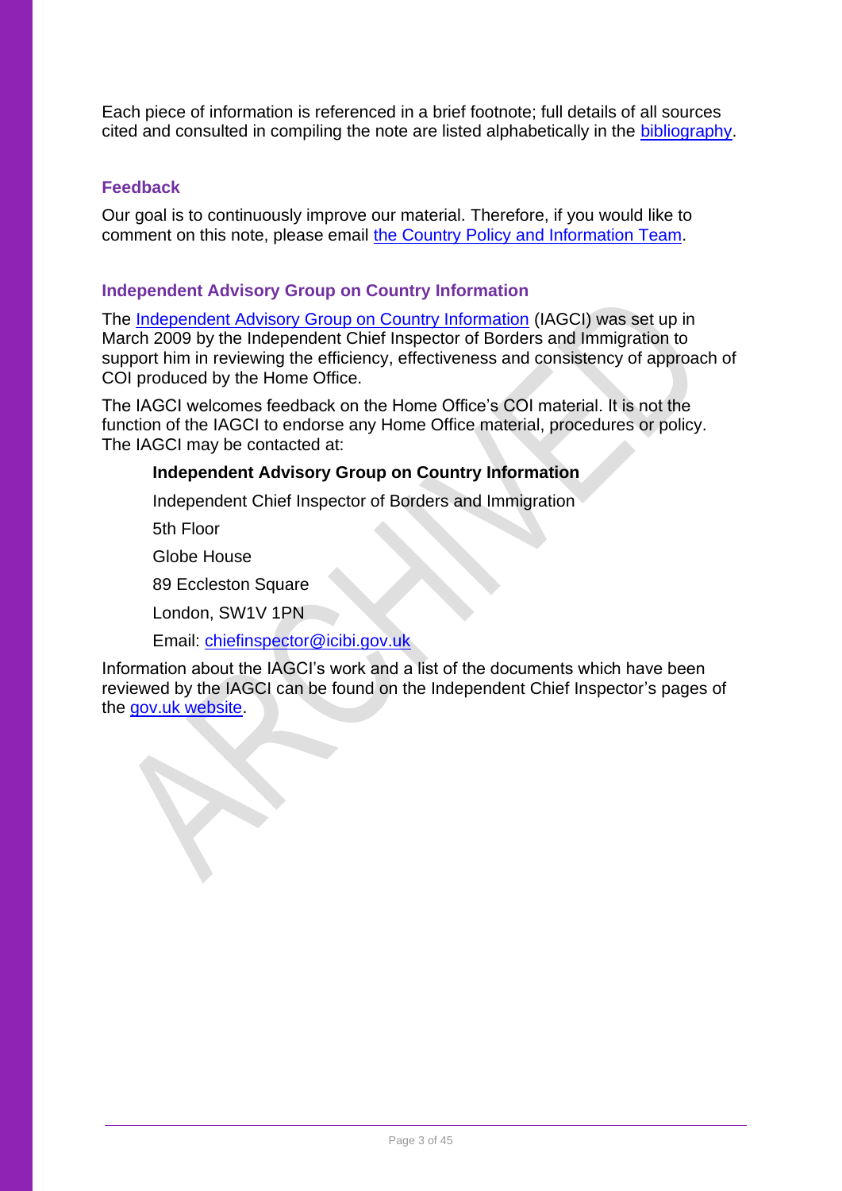Each piece of information is referenced in a brief footnote; full details of all sources cited and consulted in compiling the note are listed alphabetically in the bibliography.

### Feedback

Our goal is to continuously improve our material. Therefore, if you would like to comment on this note, please email the Country Policy and Information Team.

### Independent Advisory Group on Country Information

The Independent Advisory Group on Country Information (IAGCI) was set up in March 2009 by the Independent Chief Inspector of Borders and Immigration to support him in reviewing the efficiency, effectiveness and consistency of approach of COI produced by the Home Office.

The IAGCI welcomes feedback on the Home Office's COI material. It is not the function of the IAGCI to endorse any Home Office material, procedures or policy. The IAGCI may be contacted at:

> **Independent Advisory Group on Country Information**
>
> Independent Chief Inspector of Borders and Immigration
>
> 5th Floor
>
> Globe House
>
> 89 Eccleston Square
>
> London, SW1V 1PN
>
> Email: chiefinspector@icibi.gov.uk

Information about the IAGCI's work and a list of the documents which have been reviewed by the IAGCI can be found on the Independent Chief Inspector's pages of the gov.uk website.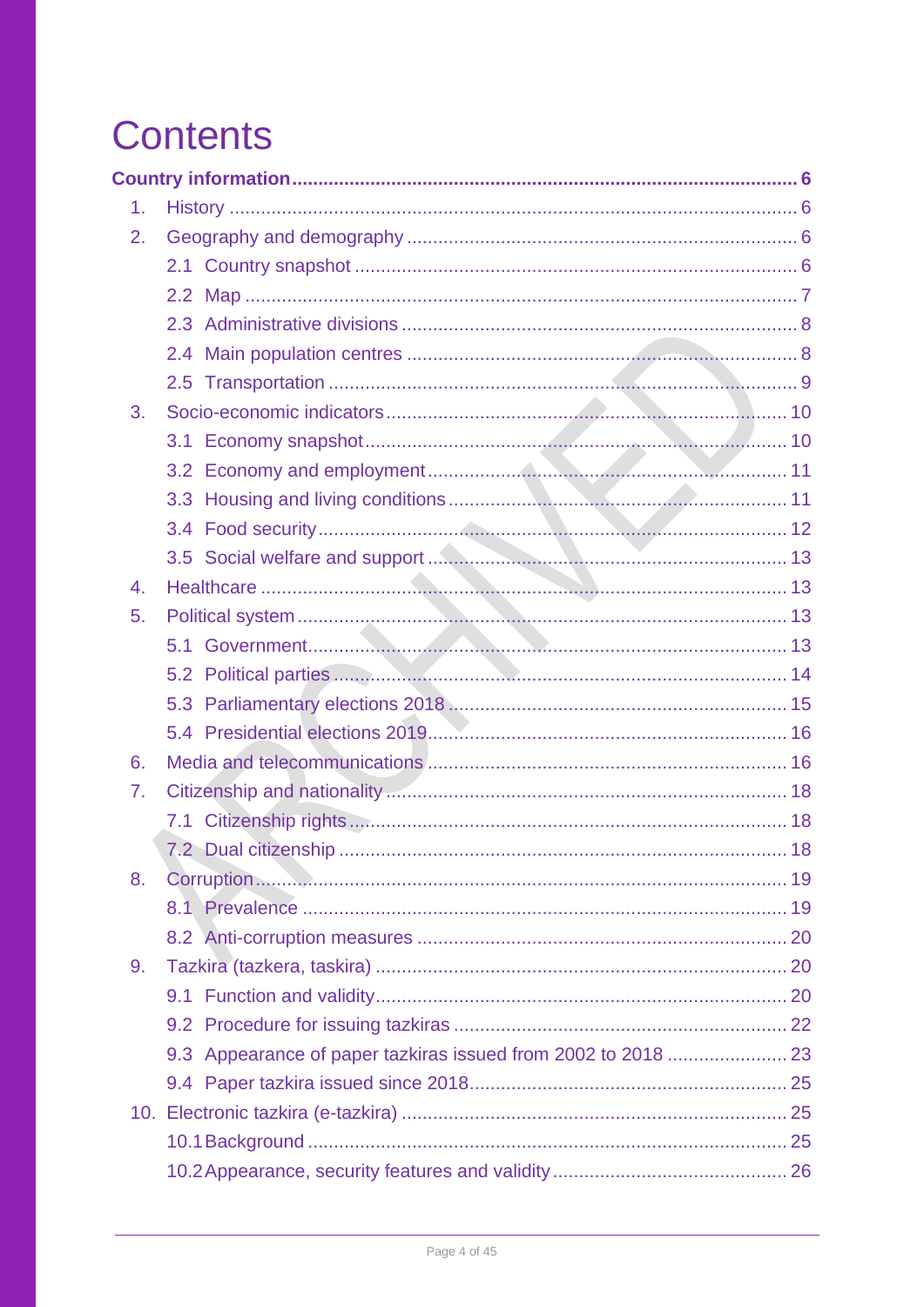# Contents

**Country information** ........ 6

1. History ........ 6
2. Geography and demography ........ 6
   - 2.1 Country snapshot ........ 6
   - 2.2 Map ........ 7
   - 2.3 Administrative divisions ........ 8
   - 2.4 Main population centres ........ 8
   - 2.5 Transportation ........ 9
3. Socio-economic indicators ........ 10
   - 3.1 Economy snapshot ........ 10
   - 3.2 Economy and employment ........ 11
   - 3.3 Housing and living conditions ........ 11
   - 3.4 Food security ........ 12
   - 3.5 Social welfare and support ........ 13
4. Healthcare ........ 13
5. Political system ........ 13
   - 5.1 Government ........ 13
   - 5.2 Political parties ........ 14
   - 5.3 Parliamentary elections 2018 ........ 15
   - 5.4 Presidential elections 2019 ........ 16
6. Media and telecommunications ........ 16
7. Citizenship and nationality ........ 18
   - 7.1 Citizenship rights ........ 18
   - 7.2 Dual citizenship ........ 18
8. Corruption ........ 19
   - 8.1 Prevalence ........ 19
   - 8.2 Anti-corruption measures ........ 20
9. Tazkira (tazkera, taskira) ........ 20
   - 9.1 Function and validity ........ 20
   - 9.2 Procedure for issuing tazkiras ........ 22
   - 9.3 Appearance of paper tazkiras issued from 2002 to 2018 ........ 23
   - 9.4 Paper tazkira issued since 2018 ........ 25
10. Electronic tazkira (e-tazkira) ........ 25
    - 10.1 Background ........ 25
    - 10.2 Appearance, security features and validity ........ 26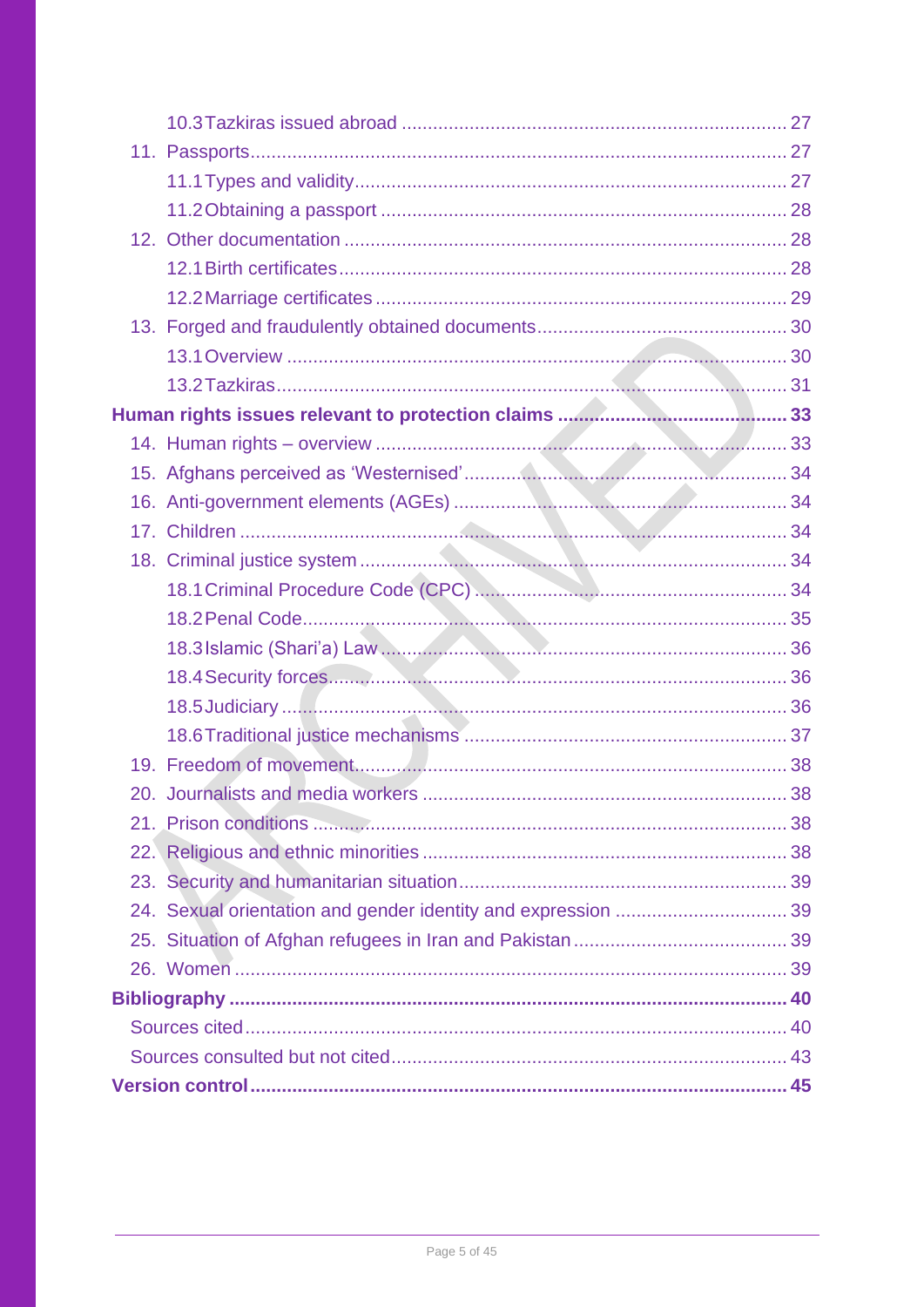10.3 Tazkiras issued abroad ........................................................................ 27

11. Passports ..................................................................................................... 27

11.1 Types and validity ................................................................................. 27

11.2 Obtaining a passport ............................................................................ 28

12. Other documentation .................................................................................... 28

12.1 Birth certificates .................................................................................... 28

12.2 Marriage certificates ............................................................................. 29

13. Forged and fraudulently obtained documents ............................................... 30

13.1 Overview .............................................................................................. 30

13.2 Tazkiras ................................................................................................ 31

**Human rights issues relevant to protection claims ............................................ 33**

14. Human rights – overview ............................................................................. 33

15. Afghans perceived as 'Westernised' ............................................................. 34

16. Anti-government elements (AGEs) ............................................................... 34

17. Children ....................................................................................................... 34

18. Criminal justice system ................................................................................. 34

18.1 Criminal Procedure Code (CPC) ........................................................... 34

18.2 Penal Code ............................................................................................ 35

18.3 Islamic (Shari'a) Law ............................................................................. 36

18.4 Security forces ....................................................................................... 36

18.5 Judiciary ................................................................................................ 36

18.6 Traditional justice mechanisms ............................................................. 37

19. Freedom of movement .................................................................................. 38

20. Journalists and media workers ..................................................................... 38

21. Prison conditions .......................................................................................... 38

22. Religious and ethnic minorities ..................................................................... 38

23. Security and humanitarian situation .............................................................. 39

24. Sexual orientation and gender identity and expression ................................. 39

25. Situation of Afghan refugees in Iran and Pakistan ......................................... 39

26. Women ......................................................................................................... 39

**Bibliography ........................................................................................................ 40**

Sources cited ...................................................................................................... 40

Sources consulted but not cited ........................................................................... 43

**Version control ................................................................................................... 45**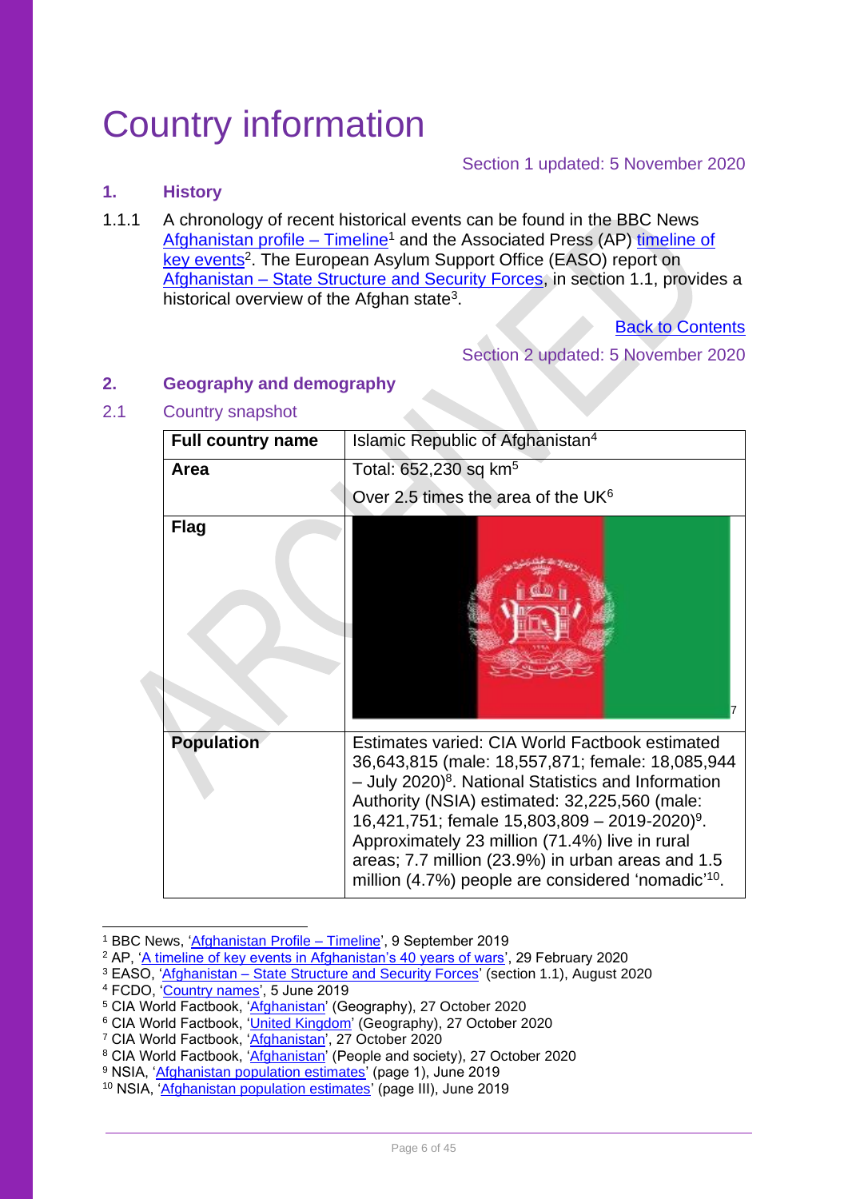# Country information

Section 1 updated: 5 November 2020

## 1. History

1.1.1 A chronology of recent historical events can be found in the BBC News Afghanistan profile – Timeline[1] and the Associated Press (AP) timeline of key events[2]. The European Asylum Support Office (EASO) report on Afghanistan – State Structure and Security Forces, in section 1.1, provides a historical overview of the Afghan state[3].

Back to Contents

Section 2 updated: 5 November 2020

## 2. Geography and demography

### 2.1 Country snapshot

| | |
|---|---|
| **Full country name** | Islamic Republic of Afghanistan[4] |
| **Area** | Total: 652,230 sq km[5] <br> Over 2.5 times the area of the UK[6] |
| **Flag** | [7] |
| **Population** | Estimates varied: CIA World Factbook estimated 36,643,815 (male: 18,557,871; female: 18,085,944 – July 2020)[8]. National Statistics and Information Authority (NSIA) estimated: 32,225,560 (male: 16,421,751; female 15,803,809 – 2019-2020)[9]. Approximately 23 million (71.4%) live in rural areas; 7.7 million (23.9%) in urban areas and 1.5 million (4.7%) people are considered 'nomadic'[10]. |

---

[1] BBC News, 'Afghanistan Profile – Timeline', 9 September 2019
[2] AP, 'A timeline of key events in Afghanistan's 40 years of wars', 29 February 2020
[3] EASO, 'Afghanistan – State Structure and Security Forces' (section 1.1), August 2020
[4] FCDO, 'Country names', 5 June 2019
[5] CIA World Factbook, 'Afghanistan' (Geography), 27 October 2020
[6] CIA World Factbook, 'United Kingdom' (Geography), 27 October 2020
[7] CIA World Factbook, 'Afghanistan', 27 October 2020
[8] CIA World Factbook, 'Afghanistan' (People and society), 27 October 2020
[9] NSIA, 'Afghanistan population estimates' (page 1), June 2019
[10] NSIA, 'Afghanistan population estimates' (page III), June 2019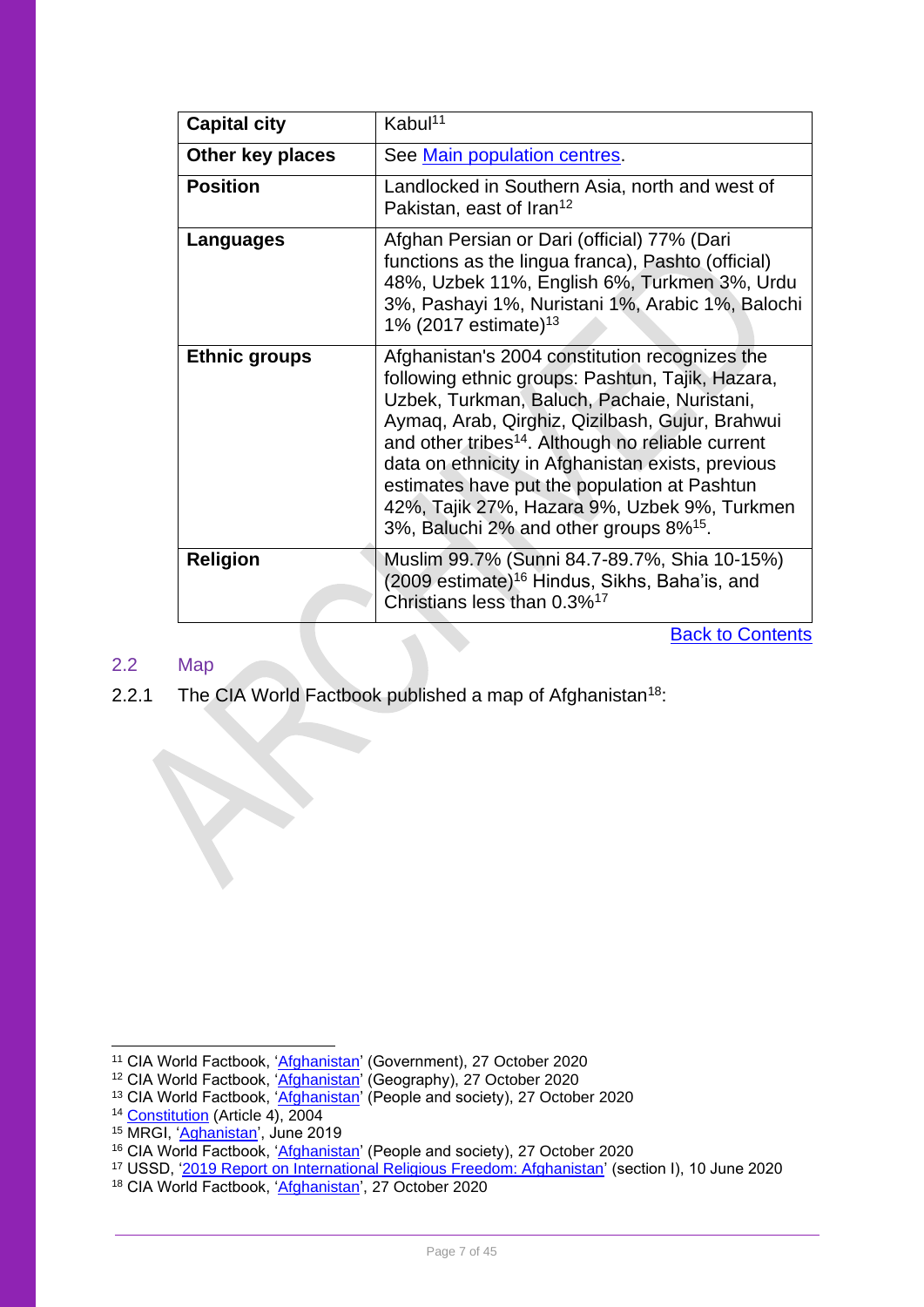| Capital city | Kabul[11] |
|---|---|
| Other key places | See Main population centres. |
| Position | Landlocked in Southern Asia, north and west of Pakistan, east of Iran[12] |
| Languages | Afghan Persian or Dari (official) 77% (Dari functions as the lingua franca), Pashto (official) 48%, Uzbek 11%, English 6%, Turkmen 3%, Urdu 3%, Pashayi 1%, Nuristani 1%, Arabic 1%, Balochi 1% (2017 estimate)[13] |
| Ethnic groups | Afghanistan's 2004 constitution recognizes the following ethnic groups: Pashtun, Tajik, Hazara, Uzbek, Turkman, Baluch, Pachaie, Nuristani, Aymaq, Arab, Qirghiz, Qizilbash, Gujur, Brahwui and other tribes[14]. Although no reliable current data on ethnicity in Afghanistan exists, previous estimates have put the population at Pashtun 42%, Tajik 27%, Hazara 9%, Uzbek 9%, Turkmen 3%, Baluchi 2% and other groups 8%[15]. |
| Religion | Muslim 99.7% (Sunni 84.7-89.7%, Shia 10-15%) (2009 estimate)[16] Hindus, Sikhs, Baha'is, and Christians less than 0.3%[17] |

Back to Contents

## 2.2 Map

2.2.1 The CIA World Factbook published a map of Afghanistan[18]:

[11] CIA World Factbook, 'Afghanistan' (Government), 27 October 2020
[12] CIA World Factbook, 'Afghanistan' (Geography), 27 October 2020
[13] CIA World Factbook, 'Afghanistan' (People and society), 27 October 2020
[14] Constitution (Article 4), 2004
[15] MRGI, 'Aghanistan', June 2019
[16] CIA World Factbook, 'Afghanistan' (People and society), 27 October 2020
[17] USSD, '2019 Report on International Religious Freedom: Afghanistan' (section I), 10 June 2020
[18] CIA World Factbook, 'Afghanistan', 27 October 2020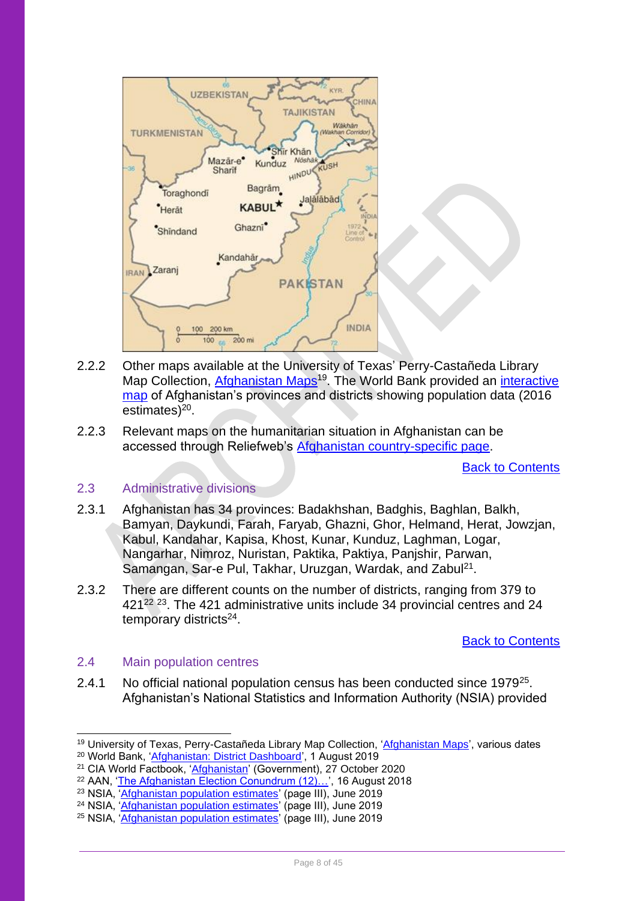2.2.2 Other maps available at the University of Texas' Perry-Castañeda Library Map Collection, Afghanistan Maps[19]. The World Bank provided an interactive map of Afghanistan's provinces and districts showing population data (2016 estimates)[20].

2.2.3 Relevant maps on the humanitarian situation in Afghanistan can be accessed through Reliefweb's Afghanistan country-specific page.

Back to Contents

## 2.3 Administrative divisions

2.3.1 Afghanistan has 34 provinces: Badakhshan, Badghis, Baghlan, Balkh, Bamyan, Daykundi, Farah, Faryab, Ghazni, Ghor, Helmand, Herat, Jowzjan, Kabul, Kandahar, Kapisa, Khost, Kunar, Kunduz, Laghman, Logar, Nangarhar, Nimroz, Nuristan, Paktika, Paktiya, Panjshir, Parwan, Samangan, Sar-e Pul, Takhar, Uruzgan, Wardak, and Zabul[21].

2.3.2 There are different counts on the number of districts, ranging from 379 to 421[22] [23]. The 421 administrative units include 34 provincial centres and 24 temporary districts[24].

Back to Contents

## 2.4 Main population centres

2.4.1 No official national population census has been conducted since 1979[25]. Afghanistan's National Statistics and Information Authority (NSIA) provided

---

[19] University of Texas, Perry-Castañeda Library Map Collection, 'Afghanistan Maps', various dates
[20] World Bank, 'Afghanistan: District Dashboard', 1 August 2019
[21] CIA World Factbook, 'Afghanistan' (Government), 27 October 2020
[22] AAN, 'The Afghanistan Election Conundrum (12)…', 16 August 2018
[23] NSIA, 'Afghanistan population estimates' (page III), June 2019
[24] NSIA, 'Afghanistan population estimates' (page III), June 2019
[25] NSIA, 'Afghanistan population estimates' (page III), June 2019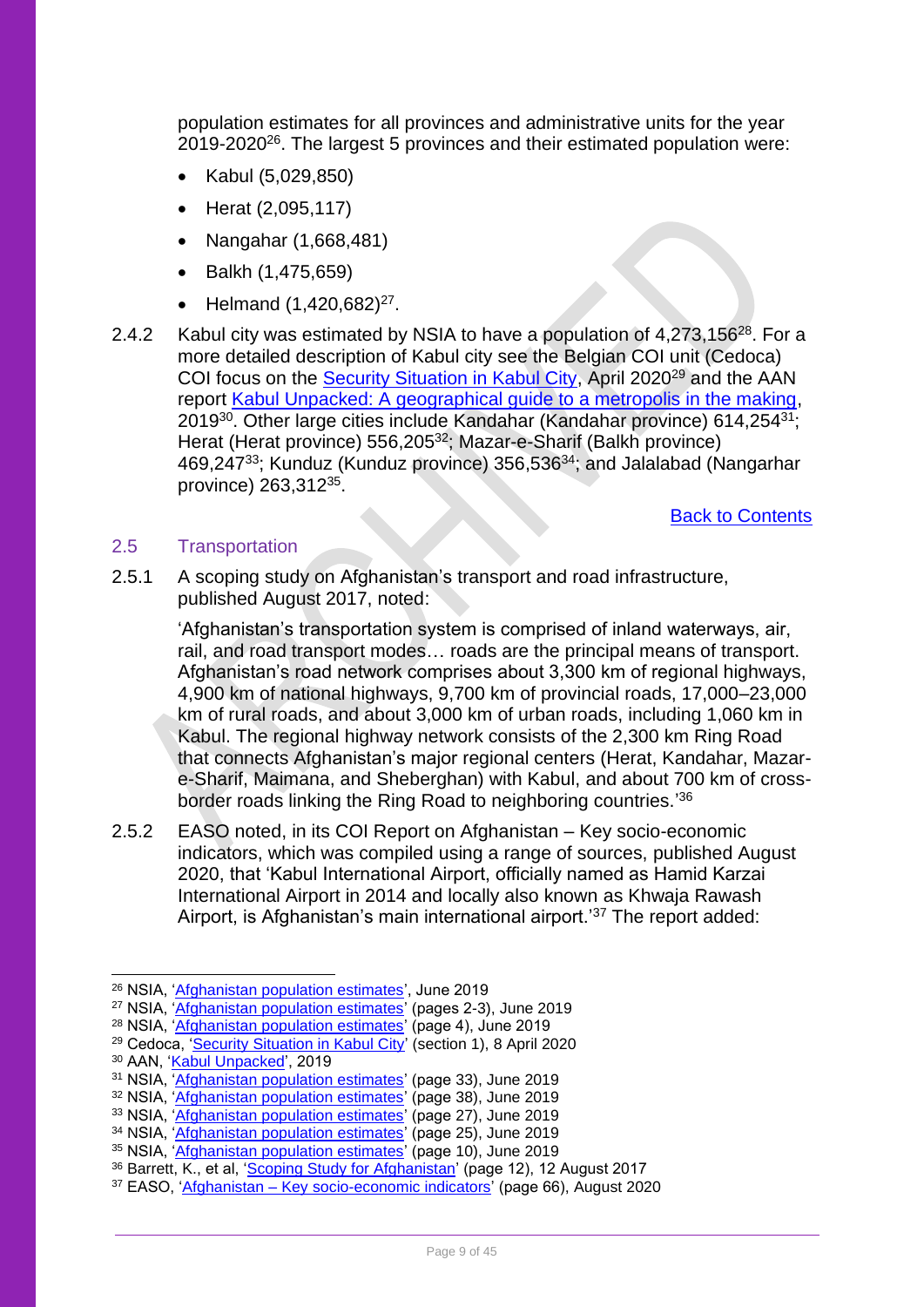population estimates for all provinces and administrative units for the year 2019-2020[26]. The largest 5 provinces and their estimated population were:

- Kabul (5,029,850)
- Herat (2,095,117)
- Nangahar (1,668,481)
- Balkh (1,475,659)
- Helmand (1,420,682)[27].

2.4.2 Kabul city was estimated by NSIA to have a population of 4,273,156[28]. For a more detailed description of Kabul city see the Belgian COI unit (Cedoca) COI focus on the Security Situation in Kabul City, April 2020[29] and the AAN report Kabul Unpacked: A geographical guide to a metropolis in the making, 2019[30]. Other large cities include Kandahar (Kandahar province) 614,254[31]; Herat (Herat province) 556,205[32]; Mazar-e-Sharif (Balkh province) 469,247[33]; Kunduz (Kunduz province) 356,536[34]; and Jalalabad (Nangarhar province) 263,312[35].

Back to Contents

## 2.5 Transportation

2.5.1 A scoping study on Afghanistan's transport and road infrastructure, published August 2017, noted:

> 'Afghanistan's transportation system is comprised of inland waterways, air, rail, and road transport modes… roads are the principal means of transport. Afghanistan's road network comprises about 3,300 km of regional highways, 4,900 km of national highways, 9,700 km of provincial roads, 17,000–23,000 km of rural roads, and about 3,000 km of urban roads, including 1,060 km in Kabul. The regional highway network consists of the 2,300 km Ring Road that connects Afghanistan's major regional centers (Herat, Kandahar, Mazar-e-Sharif, Maimana, and Sheberghan) with Kabul, and about 700 km of cross-border roads linking the Ring Road to neighboring countries.'[36]

2.5.2 EASO noted, in its COI Report on Afghanistan – Key socio-economic indicators, which was compiled using a range of sources, published August 2020, that 'Kabul International Airport, officially named as Hamid Karzai International Airport in 2014 and locally also known as Khwaja Rawash Airport, is Afghanistan's main international airport.'[37] The report added:

---

[26] NSIA, 'Afghanistan population estimates', June 2019
[27] NSIA, 'Afghanistan population estimates' (pages 2-3), June 2019
[28] NSIA, 'Afghanistan population estimates' (page 4), June 2019
[29] Cedoca, 'Security Situation in Kabul City' (section 1), 8 April 2020
[30] AAN, 'Kabul Unpacked', 2019
[31] NSIA, 'Afghanistan population estimates' (page 33), June 2019
[32] NSIA, 'Afghanistan population estimates' (page 38), June 2019
[33] NSIA, 'Afghanistan population estimates' (page 27), June 2019
[34] NSIA, 'Afghanistan population estimates' (page 25), June 2019
[35] NSIA, 'Afghanistan population estimates' (page 10), June 2019
[36] Barrett, K., et al, 'Scoping Study for Afghanistan' (page 12), 12 August 2017
[37] EASO, 'Afghanistan – Key socio-economic indicators' (page 66), August 2020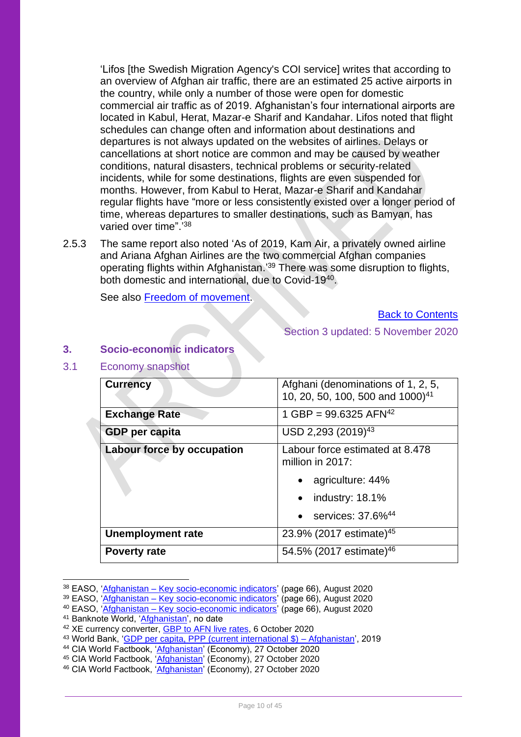'Lifos [the Swedish Migration Agency's COI service] writes that according to an overview of Afghan air traffic, there are an estimated 25 active airports in the country, while only a number of those were open for domestic commercial air traffic as of 2019. Afghanistan's four international airports are located in Kabul, Herat, Mazar-e Sharif and Kandahar. Lifos noted that flight schedules can change often and information about destinations and departures is not always updated on the websites of airlines. Delays or cancellations at short notice are common and may be caused by weather conditions, natural disasters, technical problems or security-related incidents, while for some destinations, flights are even suspended for months. However, from Kabul to Herat, Mazar-e Sharif and Kandahar regular flights have "more or less consistently existed over a longer period of time, whereas departures to smaller destinations, such as Bamyan, has varied over time".'[38]

2.5.3 The same report also noted 'As of 2019, Kam Air, a privately owned airline and Ariana Afghan Airlines are the two commercial Afghan companies operating flights within Afghanistan.'[39] There was some disruption to flights, both domestic and international, due to Covid-19[40].

See also Freedom of movement.

Back to Contents

Section 3 updated: 5 November 2020

## 3. Socio-economic indicators

### 3.1 Economy snapshot

| Currency | Afghani (denominations of 1, 2, 5, 10, 20, 50, 100, 500 and 1000)[41] |
|---|---|
| **Exchange Rate** | 1 GBP = 99.6325 AFN[42] |
| **GDP per capita** | USD 2,293 (2019)[43] |
| **Labour force by occupation** | Labour force estimated at 8.478 million in 2017: <br>• agriculture: 44% <br>• industry: 18.1% <br>• services: 37.6%[44] |
| **Unemployment rate** | 23.9% (2017 estimate)[45] |
| **Poverty rate** | 54.5% (2017 estimate)[46] |

[38] EASO, 'Afghanistan – Key socio-economic indicators' (page 66), August 2020
[39] EASO, 'Afghanistan – Key socio-economic indicators' (page 66), August 2020
[40] EASO, 'Afghanistan – Key socio-economic indicators' (page 66), August 2020
[41] Banknote World, 'Afghanistan', no date
[42] XE currency converter, GBP to AFN live rates, 6 October 2020
[43] World Bank, 'GDP per capita, PPP (current international $) – Afghanistan', 2019
[44] CIA World Factbook, 'Afghanistan' (Economy), 27 October 2020
[45] CIA World Factbook, 'Afghanistan' (Economy), 27 October 2020
[46] CIA World Factbook, 'Afghanistan' (Economy), 27 October 2020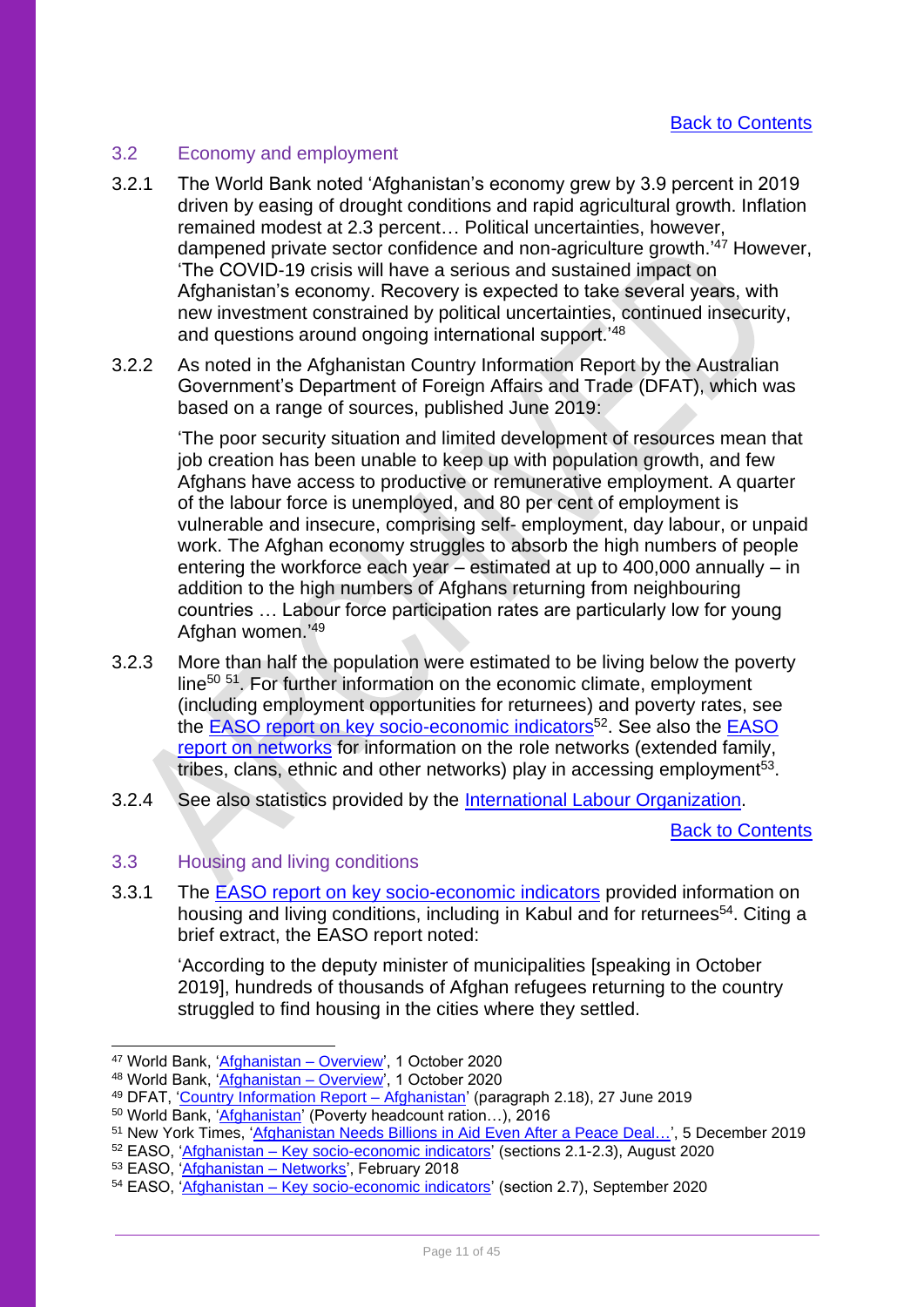[Back to Contents](#)

## 3.2 Economy and employment

3.2.1 The World Bank noted 'Afghanistan's economy grew by 3.9 percent in 2019 driven by easing of drought conditions and rapid agricultural growth. Inflation remained modest at 2.3 percent… Political uncertainties, however, dampened private sector confidence and non-agriculture growth.'[47] However, 'The COVID-19 crisis will have a serious and sustained impact on Afghanistan's economy. Recovery is expected to take several years, with new investment constrained by political uncertainties, continued insecurity, and questions around ongoing international support.'[48]

3.2.2 As noted in the Afghanistan Country Information Report by the Australian Government's Department of Foreign Affairs and Trade (DFAT), which was based on a range of sources, published June 2019:

> 'The poor security situation and limited development of resources mean that job creation has been unable to keep up with population growth, and few Afghans have access to productive or remunerative employment. A quarter of the labour force is unemployed, and 80 per cent of employment is vulnerable and insecure, comprising self- employment, day labour, or unpaid work. The Afghan economy struggles to absorb the high numbers of people entering the workforce each year – estimated at up to 400,000 annually – in addition to the high numbers of Afghans returning from neighbouring countries … Labour force participation rates are particularly low for young Afghan women.'[49]

3.2.3 More than half the population were estimated to be living below the poverty line[50] [51]. For further information on the economic climate, employment (including employment opportunities for returnees) and poverty rates, see the [EASO report on key socio-economic indicators](#)[52]. See also the [EASO report on networks](#) for information on the role networks (extended family, tribes, clans, ethnic and other networks) play in accessing employment[53].

3.2.4 See also statistics provided by the [International Labour Organization](#).

[Back to Contents](#)

## 3.3 Housing and living conditions

3.3.1 The [EASO report on key socio-economic indicators](#) provided information on housing and living conditions, including in Kabul and for returnees[54]. Citing a brief extract, the EASO report noted:

> 'According to the deputy minister of municipalities [speaking in October 2019], hundreds of thousands of Afghan refugees returning to the country struggled to find housing in the cities where they settled.

---

[47] World Bank, '[Afghanistan – Overview](#)', 1 October 2020

[48] World Bank, '[Afghanistan – Overview](#)', 1 October 2020

[49] DFAT, '[Country Information Report – Afghanistan](#)' (paragraph 2.18), 27 June 2019

[50] World Bank, '[Afghanistan](#)' (Poverty headcount ration…), 2016

[51] New York Times, '[Afghanistan Needs Billions in Aid Even After a Peace Deal…](#)', 5 December 2019

[52] EASO, '[Afghanistan – Key socio-economic indicators](#)' (sections 2.1-2.3), August 2020

[53] EASO, '[Afghanistan – Networks](#)', February 2018

[54] EASO, '[Afghanistan – Key socio-economic indicators](#)' (section 2.7), September 2020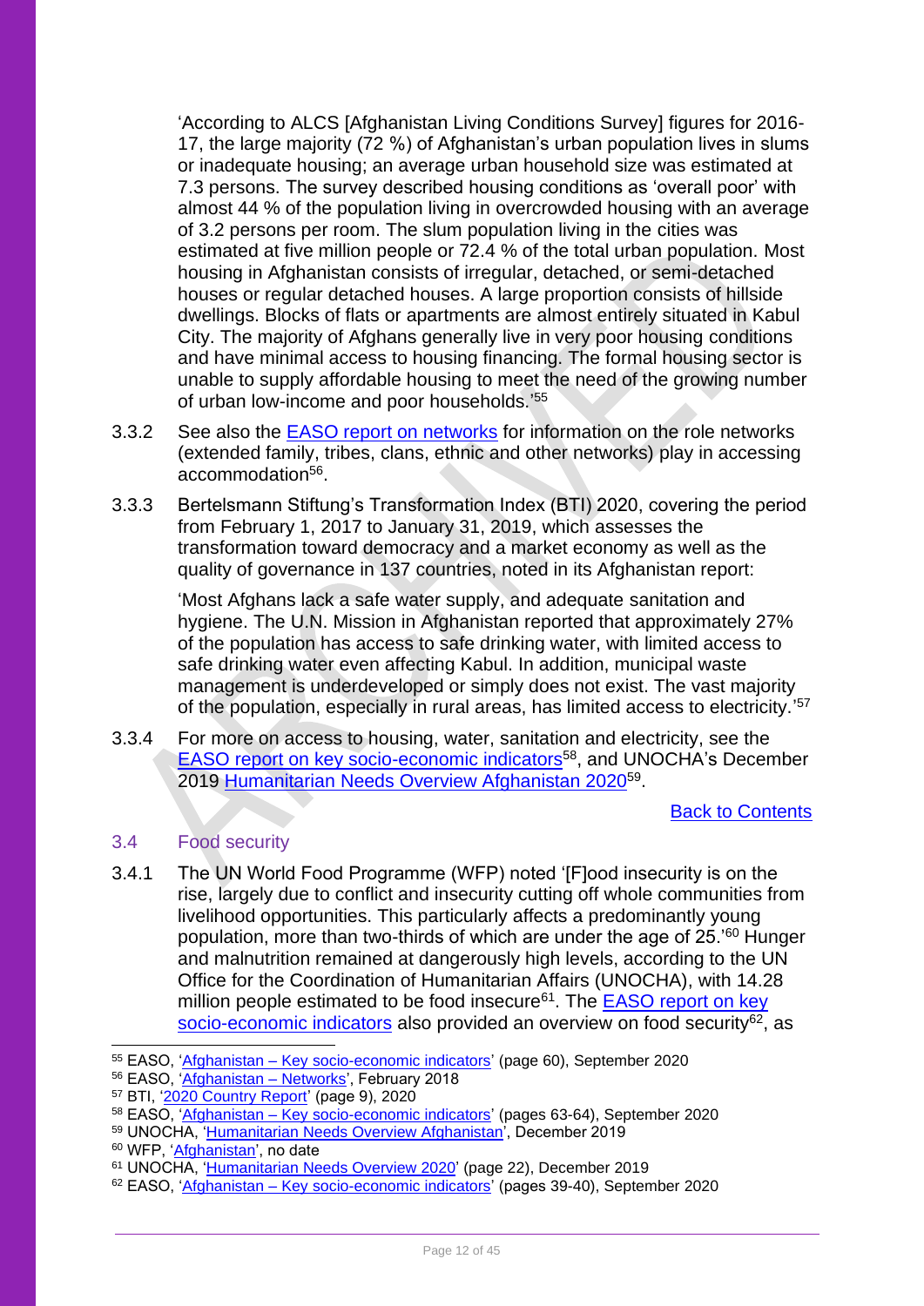'According to ALCS [Afghanistan Living Conditions Survey] figures for 2016-17, the large majority (72 %) of Afghanistan's urban population lives in slums or inadequate housing; an average urban household size was estimated at 7.3 persons. The survey described housing conditions as 'overall poor' with almost 44 % of the population living in overcrowded housing with an average of 3.2 persons per room. The slum population living in the cities was estimated at five million people or 72.4 % of the total urban population. Most housing in Afghanistan consists of irregular, detached, or semi-detached houses or regular detached houses. A large proportion consists of hillside dwellings. Blocks of flats or apartments are almost entirely situated in Kabul City. The majority of Afghans generally live in very poor housing conditions and have minimal access to housing financing. The formal housing sector is unable to supply affordable housing to meet the need of the growing number of urban low-income and poor households.'[55]

3.3.2 See also the EASO report on networks for information on the role networks (extended family, tribes, clans, ethnic and other networks) play in accessing accommodation[56].

3.3.3 Bertelsmann Stiftung's Transformation Index (BTI) 2020, covering the period from February 1, 2017 to January 31, 2019, which assesses the transformation toward democracy and a market economy as well as the quality of governance in 137 countries, noted in its Afghanistan report:

'Most Afghans lack a safe water supply, and adequate sanitation and hygiene. The U.N. Mission in Afghanistan reported that approximately 27% of the population has access to safe drinking water, with limited access to safe drinking water even affecting Kabul. In addition, municipal waste management is underdeveloped or simply does not exist. The vast majority of the population, especially in rural areas, has limited access to electricity.'[57]

3.3.4 For more on access to housing, water, sanitation and electricity, see the EASO report on key socio-economic indicators[58], and UNOCHA's December 2019 Humanitarian Needs Overview Afghanistan 2020[59].

Back to Contents

## 3.4 Food security

3.4.1 The UN World Food Programme (WFP) noted '[F]ood insecurity is on the rise, largely due to conflict and insecurity cutting off whole communities from livelihood opportunities. This particularly affects a predominantly young population, more than two-thirds of which are under the age of 25.'[60] Hunger and malnutrition remained at dangerously high levels, according to the UN Office for the Coordination of Humanitarian Affairs (UNOCHA), with 14.28 million people estimated to be food insecure[61]. The EASO report on key socio-economic indicators also provided an overview on food security[62], as

---

[55] EASO, 'Afghanistan – Key socio-economic indicators' (page 60), September 2020

[56] EASO, 'Afghanistan – Networks', February 2018

[57] BTI, '2020 Country Report' (page 9), 2020

[58] EASO, 'Afghanistan – Key socio-economic indicators' (pages 63-64), September 2020

[59] UNOCHA, 'Humanitarian Needs Overview Afghanistan', December 2019

[60] WFP, 'Afghanistan', no date

[61] UNOCHA, 'Humanitarian Needs Overview 2020' (page 22), December 2019

[62] EASO, 'Afghanistan – Key socio-economic indicators' (pages 39-40), September 2020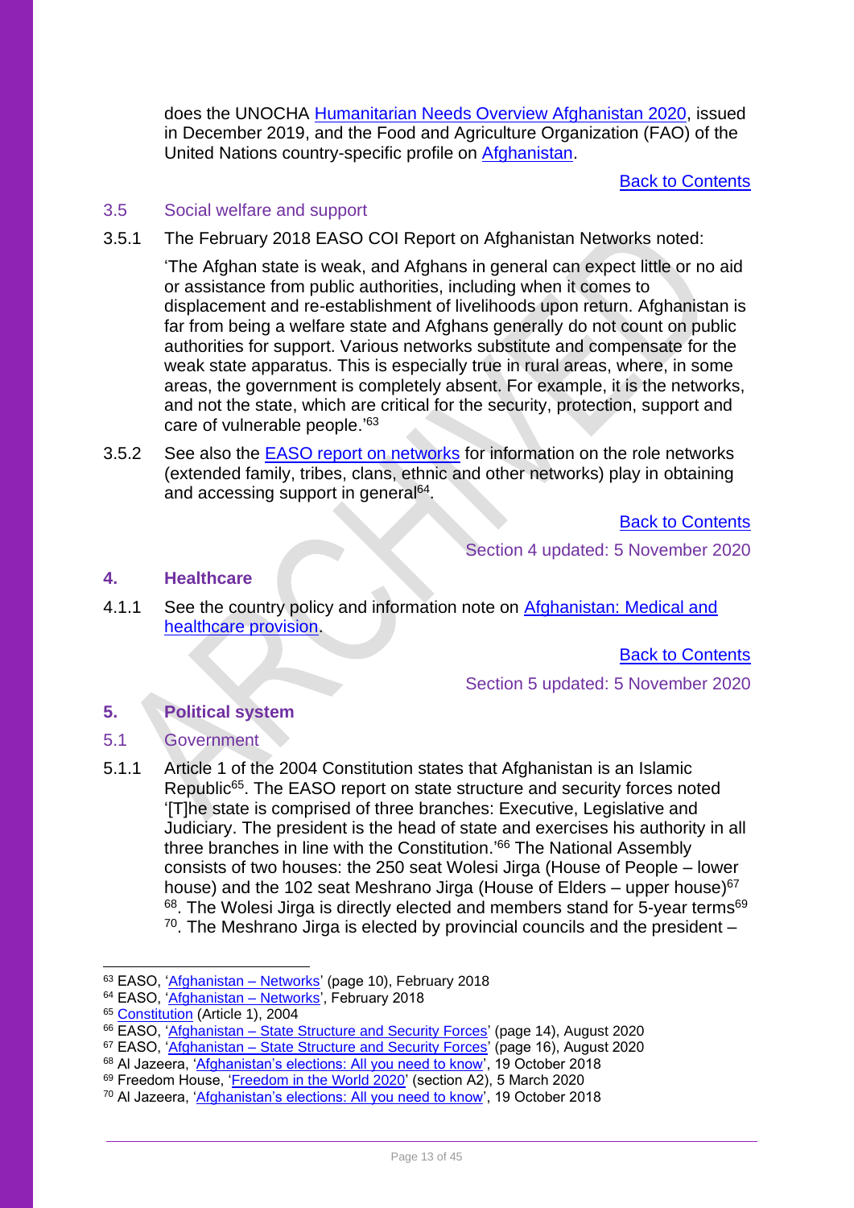does the UNOCHA Humanitarian Needs Overview Afghanistan 2020, issued in December 2019, and the Food and Agriculture Organization (FAO) of the United Nations country-specific profile on Afghanistan.

Back to Contents

### 3.5 Social welfare and support

3.5.1 The February 2018 EASO COI Report on Afghanistan Networks noted:

'The Afghan state is weak, and Afghans in general can expect little or no aid or assistance from public authorities, including when it comes to displacement and re-establishment of livelihoods upon return. Afghanistan is far from being a welfare state and Afghans generally do not count on public authorities for support. Various networks substitute and compensate for the weak state apparatus. This is especially true in rural areas, where, in some areas, the government is completely absent. For example, it is the networks, and not the state, which are critical for the security, protection, support and care of vulnerable people.'[63]

3.5.2 See also the EASO report on networks for information on the role networks (extended family, tribes, clans, ethnic and other networks) play in obtaining and accessing support in general[64].

Back to Contents

Section 4 updated: 5 November 2020

## 4. Healthcare

4.1.1 See the country policy and information note on Afghanistan: Medical and healthcare provision.

Back to Contents

Section 5 updated: 5 November 2020

## 5. Political system

### 5.1 Government

5.1.1 Article 1 of the 2004 Constitution states that Afghanistan is an Islamic Republic[65]. The EASO report on state structure and security forces noted '[T]he state is comprised of three branches: Executive, Legislative and Judiciary. The president is the head of state and exercises his authority in all three branches in line with the Constitution.'[66] The National Assembly consists of two houses: the 250 seat Wolesi Jirga (House of People – lower house) and the 102 seat Meshrano Jirga (House of Elders – upper house)[67] [68]. The Wolesi Jirga is directly elected and members stand for 5-year terms[69] [70]. The Meshrano Jirga is elected by provincial councils and the president –

---

[63] EASO, 'Afghanistan – Networks' (page 10), February 2018
[64] EASO, 'Afghanistan – Networks', February 2018
[65] Constitution (Article 1), 2004
[66] EASO, 'Afghanistan – State Structure and Security Forces' (page 14), August 2020
[67] EASO, 'Afghanistan – State Structure and Security Forces' (page 16), August 2020
[68] Al Jazeera, 'Afghanistan's elections: All you need to know', 19 October 2018
[69] Freedom House, 'Freedom in the World 2020' (section A2), 5 March 2020
[70] Al Jazeera, 'Afghanistan's elections: All you need to know', 19 October 2018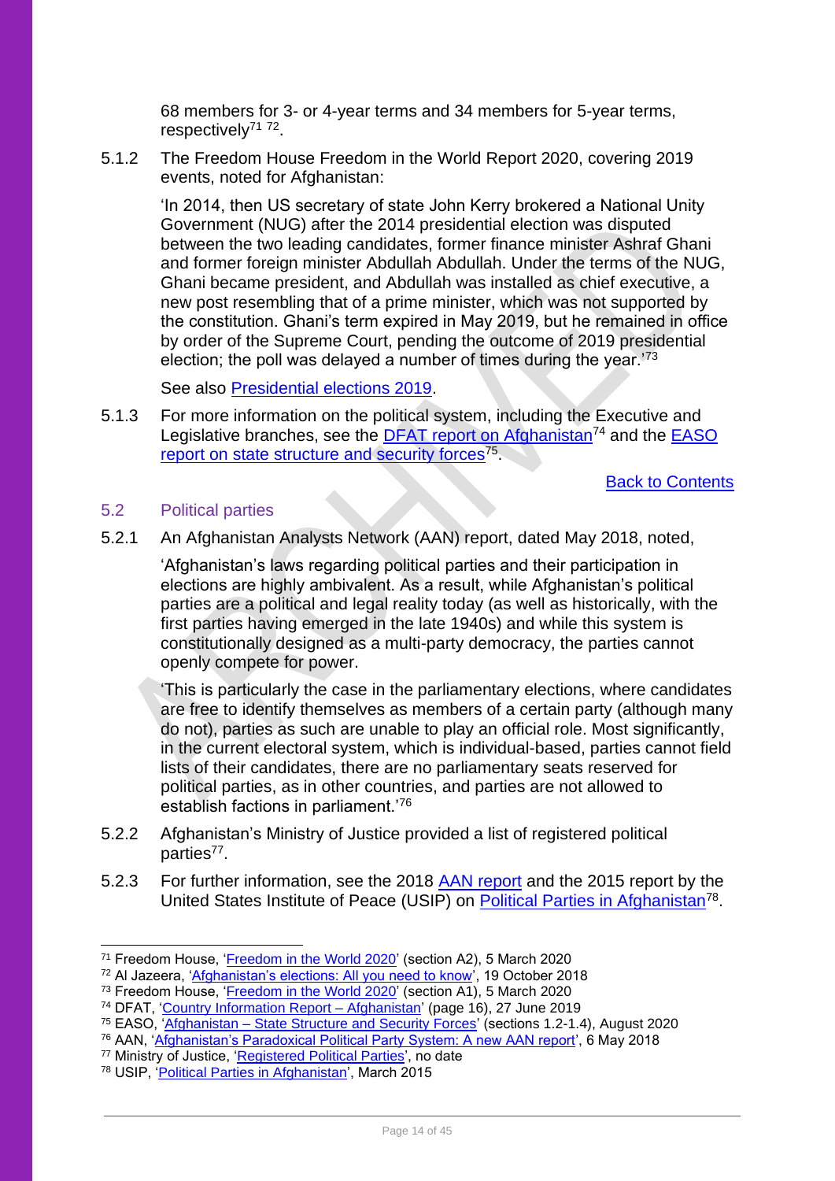68 members for 3- or 4-year terms and 34 members for 5-year terms, respectively[71] [72].

5.1.2 The Freedom House Freedom in the World Report 2020, covering 2019 events, noted for Afghanistan:

> 'In 2014, then US secretary of state John Kerry brokered a National Unity Government (NUG) after the 2014 presidential election was disputed between the two leading candidates, former finance minister Ashraf Ghani and former foreign minister Abdullah Abdullah. Under the terms of the NUG, Ghani became president, and Abdullah was installed as chief executive, a new post resembling that of a prime minister, which was not supported by the constitution. Ghani's term expired in May 2019, but he remained in office by order of the Supreme Court, pending the outcome of 2019 presidential election; the poll was delayed a number of times during the year.'[73]

See also [Presidential elections 2019](#).

5.1.3 For more information on the political system, including the Executive and Legislative branches, see the [DFAT report on Afghanistan](#)[74] and the [EASO report on state structure and security forces](#)[75].

[Back to Contents](#)

## 5.2 Political parties

5.2.1 An Afghanistan Analysts Network (AAN) report, dated May 2018, noted,

> 'Afghanistan's laws regarding political parties and their participation in elections are highly ambivalent. As a result, while Afghanistan's political parties are a political and legal reality today (as well as historically, with the first parties having emerged in the late 1940s) and while this system is constitutionally designed as a multi-party democracy, the parties cannot openly compete for power.
>
> 'This is particularly the case in the parliamentary elections, where candidates are free to identify themselves as members of a certain party (although many do not), parties as such are unable to play an official role. Most significantly, in the current electoral system, which is individual-based, parties cannot field lists of their candidates, there are no parliamentary seats reserved for political parties, as in other countries, and parties are not allowed to establish factions in parliament.'[76]

5.2.2 Afghanistan's Ministry of Justice provided a list of registered political parties[77].

5.2.3 For further information, see the 2018 [AAN report](#) and the 2015 report by the United States Institute of Peace (USIP) on [Political Parties in Afghanistan](#)[78].

---

[71] Freedom House, '[Freedom in the World 2020](#)' (section A2), 5 March 2020
[72] Al Jazeera, '[Afghanistan's elections: All you need to know](#)', 19 October 2018
[73] Freedom House, '[Freedom in the World 2020](#)' (section A1), 5 March 2020
[74] DFAT, '[Country Information Report – Afghanistan](#)' (page 16), 27 June 2019
[75] EASO, '[Afghanistan – State Structure and Security Forces](#)' (sections 1.2-1.4), August 2020
[76] AAN, '[Afghanistan's Paradoxical Political Party System: A new AAN report](#)', 6 May 2018
[77] Ministry of Justice, '[Registered Political Parties](#)', no date
[78] USIP, '[Political Parties in Afghanistan](#)', March 2015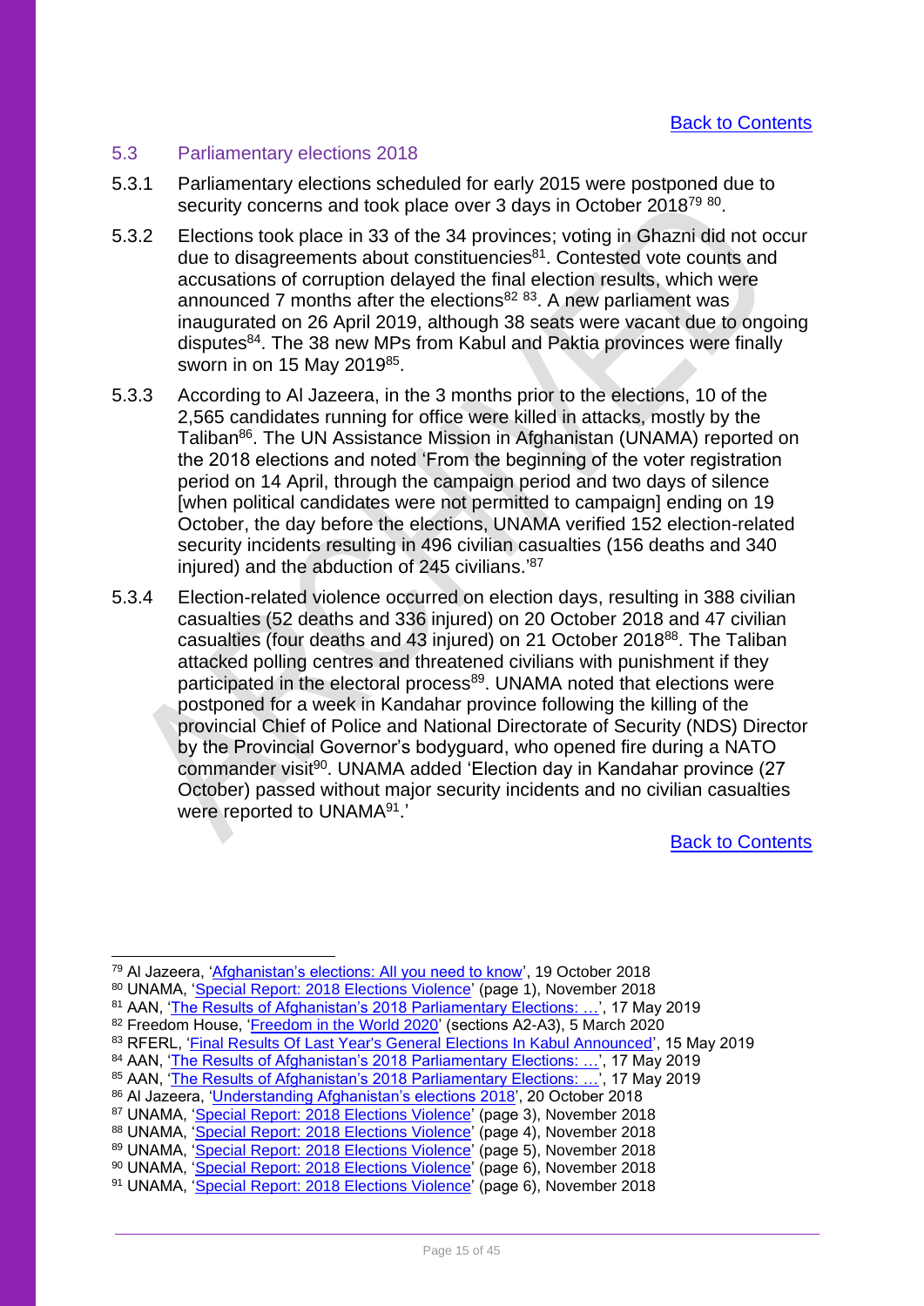[Back to Contents](#)

## 5.3 Parliamentary elections 2018

5.3.1 Parliamentary elections scheduled for early 2015 were postponed due to security concerns and took place over 3 days in October 2018[79] [80].

5.3.2 Elections took place in 33 of the 34 provinces; voting in Ghazni did not occur due to disagreements about constituencies[81]. Contested vote counts and accusations of corruption delayed the final election results, which were announced 7 months after the elections[82] [83]. A new parliament was inaugurated on 26 April 2019, although 38 seats were vacant due to ongoing disputes[84]. The 38 new MPs from Kabul and Paktia provinces were finally sworn in on 15 May 2019[85].

5.3.3 According to Al Jazeera, in the 3 months prior to the elections, 10 of the 2,565 candidates running for office were killed in attacks, mostly by the Taliban[86]. The UN Assistance Mission in Afghanistan (UNAMA) reported on the 2018 elections and noted 'From the beginning of the voter registration period on 14 April, through the campaign period and two days of silence [when political candidates were not permitted to campaign] ending on 19 October, the day before the elections, UNAMA verified 152 election-related security incidents resulting in 496 civilian casualties (156 deaths and 340 injured) and the abduction of 245 civilians.'[87]

5.3.4 Election-related violence occurred on election days, resulting in 388 civilian casualties (52 deaths and 336 injured) on 20 October 2018 and 47 civilian casualties (four deaths and 43 injured) on 21 October 2018[88]. The Taliban attacked polling centres and threatened civilians with punishment if they participated in the electoral process[89]. UNAMA noted that elections were postponed for a week in Kandahar province following the killing of the provincial Chief of Police and National Directorate of Security (NDS) Director by the Provincial Governor's bodyguard, who opened fire during a NATO commander visit[90]. UNAMA added 'Election day in Kandahar province (27 October) passed without major security incidents and no civilian casualties were reported to UNAMA[91].'

[Back to Contents](#)

---

[79] Al Jazeera, 'Afghanistan's elections: All you need to know', 19 October 2018
[80] UNAMA, 'Special Report: 2018 Elections Violence' (page 1), November 2018
[81] AAN, 'The Results of Afghanistan's 2018 Parliamentary Elections: …', 17 May 2019
[82] Freedom House, 'Freedom in the World 2020' (sections A2-A3), 5 March 2020
[83] RFERL, 'Final Results Of Last Year's General Elections In Kabul Announced', 15 May 2019
[84] AAN, 'The Results of Afghanistan's 2018 Parliamentary Elections: …', 17 May 2019
[85] AAN, 'The Results of Afghanistan's 2018 Parliamentary Elections: …', 17 May 2019
[86] Al Jazeera, 'Understanding Afghanistan's elections 2018', 20 October 2018
[87] UNAMA, 'Special Report: 2018 Elections Violence' (page 3), November 2018
[88] UNAMA, 'Special Report: 2018 Elections Violence' (page 4), November 2018
[89] UNAMA, 'Special Report: 2018 Elections Violence' (page 5), November 2018
[90] UNAMA, 'Special Report: 2018 Elections Violence' (page 6), November 2018
[91] UNAMA, 'Special Report: 2018 Elections Violence' (page 6), November 2018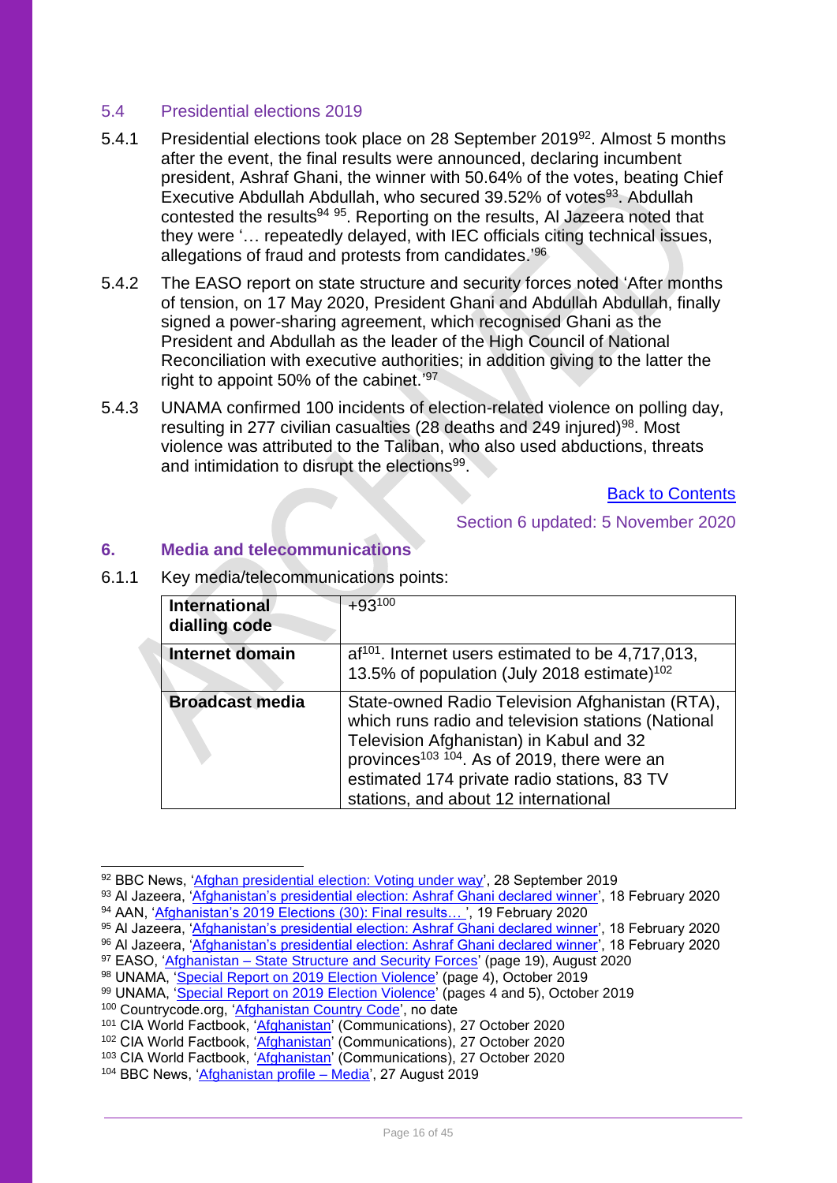### 5.4 Presidential elections 2019

5.4.1 Presidential elections took place on 28 September 2019[92]. Almost 5 months after the event, the final results were announced, declaring incumbent president, Ashraf Ghani, the winner with 50.64% of the votes, beating Chief Executive Abdullah Abdullah, who secured 39.52% of votes[93]. Abdullah contested the results[94] [95]. Reporting on the results, Al Jazeera noted that they were '… repeatedly delayed, with IEC officials citing technical issues, allegations of fraud and protests from candidates.'[96]

5.4.2 The EASO report on state structure and security forces noted 'After months of tension, on 17 May 2020, President Ghani and Abdullah Abdullah, finally signed a power-sharing agreement, which recognised Ghani as the President and Abdullah as the leader of the High Council of National Reconciliation with executive authorities; in addition giving to the latter the right to appoint 50% of the cabinet.'[97]

5.4.3 UNAMA confirmed 100 incidents of election-related violence on polling day, resulting in 277 civilian casualties (28 deaths and 249 injured)[98]. Most violence was attributed to the Taliban, who also used abductions, threats and intimidation to disrupt the elections[99].

Back to Contents

Section 6 updated: 5 November 2020

## 6. Media and telecommunications

6.1.1 Key media/telecommunications points:

| | |
|---|---|
| **International dialling code** | +93[100] |
| **Internet domain** | af[101]. Internet users estimated to be 4,717,013, 13.5% of population (July 2018 estimate)[102] |
| **Broadcast media** | State-owned Radio Television Afghanistan (RTA), which runs radio and television stations (National Television Afghanistan) in Kabul and 32 provinces[103] [104]. As of 2019, there were an estimated 174 private radio stations, 83 TV stations, and about 12 international |

---

[92] BBC News, 'Afghan presidential election: Voting under way', 28 September 2019
[93] Al Jazeera, 'Afghanistan's presidential election: Ashraf Ghani declared winner', 18 February 2020
[94] AAN, 'Afghanistan's 2019 Elections (30): Final results… ', 19 February 2020
[95] Al Jazeera, 'Afghanistan's presidential election: Ashraf Ghani declared winner', 18 February 2020
[96] Al Jazeera, 'Afghanistan's presidential election: Ashraf Ghani declared winner', 18 February 2020
[97] EASO, 'Afghanistan – State Structure and Security Forces' (page 19), August 2020
[98] UNAMA, 'Special Report on 2019 Election Violence' (page 4), October 2019
[99] UNAMA, 'Special Report on 2019 Election Violence' (pages 4 and 5), October 2019
[100] Countrycode.org, 'Afghanistan Country Code', no date
[101] CIA World Factbook, 'Afghanistan' (Communications), 27 October 2020
[102] CIA World Factbook, 'Afghanistan' (Communications), 27 October 2020
[103] CIA World Factbook, 'Afghanistan' (Communications), 27 October 2020
[104] BBC News, 'Afghanistan profile – Media', 27 August 2019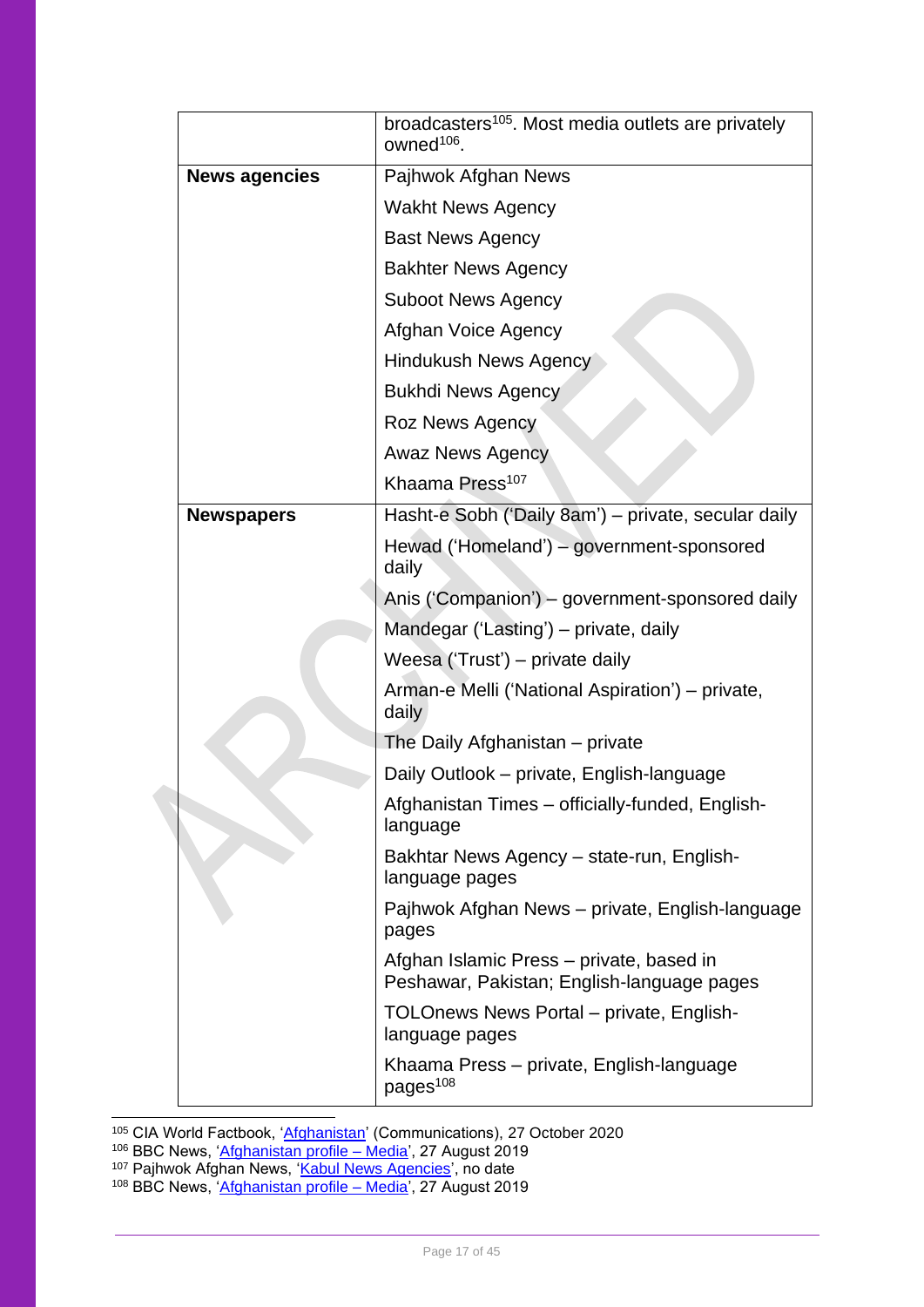| | |
|---|---|
| | broadcasters[105]. Most media outlets are privately owned[106]. |
| **News agencies** | Pajhwok Afghan News<br>Wakht News Agency<br>Bast News Agency<br>Bakhter News Agency<br>Suboot News Agency<br>Afghan Voice Agency<br>Hindukush News Agency<br>Bukhdi News Agency<br>Roz News Agency<br>Awaz News Agency<br>Khaama Press[107] |
| **Newspapers** | Hasht-e Sobh ('Daily 8am') – private, secular daily<br>Hewad ('Homeland') – government-sponsored daily<br>Anis ('Companion') – government-sponsored daily<br>Mandegar ('Lasting') – private, daily<br>Weesa ('Trust') – private daily<br>Arman-e Melli ('National Aspiration') – private, daily<br>The Daily Afghanistan – private<br>Daily Outlook – private, English-language<br>Afghanistan Times – officially-funded, English-language<br>Bakhtar News Agency – state-run, English-language pages<br>Pajhwok Afghan News – private, English-language pages<br>Afghan Islamic Press – private, based in Peshawar, Pakistan; English-language pages<br>TOLOnews News Portal – private, English-language pages<br>Khaama Press – private, English-language pages[108] |

[105] CIA World Factbook, 'Afghanistan' (Communications), 27 October 2020
[106] BBC News, 'Afghanistan profile – Media', 27 August 2019
[107] Pajhwok Afghan News, 'Kabul News Agencies', no date
[108] BBC News, 'Afghanistan profile – Media', 27 August 2019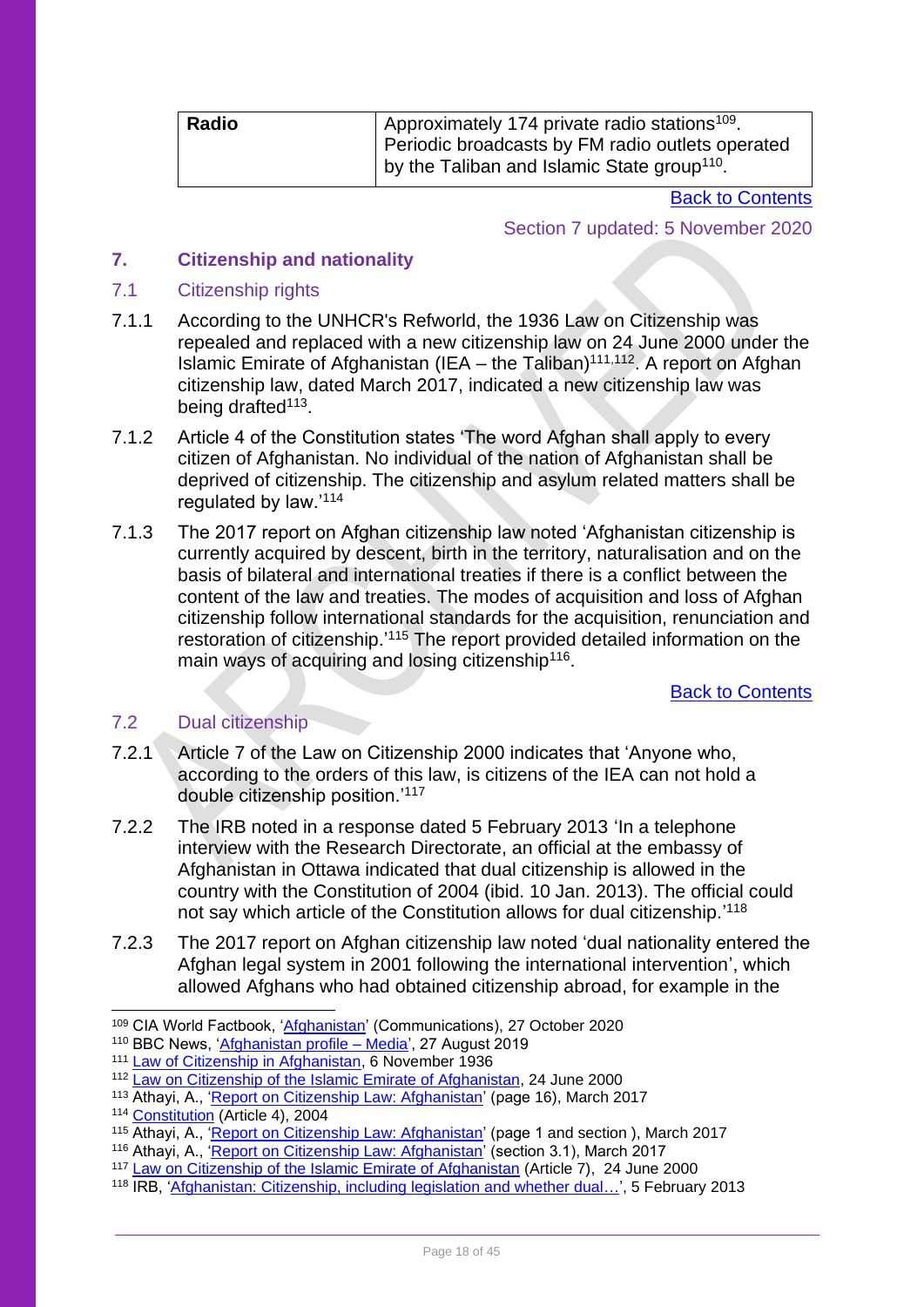| Radio | Approximately 174 private radio stations[109]. Periodic broadcasts by FM radio outlets operated by the Taliban and Islamic State group[110]. |
|---|---|

[Back to Contents]

Section 7 updated: 5 November 2020

## 7. Citizenship and nationality

### 7.1 Citizenship rights

7.1.1 According to the UNHCR's Refworld, the 1936 Law on Citizenship was repealed and replaced with a new citizenship law on 24 June 2000 under the Islamic Emirate of Afghanistan (IEA – the Taliban)[111,112]. A report on Afghan citizenship law, dated March 2017, indicated a new citizenship law was being drafted[113].

7.1.2 Article 4 of the Constitution states 'The word Afghan shall apply to every citizen of Afghanistan. No individual of the nation of Afghanistan shall be deprived of citizenship. The citizenship and asylum related matters shall be regulated by law.'[114]

7.1.3 The 2017 report on Afghan citizenship law noted 'Afghanistan citizenship is currently acquired by descent, birth in the territory, naturalisation and on the basis of bilateral and international treaties if there is a conflict between the content of the law and treaties. The modes of acquisition and loss of Afghan citizenship follow international standards for the acquisition, renunciation and restoration of citizenship.'[115] The report provided detailed information on the main ways of acquiring and losing citizenship[116].

[Back to Contents]

### 7.2 Dual citizenship

7.2.1 Article 7 of the Law on Citizenship 2000 indicates that 'Anyone who, according to the orders of this law, is citizens of the IEA can not hold a double citizenship position.'[117]

7.2.2 The IRB noted in a response dated 5 February 2013 'In a telephone interview with the Research Directorate, an official at the embassy of Afghanistan in Ottawa indicated that dual citizenship is allowed in the country with the Constitution of 2004 (ibid. 10 Jan. 2013). The official could not say which article of the Constitution allows for dual citizenship.'[118]

7.2.3 The 2017 report on Afghan citizenship law noted 'dual nationality entered the Afghan legal system in 2001 following the international intervention', which allowed Afghans who had obtained citizenship abroad, for example in the

---

[109] CIA World Factbook, 'Afghanistan' (Communications), 27 October 2020
[110] BBC News, 'Afghanistan profile – Media', 27 August 2019
[111] Law of Citizenship in Afghanistan, 6 November 1936
[112] Law on Citizenship of the Islamic Emirate of Afghanistan, 24 June 2000
[113] Athayi, A., 'Report on Citizenship Law: Afghanistan' (page 16), March 2017
[114] Constitution (Article 4), 2004
[115] Athayi, A., 'Report on Citizenship Law: Afghanistan' (page 1 and section ), March 2017
[116] Athayi, A., 'Report on Citizenship Law: Afghanistan' (section 3.1), March 2017
[117] Law on Citizenship of the Islamic Emirate of Afghanistan (Article 7), 24 June 2000
[118] IRB, 'Afghanistan: Citizenship, including legislation and whether dual…', 5 February 2013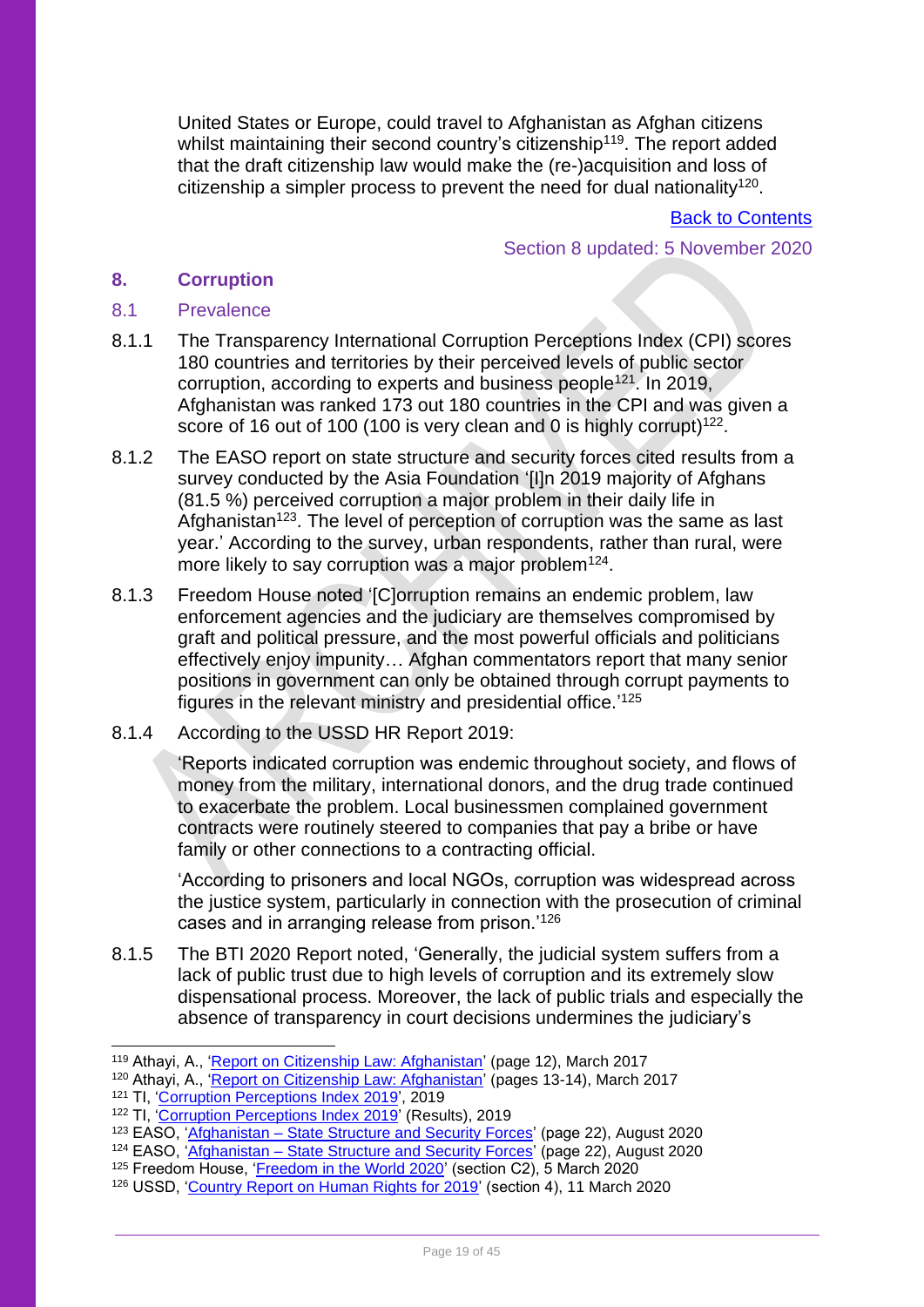United States or Europe, could travel to Afghanistan as Afghan citizens whilst maintaining their second country's citizenship[119]. The report added that the draft citizenship law would make the (re-)acquisition and loss of citizenship a simpler process to prevent the need for dual nationality[120].

Back to Contents

Section 8 updated: 5 November 2020

## 8. Corruption

### 8.1 Prevalence

8.1.1 The Transparency International Corruption Perceptions Index (CPI) scores 180 countries and territories by their perceived levels of public sector corruption, according to experts and business people[121]. In 2019, Afghanistan was ranked 173 out 180 countries in the CPI and was given a score of 16 out of 100 (100 is very clean and 0 is highly corrupt)[122].

8.1.2 The EASO report on state structure and security forces cited results from a survey conducted by the Asia Foundation '[I]n 2019 majority of Afghans (81.5 %) perceived corruption a major problem in their daily life in Afghanistan[123]. The level of perception of corruption was the same as last year.' According to the survey, urban respondents, rather than rural, were more likely to say corruption was a major problem[124].

8.1.3 Freedom House noted '[C]orruption remains an endemic problem, law enforcement agencies and the judiciary are themselves compromised by graft and political pressure, and the most powerful officials and politicians effectively enjoy impunity… Afghan commentators report that many senior positions in government can only be obtained through corrupt payments to figures in the relevant ministry and presidential office.'[125]

8.1.4 According to the USSD HR Report 2019:

'Reports indicated corruption was endemic throughout society, and flows of money from the military, international donors, and the drug trade continued to exacerbate the problem. Local businessmen complained government contracts were routinely steered to companies that pay a bribe or have family or other connections to a contracting official.

'According to prisoners and local NGOs, corruption was widespread across the justice system, particularly in connection with the prosecution of criminal cases and in arranging release from prison.'[126]

8.1.5 The BTI 2020 Report noted, 'Generally, the judicial system suffers from a lack of public trust due to high levels of corruption and its extremely slow dispensational process. Moreover, the lack of public trials and especially the absence of transparency in court decisions undermines the judiciary's

---

[119] Athayi, A., 'Report on Citizenship Law: Afghanistan' (page 12), March 2017

[120] Athayi, A., 'Report on Citizenship Law: Afghanistan' (pages 13-14), March 2017

[121] TI, 'Corruption Perceptions Index 2019', 2019

[122] TI, 'Corruption Perceptions Index 2019' (Results), 2019

[123] EASO, 'Afghanistan – State Structure and Security Forces' (page 22), August 2020

[124] EASO, 'Afghanistan – State Structure and Security Forces' (page 22), August 2020

[125] Freedom House, 'Freedom in the World 2020' (section C2), 5 March 2020

[126] USSD, 'Country Report on Human Rights for 2019' (section 4), 11 March 2020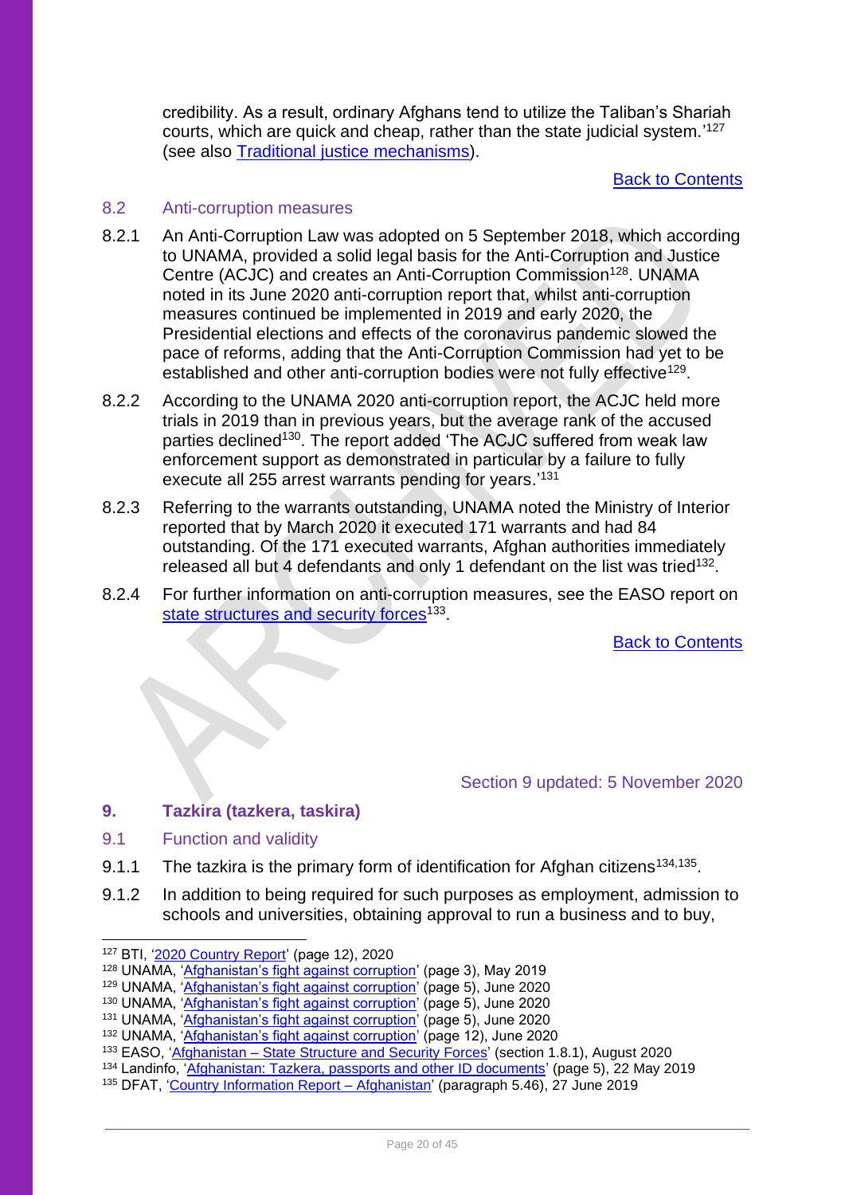credibility. As a result, ordinary Afghans tend to utilize the Taliban's Shariah courts, which are quick and cheap, rather than the state judicial system.'[127] (see also Traditional justice mechanisms).

Back to Contents

### 8.2 Anti-corruption measures

8.2.1 An Anti-Corruption Law was adopted on 5 September 2018, which according to UNAMA, provided a solid legal basis for the Anti-Corruption and Justice Centre (ACJC) and creates an Anti-Corruption Commission[128]. UNAMA noted in its June 2020 anti-corruption report that, whilst anti-corruption measures continued be implemented in 2019 and early 2020, the Presidential elections and effects of the coronavirus pandemic slowed the pace of reforms, adding that the Anti-Corruption Commission had yet to be established and other anti-corruption bodies were not fully effective[129].

8.2.2 According to the UNAMA 2020 anti-corruption report, the ACJC held more trials in 2019 than in previous years, but the average rank of the accused parties declined[130]. The report added 'The ACJC suffered from weak law enforcement support as demonstrated in particular by a failure to fully execute all 255 arrest warrants pending for years.'[131]

8.2.3 Referring to the warrants outstanding, UNAMA noted the Ministry of Interior reported that by March 2020 it executed 171 warrants and had 84 outstanding. Of the 171 executed warrants, Afghan authorities immediately released all but 4 defendants and only 1 defendant on the list was tried[132].

8.2.4 For further information on anti-corruption measures, see the EASO report on state structures and security forces[133].

Back to Contents

Section 9 updated: 5 November 2020

## 9. Tazkira (tazkera, taskira)

### 9.1 Function and validity

9.1.1 The tazkira is the primary form of identification for Afghan citizens[134,135].

9.1.2 In addition to being required for such purposes as employment, admission to schools and universities, obtaining approval to run a business and to buy,

---

[127] BTI, '2020 Country Report' (page 12), 2020
[128] UNAMA, 'Afghanistan's fight against corruption' (page 3), May 2019
[129] UNAMA, 'Afghanistan's fight against corruption' (page 5), June 2020
[130] UNAMA, 'Afghanistan's fight against corruption' (page 5), June 2020
[131] UNAMA, 'Afghanistan's fight against corruption' (page 5), June 2020
[132] UNAMA, 'Afghanistan's fight against corruption' (page 12), June 2020
[133] EASO, 'Afghanistan – State Structure and Security Forces' (section 1.8.1), August 2020
[134] Landinfo, 'Afghanistan: Tazkera, passports and other ID documents' (page 5), 22 May 2019
[135] DFAT, 'Country Information Report – Afghanistan' (paragraph 5.46), 27 June 2019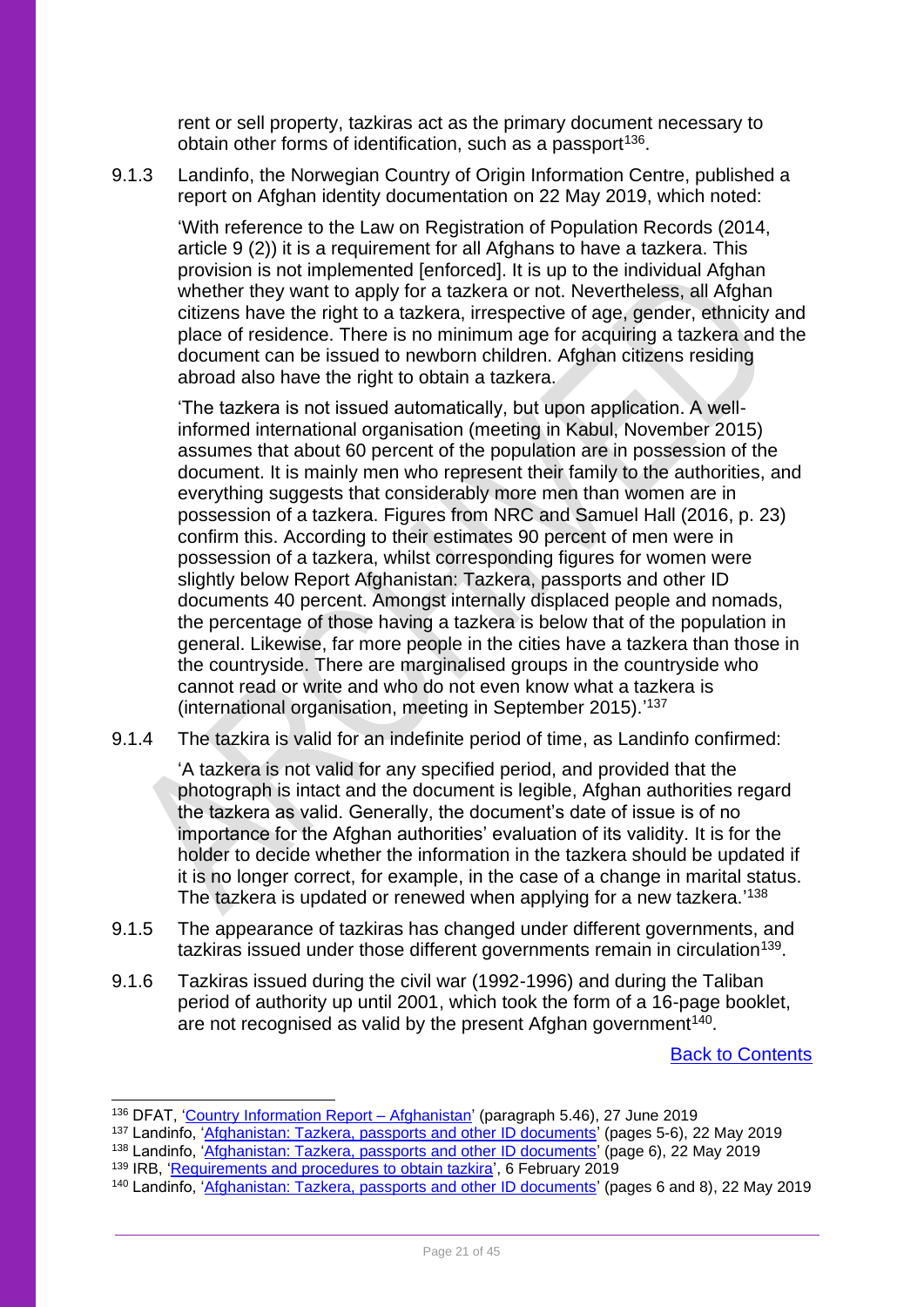rent or sell property, tazkiras act as the primary document necessary to obtain other forms of identification, such as a passport[136].

9.1.3 Landinfo, the Norwegian Country of Origin Information Centre, published a report on Afghan identity documentation on 22 May 2019, which noted:

> 'With reference to the Law on Registration of Population Records (2014, article 9 (2)) it is a requirement for all Afghans to have a tazkera. This provision is not implemented [enforced]. It is up to the individual Afghan whether they want to apply for a tazkera or not. Nevertheless, all Afghan citizens have the right to a tazkera, irrespective of age, gender, ethnicity and place of residence. There is no minimum age for acquiring a tazkera and the document can be issued to newborn children. Afghan citizens residing abroad also have the right to obtain a tazkera.
>
> 'The tazkera is not issued automatically, but upon application. A well-informed international organisation (meeting in Kabul, November 2015) assumes that about 60 percent of the population are in possession of the document. It is mainly men who represent their family to the authorities, and everything suggests that considerably more men than women are in possession of a tazkera. Figures from NRC and Samuel Hall (2016, p. 23) confirm this. According to their estimates 90 percent of men were in possession of a tazkera, whilst corresponding figures for women were slightly below Report Afghanistan: Tazkera, passports and other ID documents 40 percent. Amongst internally displaced people and nomads, the percentage of those having a tazkera is below that of the population in general. Likewise, far more people in the cities have a tazkera than those in the countryside. There are marginalised groups in the countryside who cannot read or write and who do not even know what a tazkera is (international organisation, meeting in September 2015).'[137]

9.1.4 The tazkira is valid for an indefinite period of time, as Landinfo confirmed:

> 'A tazkera is not valid for any specified period, and provided that the photograph is intact and the document is legible, Afghan authorities regard the tazkera as valid. Generally, the document's date of issue is of no importance for the Afghan authorities' evaluation of its validity. It is for the holder to decide whether the information in the tazkera should be updated if it is no longer correct, for example, in the case of a change in marital status. The tazkera is updated or renewed when applying for a new tazkera.'[138]

9.1.5 The appearance of tazkiras has changed under different governments, and tazkiras issued under those different governments remain in circulation[139].

9.1.6 Tazkiras issued during the civil war (1992-1996) and during the Taliban period of authority up until 2001, which took the form of a 16-page booklet, are not recognised as valid by the present Afghan government[140].

Back to Contents

---

[136] DFAT, 'Country Information Report – Afghanistan' (paragraph 5.46), 27 June 2019
[137] Landinfo, 'Afghanistan: Tazkera, passports and other ID documents' (pages 5-6), 22 May 2019
[138] Landinfo, 'Afghanistan: Tazkera, passports and other ID documents' (page 6), 22 May 2019
[139] IRB, 'Requirements and procedures to obtain tazkira', 6 February 2019
[140] Landinfo, 'Afghanistan: Tazkera, passports and other ID documents' (pages 6 and 8), 22 May 2019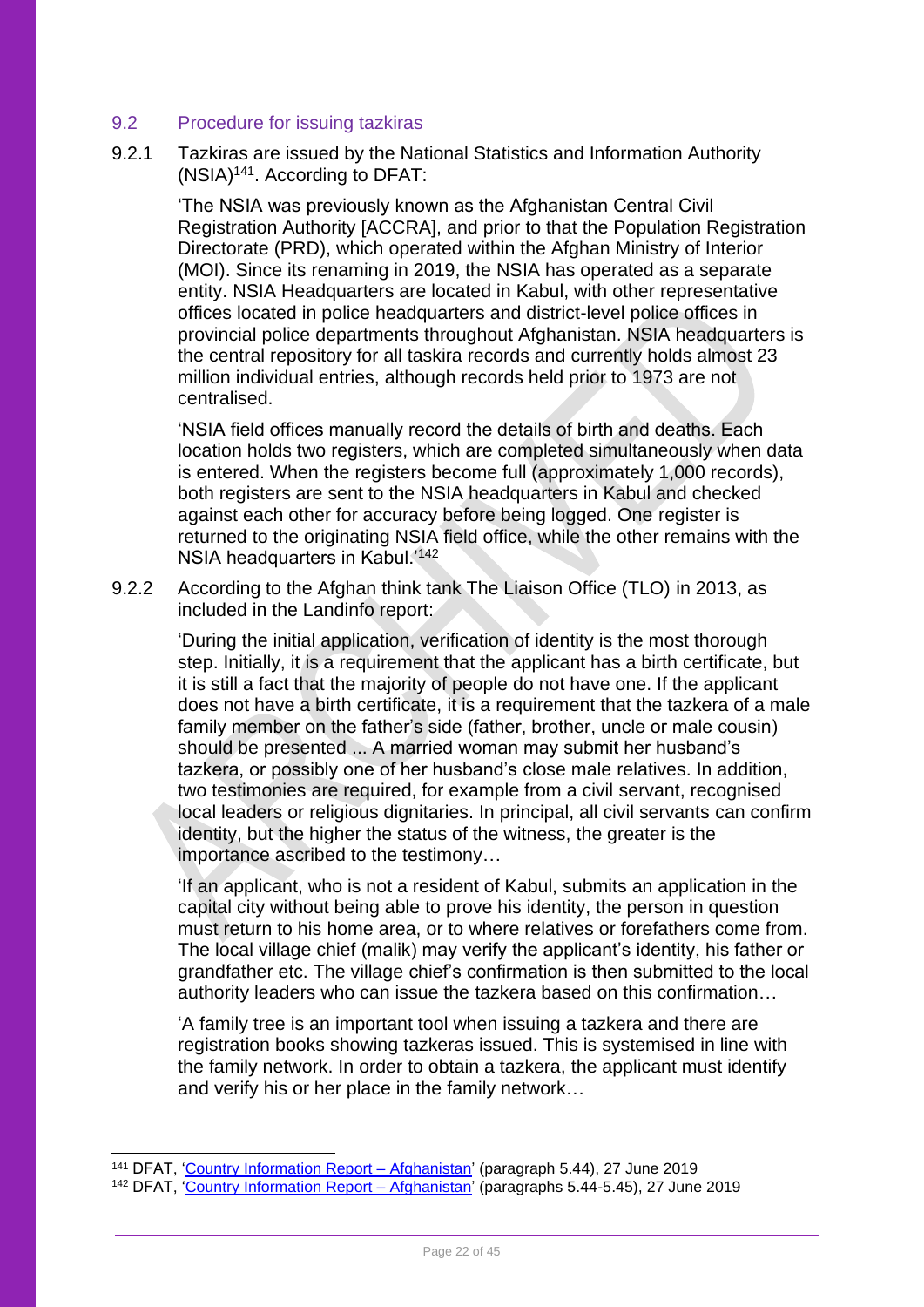## 9.2 Procedure for issuing tazkiras

9.2.1 Tazkiras are issued by the National Statistics and Information Authority (NSIA)[141]. According to DFAT:

> 'The NSIA was previously known as the Afghanistan Central Civil Registration Authority [ACCRA], and prior to that the Population Registration Directorate (PRD), which operated within the Afghan Ministry of Interior (MOI). Since its renaming in 2019, the NSIA has operated as a separate entity. NSIA Headquarters are located in Kabul, with other representative offices located in police headquarters and district-level police offices in provincial police departments throughout Afghanistan. NSIA headquarters is the central repository for all taskira records and currently holds almost 23 million individual entries, although records held prior to 1973 are not centralised.
>
> 'NSIA field offices manually record the details of birth and deaths. Each location holds two registers, which are completed simultaneously when data is entered. When the registers become full (approximately 1,000 records), both registers are sent to the NSIA headquarters in Kabul and checked against each other for accuracy before being logged. One register is returned to the originating NSIA field office, while the other remains with the NSIA headquarters in Kabul.'[142]

9.2.2 According to the Afghan think tank The Liaison Office (TLO) in 2013, as included in the Landinfo report:

> 'During the initial application, verification of identity is the most thorough step. Initially, it is a requirement that the applicant has a birth certificate, but it is still a fact that the majority of people do not have one. If the applicant does not have a birth certificate, it is a requirement that the tazkera of a male family member on the father's side (father, brother, uncle or male cousin) should be presented ... A married woman may submit her husband's tazkera, or possibly one of her husband's close male relatives. In addition, two testimonies are required, for example from a civil servant, recognised local leaders or religious dignitaries. In principal, all civil servants can confirm identity, but the higher the status of the witness, the greater is the importance ascribed to the testimony…
>
> 'If an applicant, who is not a resident of Kabul, submits an application in the capital city without being able to prove his identity, the person in question must return to his home area, or to where relatives or forefathers come from. The local village chief (malik) may verify the applicant's identity, his father or grandfather etc. The village chief's confirmation is then submitted to the local authority leaders who can issue the tazkera based on this confirmation…
>
> 'A family tree is an important tool when issuing a tazkera and there are registration books showing tazkeras issued. This is systemised in line with the family network. In order to obtain a tazkera, the applicant must identify and verify his or her place in the family network…

---

[141] DFAT, 'Country Information Report – Afghanistan' (paragraph 5.44), 27 June 2019

[142] DFAT, 'Country Information Report – Afghanistan' (paragraphs 5.44-5.45), 27 June 2019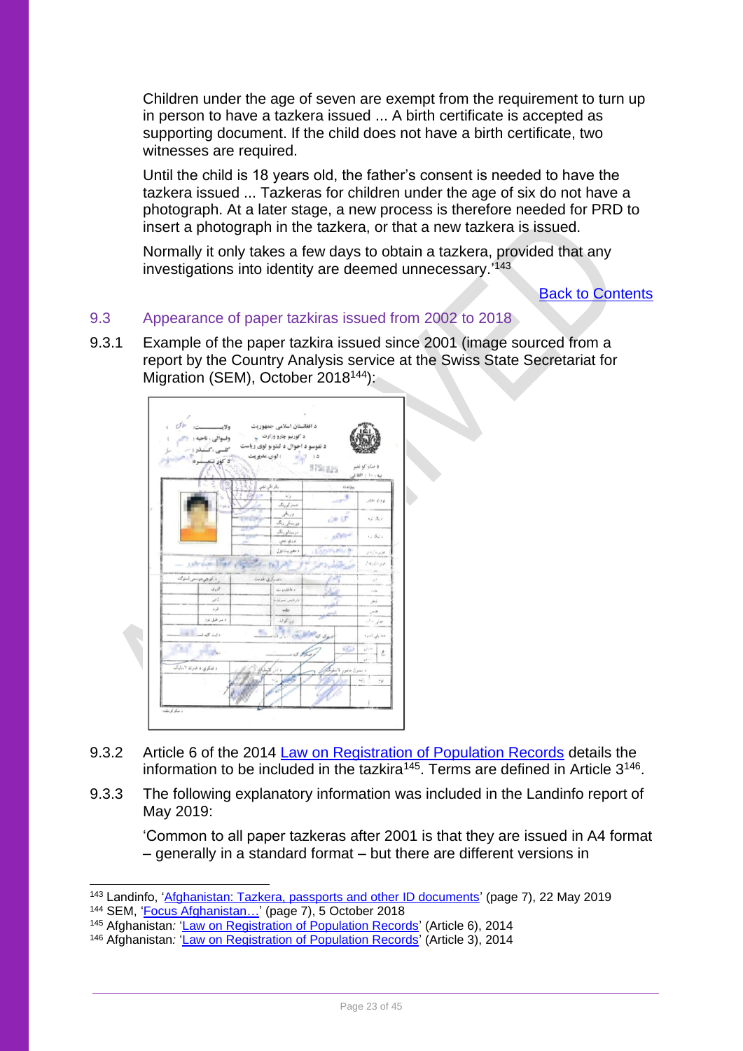Children under the age of seven are exempt from the requirement to turn up in person to have a tazkera issued ... A birth certificate is accepted as supporting document. If the child does not have a birth certificate, two witnesses are required.

Until the child is 18 years old, the father's consent is needed to have the tazkera issued ... Tazkeras for children under the age of six do not have a photograph. At a later stage, a new process is therefore needed for PRD to insert a photograph in the tazkera, or that a new tazkera is issued.

Normally it only takes a few days to obtain a tazkera, provided that any investigations into identity are deemed unnecessary.'[143]

Back to Contents

## 9.3 Appearance of paper tazkiras issued from 2002 to 2018

9.3.1 Example of the paper tazkira issued since 2001 (image sourced from a report by the Country Analysis service at the Swiss State Secretariat for Migration (SEM), October 2018[144]):

9.3.2 Article 6 of the 2014 Law on Registration of Population Records details the information to be included in the tazkira[145]. Terms are defined in Article 3[146].

9.3.3 The following explanatory information was included in the Landinfo report of May 2019:

'Common to all paper tazkeras after 2001 is that they are issued in A4 format – generally in a standard format – but there are different versions in

---

[143] Landinfo, 'Afghanistan: Tazkera, passports and other ID documents' (page 7), 22 May 2019
[144] SEM, 'Focus Afghanistan…' (page 7), 5 October 2018
[145] Afghanistan: 'Law on Registration of Population Records' (Article 6), 2014
[146] Afghanistan: 'Law on Registration of Population Records' (Article 3), 2014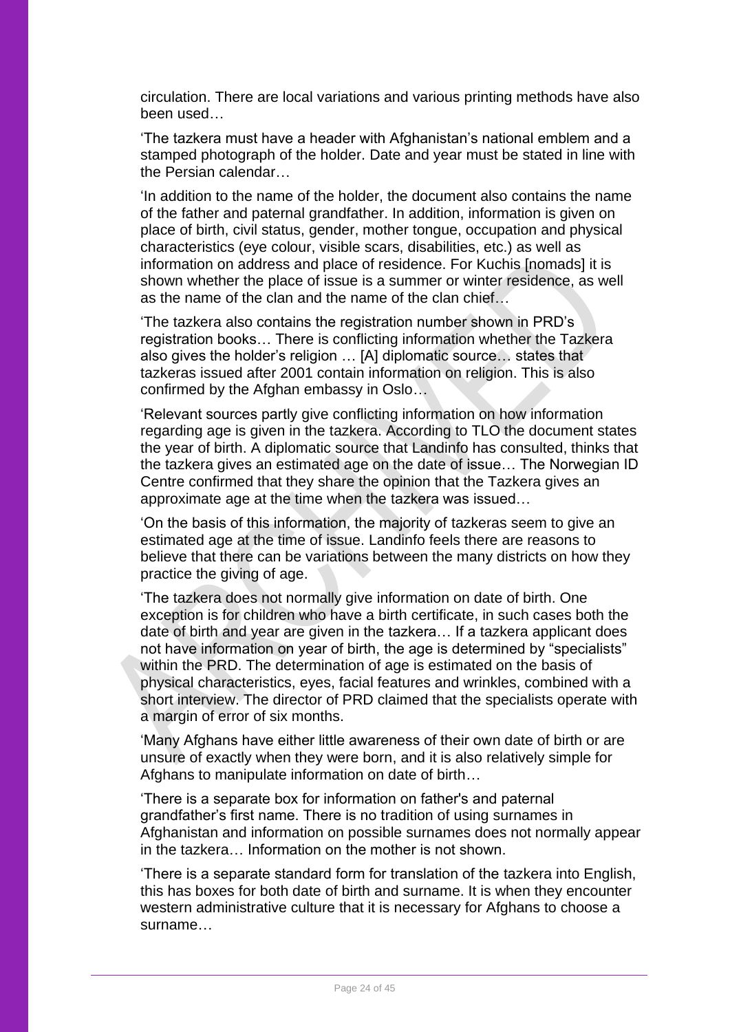circulation. There are local variations and various printing methods have also been used…

'The tazkera must have a header with Afghanistan's national emblem and a stamped photograph of the holder. Date and year must be stated in line with the Persian calendar…

'In addition to the name of the holder, the document also contains the name of the father and paternal grandfather. In addition, information is given on place of birth, civil status, gender, mother tongue, occupation and physical characteristics (eye colour, visible scars, disabilities, etc.) as well as information on address and place of residence. For Kuchis [nomads] it is shown whether the place of issue is a summer or winter residence, as well as the name of the clan and the name of the clan chief…

'The tazkera also contains the registration number shown in PRD's registration books… There is conflicting information whether the Tazkera also gives the holder's religion … [A] diplomatic source… states that tazkeras issued after 2001 contain information on religion. This is also confirmed by the Afghan embassy in Oslo…

'Relevant sources partly give conflicting information on how information regarding age is given in the tazkera. According to TLO the document states the year of birth. A diplomatic source that Landinfo has consulted, thinks that the tazkera gives an estimated age on the date of issue… The Norwegian ID Centre confirmed that they share the opinion that the Tazkera gives an approximate age at the time when the tazkera was issued…

'On the basis of this information, the majority of tazkeras seem to give an estimated age at the time of issue. Landinfo feels there are reasons to believe that there can be variations between the many districts on how they practice the giving of age.

'The tazkera does not normally give information on date of birth. One exception is for children who have a birth certificate, in such cases both the date of birth and year are given in the tazkera… If a tazkera applicant does not have information on year of birth, the age is determined by "specialists" within the PRD. The determination of age is estimated on the basis of physical characteristics, eyes, facial features and wrinkles, combined with a short interview. The director of PRD claimed that the specialists operate with a margin of error of six months.

'Many Afghans have either little awareness of their own date of birth or are unsure of exactly when they were born, and it is also relatively simple for Afghans to manipulate information on date of birth…

'There is a separate box for information on father's and paternal grandfather's first name. There is no tradition of using surnames in Afghanistan and information on possible surnames does not normally appear in the tazkera… Information on the mother is not shown.

'There is a separate standard form for translation of the tazkera into English, this has boxes for both date of birth and surname. It is when they encounter western administrative culture that it is necessary for Afghans to choose a surname…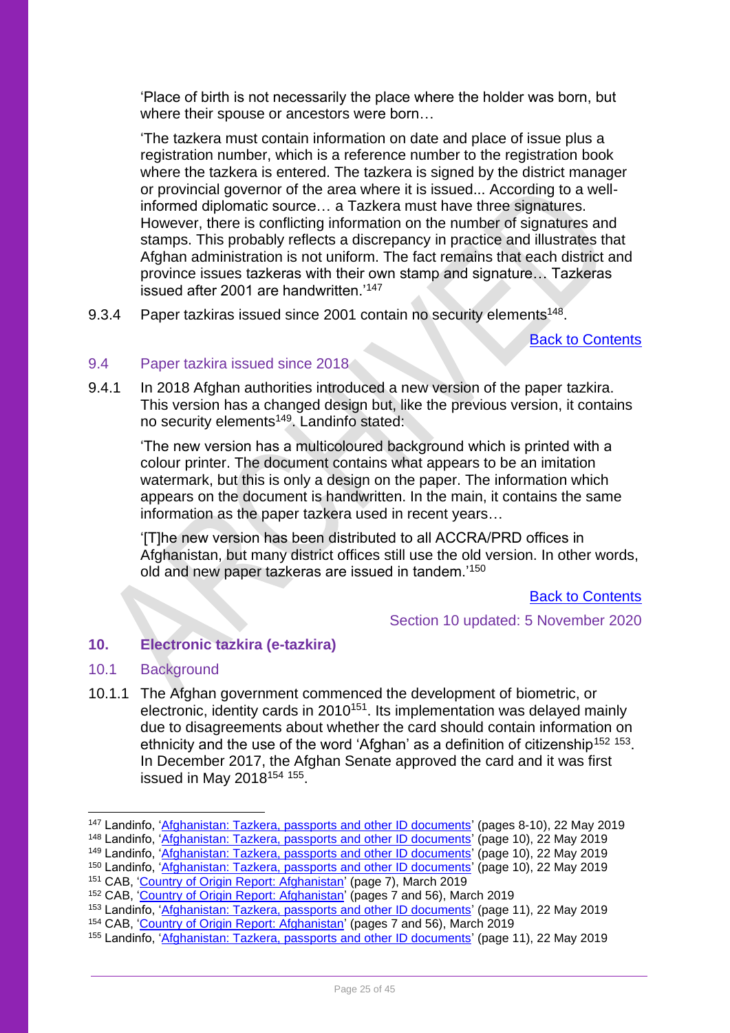'Place of birth is not necessarily the place where the holder was born, but where their spouse or ancestors were born…

'The tazkera must contain information on date and place of issue plus a registration number, which is a reference number to the registration book where the tazkera is entered. The tazkera is signed by the district manager or provincial governor of the area where it is issued... According to a well-informed diplomatic source… a Tazkera must have three signatures. However, there is conflicting information on the number of signatures and stamps. This probably reflects a discrepancy in practice and illustrates that Afghan administration is not uniform. The fact remains that each district and province issues tazkeras with their own stamp and signature… Tazkeras issued after 2001 are handwritten.'[147]

9.3.4 Paper tazkiras issued since 2001 contain no security elements[148].

Back to Contents

### 9.4 Paper tazkira issued since 2018

9.4.1 In 2018 Afghan authorities introduced a new version of the paper tazkira. This version has a changed design but, like the previous version, it contains no security elements[149]. Landinfo stated:

'The new version has a multicoloured background which is printed with a colour printer. The document contains what appears to be an imitation watermark, but this is only a design on the paper. The information which appears on the document is handwritten. In the main, it contains the same information as the paper tazkera used in recent years…

'[T]he new version has been distributed to all ACCRA/PRD offices in Afghanistan, but many district offices still use the old version. In other words, old and new paper tazkeras are issued in tandem.'[150]

Back to Contents

Section 10 updated: 5 November 2020

## 10. Electronic tazkira (e-tazkira)

### 10.1 Background

10.1.1 The Afghan government commenced the development of biometric, or electronic, identity cards in 2010[151]. Its implementation was delayed mainly due to disagreements about whether the card should contain information on ethnicity and the use of the word 'Afghan' as a definition of citizenship[152] [153]. In December 2017, the Afghan Senate approved the card and it was first issued in May 2018[154] [155].

---

[147] Landinfo, 'Afghanistan: Tazkera, passports and other ID documents' (pages 8-10), 22 May 2019
[148] Landinfo, 'Afghanistan: Tazkera, passports and other ID documents' (page 10), 22 May 2019
[149] Landinfo, 'Afghanistan: Tazkera, passports and other ID documents' (page 10), 22 May 2019
[150] Landinfo, 'Afghanistan: Tazkera, passports and other ID documents' (page 10), 22 May 2019
[151] CAB, 'Country of Origin Report: Afghanistan' (page 7), March 2019
[152] CAB, 'Country of Origin Report: Afghanistan' (pages 7 and 56), March 2019
[153] Landinfo, 'Afghanistan: Tazkera, passports and other ID documents' (page 11), 22 May 2019
[154] CAB, 'Country of Origin Report: Afghanistan' (pages 7 and 56), March 2019
[155] Landinfo, 'Afghanistan: Tazkera, passports and other ID documents' (page 11), 22 May 2019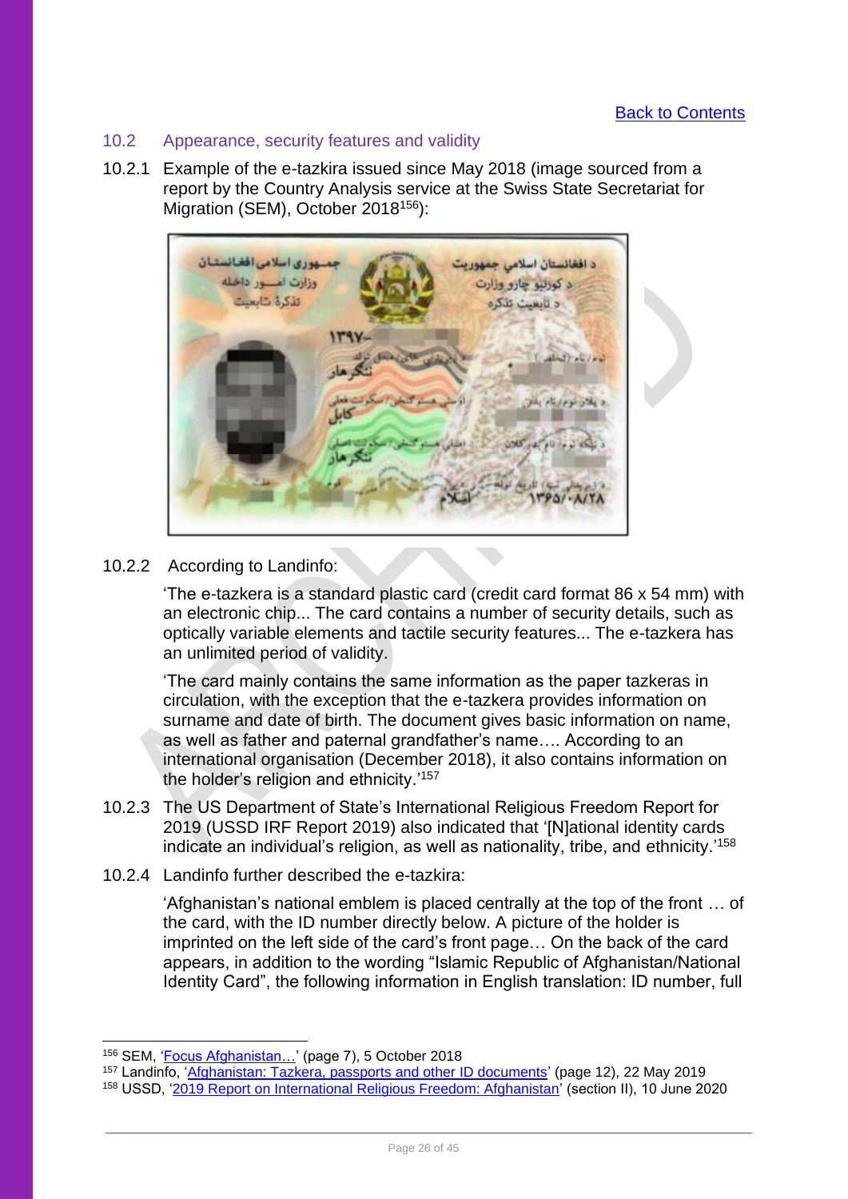## 10.2 Appearance, security features and validity

10.2.1 Example of the e-tazkira issued since May 2018 (image sourced from a report by the Country Analysis service at the Swiss State Secretariat for Migration (SEM), October 2018[156]):

10.2.2 According to Landinfo:

> 'The e-tazkera is a standard plastic card (credit card format 86 x 54 mm) with an electronic chip... The card contains a number of security details, such as optically variable elements and tactile security features... The e-tazkera has an unlimited period of validity.
>
> 'The card mainly contains the same information as the paper tazkeras in circulation, with the exception that the e-tazkera provides information on surname and date of birth. The document gives basic information on name, as well as father and paternal grandfather's name…. According to an international organisation (December 2018), it also contains information on the holder's religion and ethnicity.'[157]

10.2.3 The US Department of State's International Religious Freedom Report for 2019 (USSD IRF Report 2019) also indicated that '[N]ational identity cards indicate an individual's religion, as well as nationality, tribe, and ethnicity.'[158]

10.2.4 Landinfo further described the e-tazkira:

> 'Afghanistan's national emblem is placed centrally at the top of the front … of the card, with the ID number directly below. A picture of the holder is imprinted on the left side of the card's front page… On the back of the card appears, in addition to the wording "Islamic Republic of Afghanistan/National Identity Card", the following information in English translation: ID number, full

---

[156] SEM, 'Focus Afghanistan…' (page 7), 5 October 2018

[157] Landinfo, 'Afghanistan: Tazkera, passports and other ID documents' (page 12), 22 May 2019

[158] USSD, '2019 Report on International Religious Freedom: Afghanistan' (section II), 10 June 2020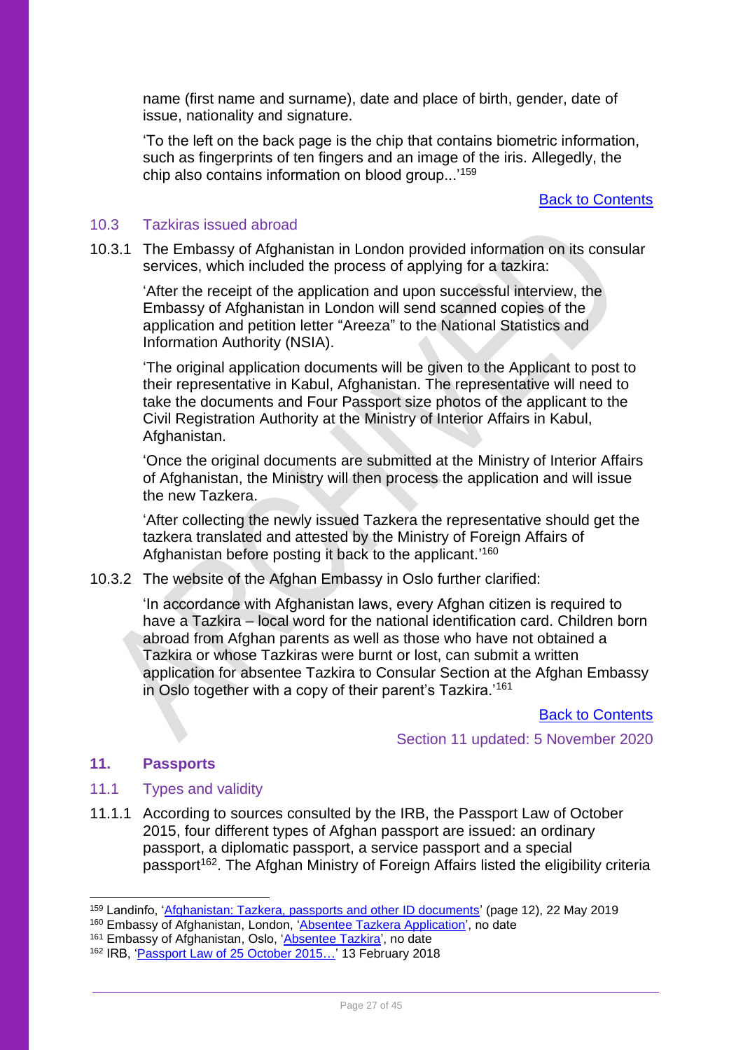name (first name and surname), date and place of birth, gender, date of issue, nationality and signature.

'To the left on the back page is the chip that contains biometric information, such as fingerprints of ten fingers and an image of the iris. Allegedly, the chip also contains information on blood group...'[159]

Back to Contents

### 10.3 Tazkiras issued abroad

10.3.1 The Embassy of Afghanistan in London provided information on its consular services, which included the process of applying for a tazkira:

'After the receipt of the application and upon successful interview, the Embassy of Afghanistan in London will send scanned copies of the application and petition letter "Areeza" to the National Statistics and Information Authority (NSIA).

'The original application documents will be given to the Applicant to post to their representative in Kabul, Afghanistan. The representative will need to take the documents and Four Passport size photos of the applicant to the Civil Registration Authority at the Ministry of Interior Affairs in Kabul, Afghanistan.

'Once the original documents are submitted at the Ministry of Interior Affairs of Afghanistan, the Ministry will then process the application and will issue the new Tazkera.

'After collecting the newly issued Tazkera the representative should get the tazkera translated and attested by the Ministry of Foreign Affairs of Afghanistan before posting it back to the applicant.'[160]

10.3.2 The website of the Afghan Embassy in Oslo further clarified:

'In accordance with Afghanistan laws, every Afghan citizen is required to have a Tazkira – local word for the national identification card. Children born abroad from Afghan parents as well as those who have not obtained a Tazkira or whose Tazkiras were burnt or lost, can submit a written application for absentee Tazkira to Consular Section at the Afghan Embassy in Oslo together with a copy of their parent's Tazkira.'[161]

Back to Contents

Section 11 updated: 5 November 2020

## 11. Passports

### 11.1 Types and validity

11.1.1 According to sources consulted by the IRB, the Passport Law of October 2015, four different types of Afghan passport are issued: an ordinary passport, a diplomatic passport, a service passport and a special passport[162]. The Afghan Ministry of Foreign Affairs listed the eligibility criteria

---

[159] Landinfo, 'Afghanistan: Tazkera, passports and other ID documents' (page 12), 22 May 2019

[160] Embassy of Afghanistan, London, 'Absentee Tazkera Application', no date

[161] Embassy of Afghanistan, Oslo, 'Absentee Tazkira', no date

[162] IRB, 'Passport Law of 25 October 2015…' 13 February 2018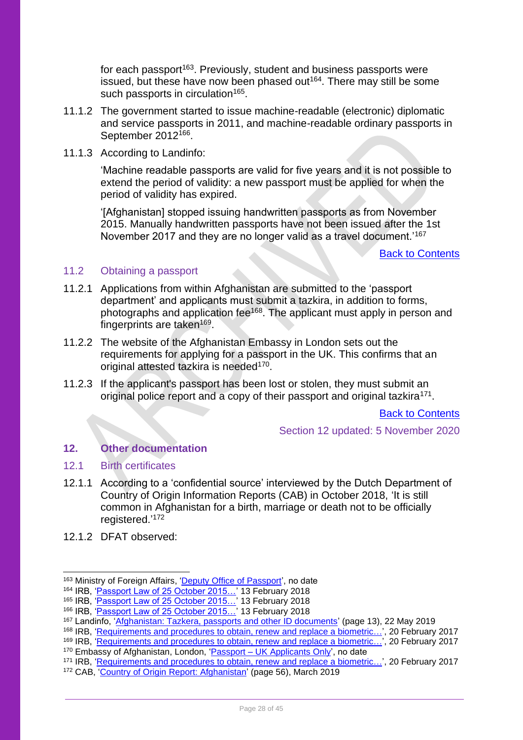for each passport[163]. Previously, student and business passports were issued, but these have now been phased out[164]. There may still be some such passports in circulation[165].

11.1.2 The government started to issue machine-readable (electronic) diplomatic and service passports in 2011, and machine-readable ordinary passports in September 2012[166].

11.1.3 According to Landinfo:

> 'Machine readable passports are valid for five years and it is not possible to extend the period of validity: a new passport must be applied for when the period of validity has expired.
>
> '[Afghanistan] stopped issuing handwritten passports as from November 2015. Manually handwritten passports have not been issued after the 1st November 2017 and they are no longer valid as a travel document.'[167]

Back to Contents

### 11.2 Obtaining a passport

11.2.1 Applications from within Afghanistan are submitted to the 'passport department' and applicants must submit a tazkira, in addition to forms, photographs and application fee[168]. The applicant must apply in person and fingerprints are taken[169].

11.2.2 The website of the Afghanistan Embassy in London sets out the requirements for applying for a passport in the UK. This confirms that an original attested tazkira is needed[170].

11.2.3 If the applicant's passport has been lost or stolen, they must submit an original police report and a copy of their passport and original tazkira[171].

Back to Contents

Section 12 updated: 5 November 2020

## 12. Other documentation

### 12.1 Birth certificates

12.1.1 According to a 'confidential source' interviewed by the Dutch Department of Country of Origin Information Reports (CAB) in October 2018, 'It is still common in Afghanistan for a birth, marriage or death not to be officially registered.'[172]

12.1.2 DFAT observed:

---

[163] Ministry of Foreign Affairs, 'Deputy Office of Passport', no date
[164] IRB, 'Passport Law of 25 October 2015…' 13 February 2018
[165] IRB, 'Passport Law of 25 October 2015…' 13 February 2018
[166] IRB, 'Passport Law of 25 October 2015…' 13 February 2018
[167] Landinfo, 'Afghanistan: Tazkera, passports and other ID documents' (page 13), 22 May 2019
[168] IRB, 'Requirements and procedures to obtain, renew and replace a biometric…', 20 February 2017
[169] IRB, 'Requirements and procedures to obtain, renew and replace a biometric…', 20 February 2017
[170] Embassy of Afghanistan, London, 'Passport – UK Applicants Only', no date
[171] IRB, 'Requirements and procedures to obtain, renew and replace a biometric…', 20 February 2017
[172] CAB, 'Country of Origin Report: Afghanistan' (page 56), March 2019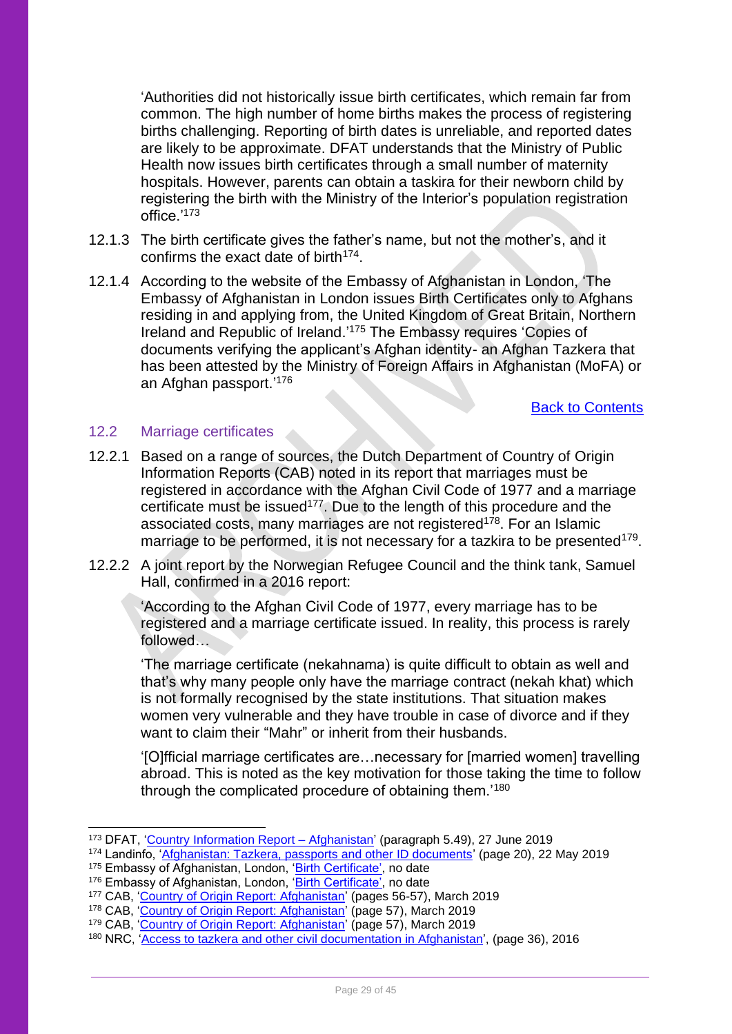'Authorities did not historically issue birth certificates, which remain far from common. The high number of home births makes the process of registering births challenging. Reporting of birth dates is unreliable, and reported dates are likely to be approximate. DFAT understands that the Ministry of Public Health now issues birth certificates through a small number of maternity hospitals. However, parents can obtain a taskira for their newborn child by registering the birth with the Ministry of the Interior's population registration office.'[173]

12.1.3 The birth certificate gives the father's name, but not the mother's, and it confirms the exact date of birth[174].

12.1.4 According to the website of the Embassy of Afghanistan in London, 'The Embassy of Afghanistan in London issues Birth Certificates only to Afghans residing in and applying from, the United Kingdom of Great Britain, Northern Ireland and Republic of Ireland.'[175] The Embassy requires 'Copies of documents verifying the applicant's Afghan identity- an Afghan Tazkera that has been attested by the Ministry of Foreign Affairs in Afghanistan (MoFA) or an Afghan passport.'[176]

Back to Contents

## 12.2 Marriage certificates

12.2.1 Based on a range of sources, the Dutch Department of Country of Origin Information Reports (CAB) noted in its report that marriages must be registered in accordance with the Afghan Civil Code of 1977 and a marriage certificate must be issued[177]. Due to the length of this procedure and the associated costs, many marriages are not registered[178]. For an Islamic marriage to be performed, it is not necessary for a tazkira to be presented[179].

12.2.2 A joint report by the Norwegian Refugee Council and the think tank, Samuel Hall, confirmed in a 2016 report:

'According to the Afghan Civil Code of 1977, every marriage has to be registered and a marriage certificate issued. In reality, this process is rarely followed…

'The marriage certificate (nekahnama) is quite difficult to obtain as well and that's why many people only have the marriage contract (nekah khat) which is not formally recognised by the state institutions. That situation makes women very vulnerable and they have trouble in case of divorce and if they want to claim their "Mahr" or inherit from their husbands.

'[O]fficial marriage certificates are…necessary for [married women] travelling abroad. This is noted as the key motivation for those taking the time to follow through the complicated procedure of obtaining them.'[180]

---

[173] DFAT, 'Country Information Report – Afghanistan' (paragraph 5.49), 27 June 2019
[174] Landinfo, 'Afghanistan: Tazkera, passports and other ID documents' (page 20), 22 May 2019
[175] Embassy of Afghanistan, London, 'Birth Certificate', no date
[176] Embassy of Afghanistan, London, 'Birth Certificate', no date
[177] CAB, 'Country of Origin Report: Afghanistan' (pages 56-57), March 2019
[178] CAB, 'Country of Origin Report: Afghanistan' (page 57), March 2019
[179] CAB, 'Country of Origin Report: Afghanistan' (page 57), March 2019
[180] NRC, 'Access to tazkera and other civil documentation in Afghanistan', (page 36), 2016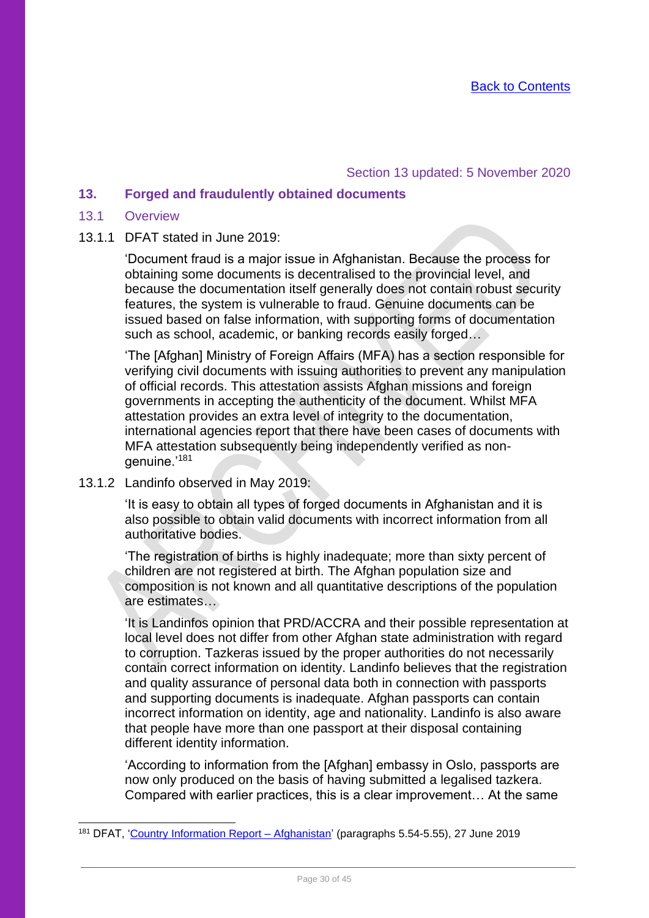[Back to Contents](#)

Section 13 updated: 5 November 2020

## 13. Forged and fraudulently obtained documents

### 13.1 Overview

13.1.1 DFAT stated in June 2019:

> 'Document fraud is a major issue in Afghanistan. Because the process for obtaining some documents is decentralised to the provincial level, and because the documentation itself generally does not contain robust security features, the system is vulnerable to fraud. Genuine documents can be issued based on false information, with supporting forms of documentation such as school, academic, or banking records easily forged…
>
> 'The [Afghan] Ministry of Foreign Affairs (MFA) has a section responsible for verifying civil documents with issuing authorities to prevent any manipulation of official records. This attestation assists Afghan missions and foreign governments in accepting the authenticity of the document. Whilst MFA attestation provides an extra level of integrity to the documentation, international agencies report that there have been cases of documents with MFA attestation subsequently being independently verified as non-genuine.'[181]

13.1.2 Landinfo observed in May 2019:

> 'It is easy to obtain all types of forged documents in Afghanistan and it is also possible to obtain valid documents with incorrect information from all authoritative bodies.
>
> 'The registration of births is highly inadequate; more than sixty percent of children are not registered at birth. The Afghan population size and composition is not known and all quantitative descriptions of the population are estimates…
>
> 'It is Landinfos opinion that PRD/ACCRA and their possible representation at local level does not differ from other Afghan state administration with regard to corruption. Tazkeras issued by the proper authorities do not necessarily contain correct information on identity. Landinfo believes that the registration and quality assurance of personal data both in connection with passports and supporting documents is inadequate. Afghan passports can contain incorrect information on identity, age and nationality. Landinfo is also aware that people have more than one passport at their disposal containing different identity information.
>
> 'According to information from the [Afghan] embassy in Oslo, passports are now only produced on the basis of having submitted a legalised tazkera. Compared with earlier practices, this is a clear improvement… At the same

[181] DFAT, '[Country Information Report – Afghanistan](#)' (paragraphs 5.54-5.55), 27 June 2019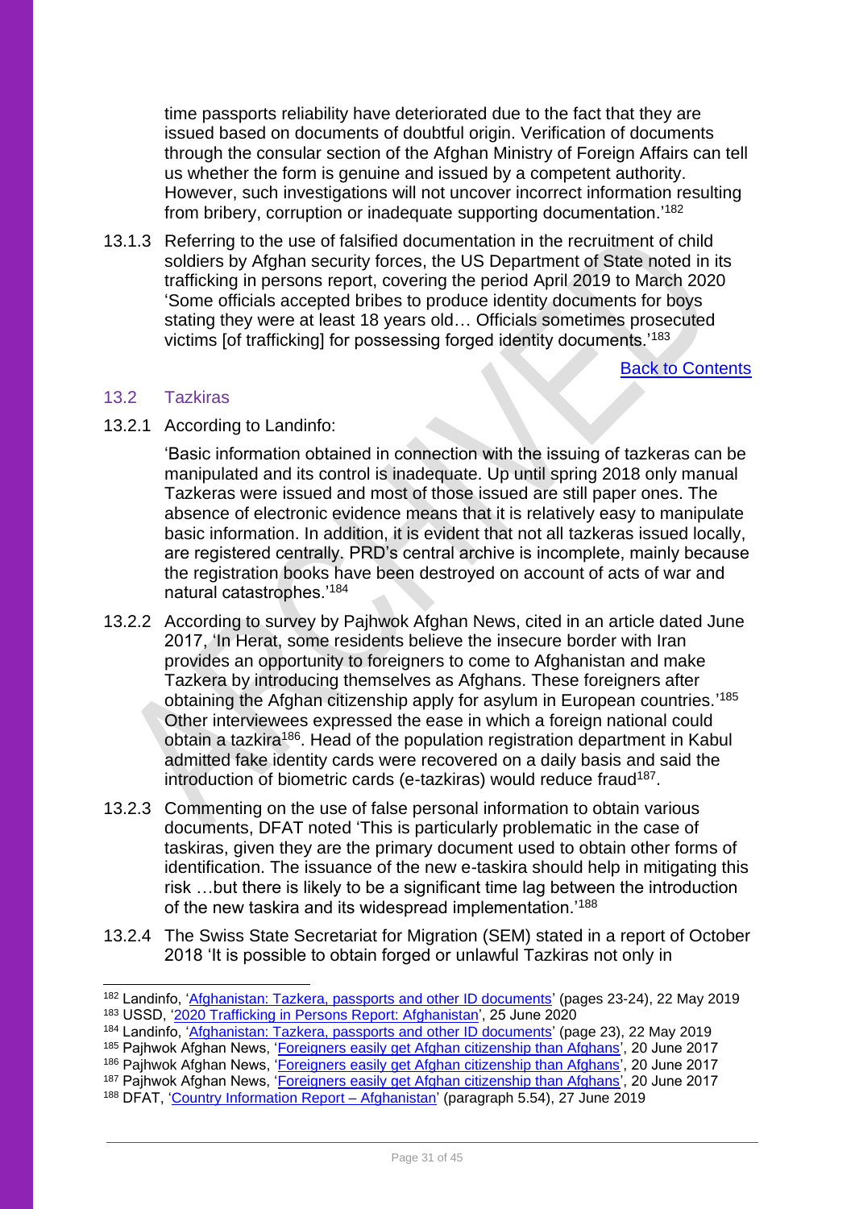time passports reliability have deteriorated due to the fact that they are issued based on documents of doubtful origin. Verification of documents through the consular section of the Afghan Ministry of Foreign Affairs can tell us whether the form is genuine and issued by a competent authority. However, such investigations will not uncover incorrect information resulting from bribery, corruption or inadequate supporting documentation.'[182]

13.1.3 Referring to the use of falsified documentation in the recruitment of child soldiers by Afghan security forces, the US Department of State noted in its trafficking in persons report, covering the period April 2019 to March 2020 'Some officials accepted bribes to produce identity documents for boys stating they were at least 18 years old… Officials sometimes prosecuted victims [of trafficking] for possessing forged identity documents.'[183]

[Back to Contents]

## 13.2 Tazkiras

13.2.1 According to Landinfo:

> 'Basic information obtained in connection with the issuing of tazkeras can be manipulated and its control is inadequate. Up until spring 2018 only manual Tazkeras were issued and most of those issued are still paper ones. The absence of electronic evidence means that it is relatively easy to manipulate basic information. In addition, it is evident that not all tazkeras issued locally, are registered centrally. PRD's central archive is incomplete, mainly because the registration books have been destroyed on account of acts of war and natural catastrophes.'[184]

13.2.2 According to survey by Pajhwok Afghan News, cited in an article dated June 2017, 'In Herat, some residents believe the insecure border with Iran provides an opportunity to foreigners to come to Afghanistan and make Tazkera by introducing themselves as Afghans. These foreigners after obtaining the Afghan citizenship apply for asylum in European countries.'[185] Other interviewees expressed the ease in which a foreign national could obtain a tazkira[186]. Head of the population registration department in Kabul admitted fake identity cards were recovered on a daily basis and said the introduction of biometric cards (e-tazkiras) would reduce fraud[187].

13.2.3 Commenting on the use of false personal information to obtain various documents, DFAT noted 'This is particularly problematic in the case of taskiras, given they are the primary document used to obtain other forms of identification. The issuance of the new e-taskira should help in mitigating this risk …but there is likely to be a significant time lag between the introduction of the new taskira and its widespread implementation.'[188]

13.2.4 The Swiss State Secretariat for Migration (SEM) stated in a report of October 2018 'It is possible to obtain forged or unlawful Tazkiras not only in

---

[182] Landinfo, 'Afghanistan: Tazkera, passports and other ID documents' (pages 23-24), 22 May 2019
[183] USSD, '2020 Trafficking in Persons Report: Afghanistan', 25 June 2020
[184] Landinfo, 'Afghanistan: Tazkera, passports and other ID documents' (page 23), 22 May 2019
[185] Pajhwok Afghan News, 'Foreigners easily get Afghan citizenship than Afghans', 20 June 2017
[186] Pajhwok Afghan News, 'Foreigners easily get Afghan citizenship than Afghans', 20 June 2017
[187] Pajhwok Afghan News, 'Foreigners easily get Afghan citizenship than Afghans', 20 June 2017
[188] DFAT, 'Country Information Report – Afghanistan' (paragraph 5.54), 27 June 2019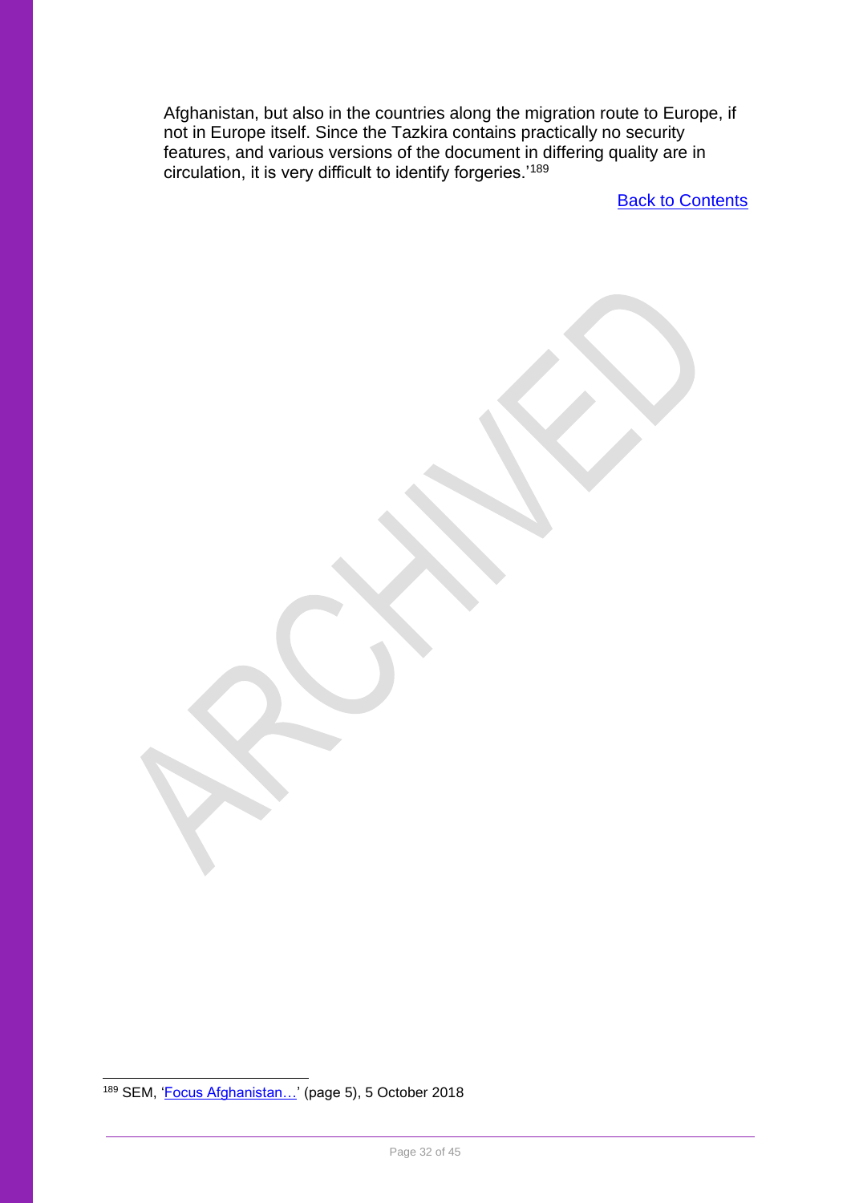Afghanistan, but also in the countries along the migration route to Europe, if not in Europe itself. Since the Tazkira contains practically no security features, and various versions of the document in differing quality are in circulation, it is very difficult to identify forgeries.'[189]

Back to Contents

[189] SEM, 'Focus Afghanistan…' (page 5), 5 October 2018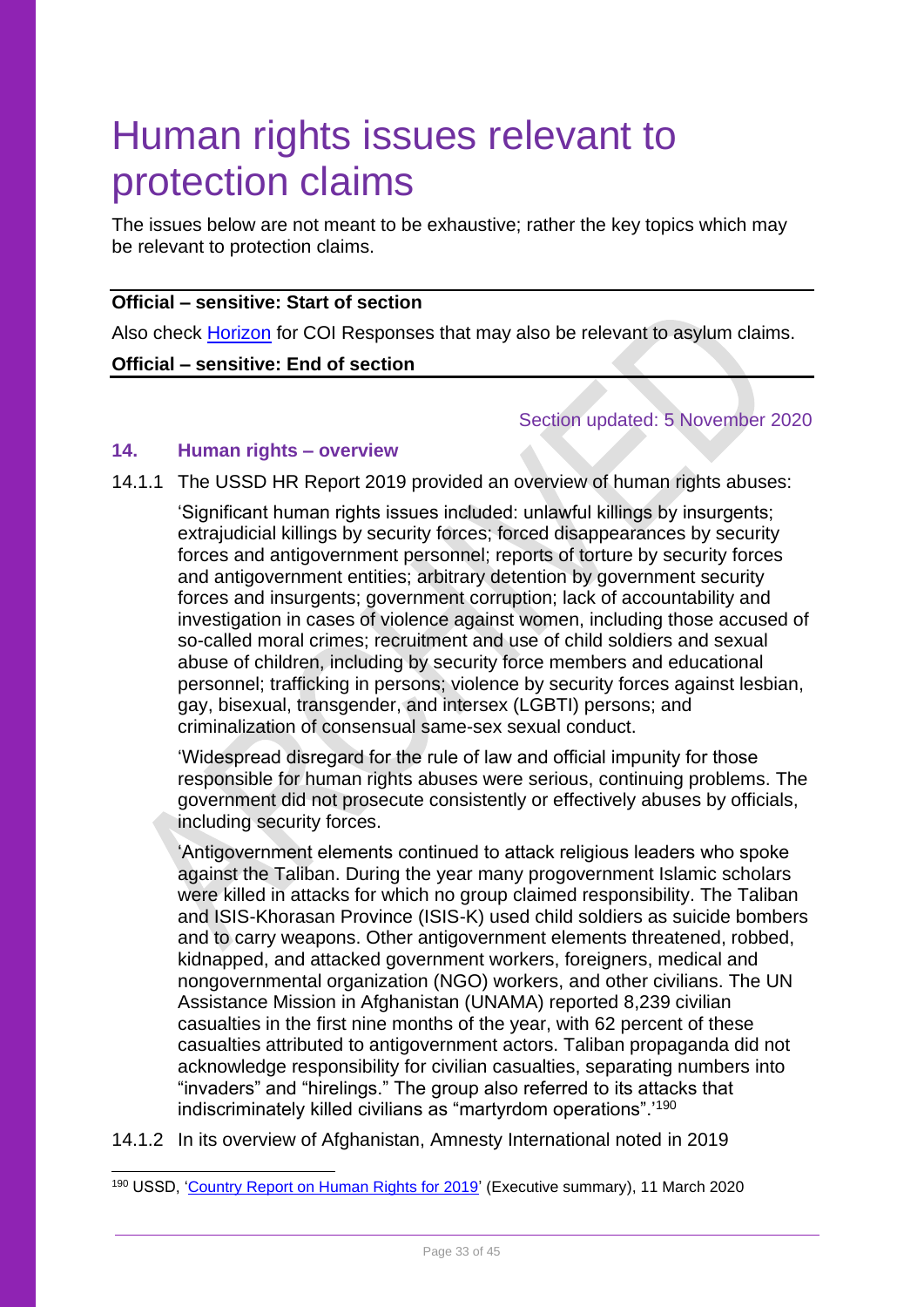# Human rights issues relevant to protection claims

The issues below are not meant to be exhaustive; rather the key topics which may be relevant to protection claims.

---

**Official – sensitive: Start of section**

Also check [Horizon](Horizon) for COI Responses that may also be relevant to asylum claims.

**Official – sensitive: End of section**

---

Section updated: 5 November 2020

## 14. Human rights – overview

14.1.1 The USSD HR Report 2019 provided an overview of human rights abuses:

> 'Significant human rights issues included: unlawful killings by insurgents; extrajudicial killings by security forces; forced disappearances by security forces and antigovernment personnel; reports of torture by security forces and antigovernment entities; arbitrary detention by government security forces and insurgents; government corruption; lack of accountability and investigation in cases of violence against women, including those accused of so-called moral crimes; recruitment and use of child soldiers and sexual abuse of children, including by security force members and educational personnel; trafficking in persons; violence by security forces against lesbian, gay, bisexual, transgender, and intersex (LGBTI) persons; and criminalization of consensual same-sex sexual conduct.
>
> 'Widespread disregard for the rule of law and official impunity for those responsible for human rights abuses were serious, continuing problems. The government did not prosecute consistently or effectively abuses by officials, including security forces.
>
> 'Antigovernment elements continued to attack religious leaders who spoke against the Taliban. During the year many progovernment Islamic scholars were killed in attacks for which no group claimed responsibility. The Taliban and ISIS-Khorasan Province (ISIS-K) used child soldiers as suicide bombers and to carry weapons. Other antigovernment elements threatened, robbed, kidnapped, and attacked government workers, foreigners, medical and nongovernmental organization (NGO) workers, and other civilians. The UN Assistance Mission in Afghanistan (UNAMA) reported 8,239 civilian casualties in the first nine months of the year, with 62 percent of these casualties attributed to antigovernment actors. Taliban propaganda did not acknowledge responsibility for civilian casualties, separating numbers into "invaders" and "hirelings." The group also referred to its attacks that indiscriminately killed civilians as "martyrdom operations".'[190]

14.1.2 In its overview of Afghanistan, Amnesty International noted in 2019

---

[190] USSD, 'Country Report on Human Rights for 2019' (Executive summary), 11 March 2020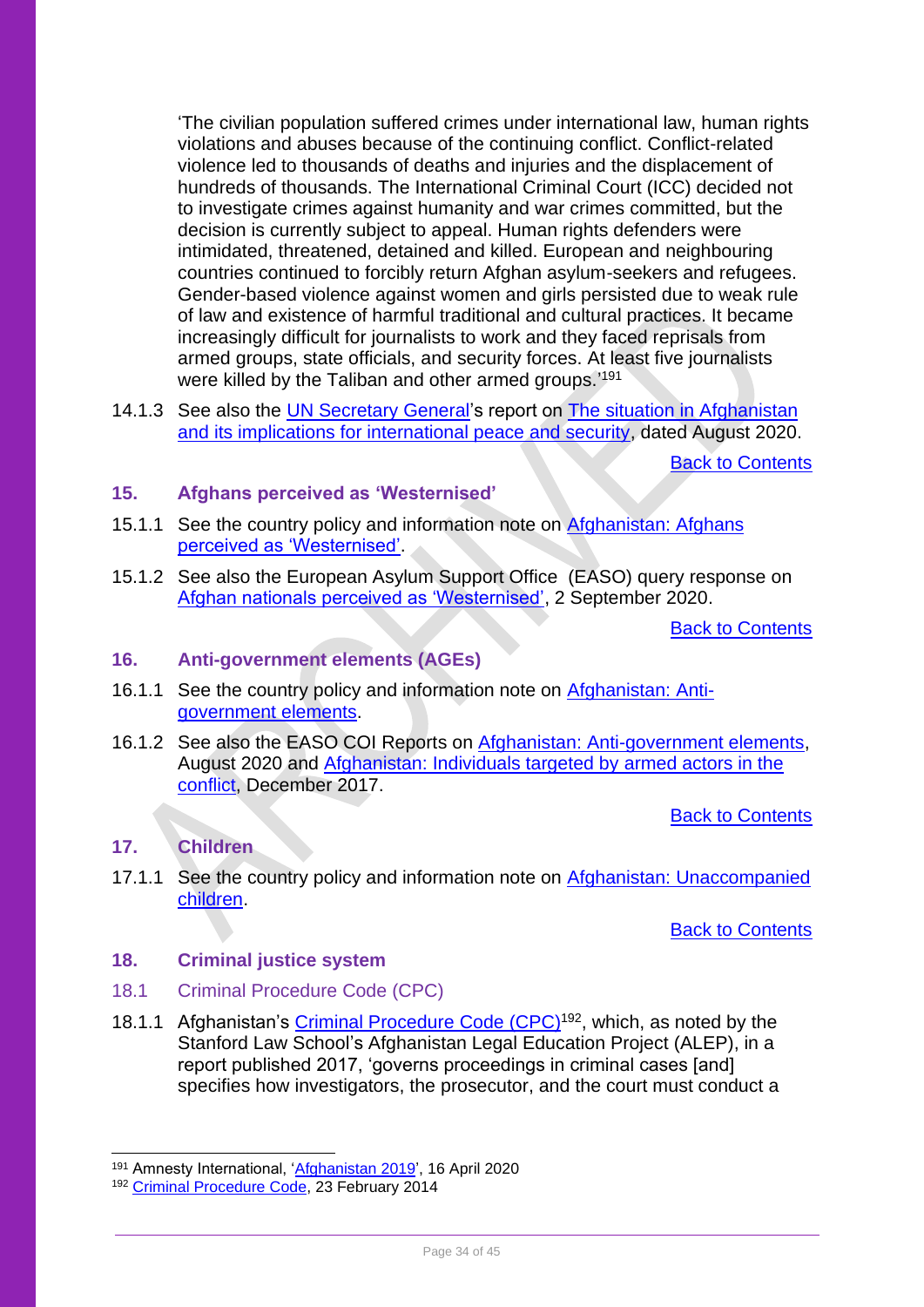'The civilian population suffered crimes under international law, human rights violations and abuses because of the continuing conflict. Conflict-related violence led to thousands of deaths and injuries and the displacement of hundreds of thousands. The International Criminal Court (ICC) decided not to investigate crimes against humanity and war crimes committed, but the decision is currently subject to appeal. Human rights defenders were intimidated, threatened, detained and killed. European and neighbouring countries continued to forcibly return Afghan asylum-seekers and refugees. Gender-based violence against women and girls persisted due to weak rule of law and existence of harmful traditional and cultural practices. It became increasingly difficult for journalists to work and they faced reprisals from armed groups, state officials, and security forces. At least five journalists were killed by the Taliban and other armed groups.'[191]

14.1.3 See also the UN Secretary General's report on The situation in Afghanistan and its implications for international peace and security, dated August 2020.

Back to Contents

## 15. Afghans perceived as 'Westernised'

15.1.1 See the country policy and information note on Afghanistan: Afghans perceived as 'Westernised'.

15.1.2 See also the European Asylum Support Office (EASO) query response on Afghan nationals perceived as 'Westernised', 2 September 2020.

Back to Contents

## 16. Anti-government elements (AGEs)

16.1.1 See the country policy and information note on Afghanistan: Anti-government elements.

16.1.2 See also the EASO COI Reports on Afghanistan: Anti-government elements, August 2020 and Afghanistan: Individuals targeted by armed actors in the conflict, December 2017.

Back to Contents

## 17. Children

17.1.1 See the country policy and information note on Afghanistan: Unaccompanied children.

Back to Contents

## 18. Criminal justice system

### 18.1 Criminal Procedure Code (CPC)

18.1.1 Afghanistan's Criminal Procedure Code (CPC)[192], which, as noted by the Stanford Law School's Afghanistan Legal Education Project (ALEP), in a report published 2017, 'governs proceedings in criminal cases [and] specifies how investigators, the prosecutor, and the court must conduct a

---

[191] Amnesty International, 'Afghanistan 2019', 16 April 2020

[192] Criminal Procedure Code, 23 February 2014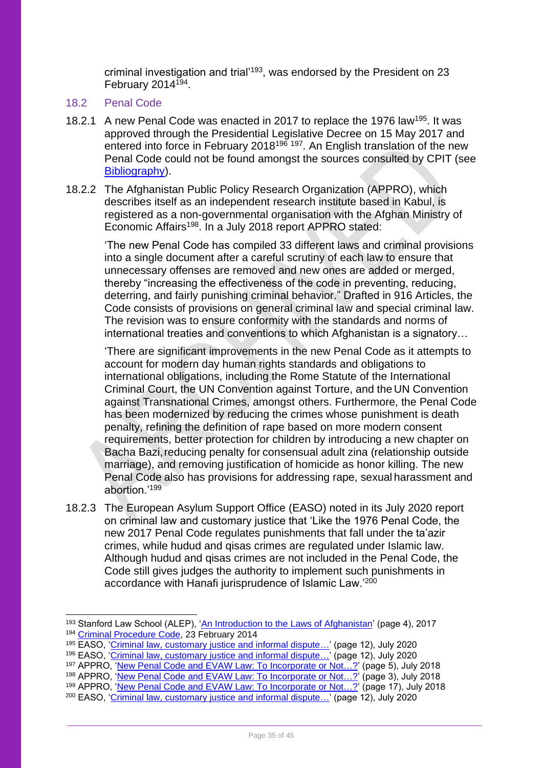criminal investigation and trial'[193], was endorsed by the President on 23 February 2014[194].

## 18.2 Penal Code

18.2.1 A new Penal Code was enacted in 2017 to replace the 1976 law[195]. It was approved through the Presidential Legislative Decree on 15 May 2017 and entered into force in February 2018[196] [197]. An English translation of the new Penal Code could not be found amongst the sources consulted by CPIT (see Bibliography).

18.2.2 The Afghanistan Public Policy Research Organization (APPRO), which describes itself as an independent research institute based in Kabul, is registered as a non-governmental organisation with the Afghan Ministry of Economic Affairs[198]. In a July 2018 report APPRO stated:

> 'The new Penal Code has compiled 33 different laws and criminal provisions into a single document after a careful scrutiny of each law to ensure that unnecessary offenses are removed and new ones are added or merged, thereby "increasing the effectiveness of the code in preventing, reducing, deterring, and fairly punishing criminal behavior." Drafted in 916 Articles, the Code consists of provisions on general criminal law and special criminal law. The revision was to ensure conformity with the standards and norms of international treaties and conventions to which Afghanistan is a signatory…
>
> 'There are significant improvements in the new Penal Code as it attempts to account for modern day human rights standards and obligations to international obligations, including the Rome Statute of the International Criminal Court, the UN Convention against Torture, and the UN Convention against Transnational Crimes, amongst others. Furthermore, the Penal Code has been modernized by reducing the crimes whose punishment is death penalty, refining the definition of rape based on more modern consent requirements, better protection for children by introducing a new chapter on Bacha Bazi, reducing penalty for consensual adult zina (relationship outside marriage), and removing justification of homicide as honor killing. The new Penal Code also has provisions for addressing rape, sexual harassment and abortion.'[199]

18.2.3 The European Asylum Support Office (EASO) noted in its July 2020 report on criminal law and customary justice that 'Like the 1976 Penal Code, the new 2017 Penal Code regulates punishments that fall under the ta'azir crimes, while hudud and qisas crimes are regulated under Islamic law. Although hudud and qisas crimes are not included in the Penal Code, the Code still gives judges the authority to implement such punishments in accordance with Hanafi jurisprudence of Islamic Law.'[200]

---

[193] Stanford Law School (ALEP), 'An Introduction to the Laws of Afghanistan' (page 4), 2017
[194] Criminal Procedure Code, 23 February 2014
[195] EASO, 'Criminal law, customary justice and informal dispute…' (page 12), July 2020
[196] EASO, 'Criminal law, customary justice and informal dispute…' (page 12), July 2020
[197] APPRO, 'New Penal Code and EVAW Law: To Incorporate or Not…?' (page 5), July 2018
[198] APPRO, 'New Penal Code and EVAW Law: To Incorporate or Not…?' (page 3), July 2018
[199] APPRO, 'New Penal Code and EVAW Law: To Incorporate or Not…?' (page 17), July 2018
[200] EASO, 'Criminal law, customary justice and informal dispute…' (page 12), July 2020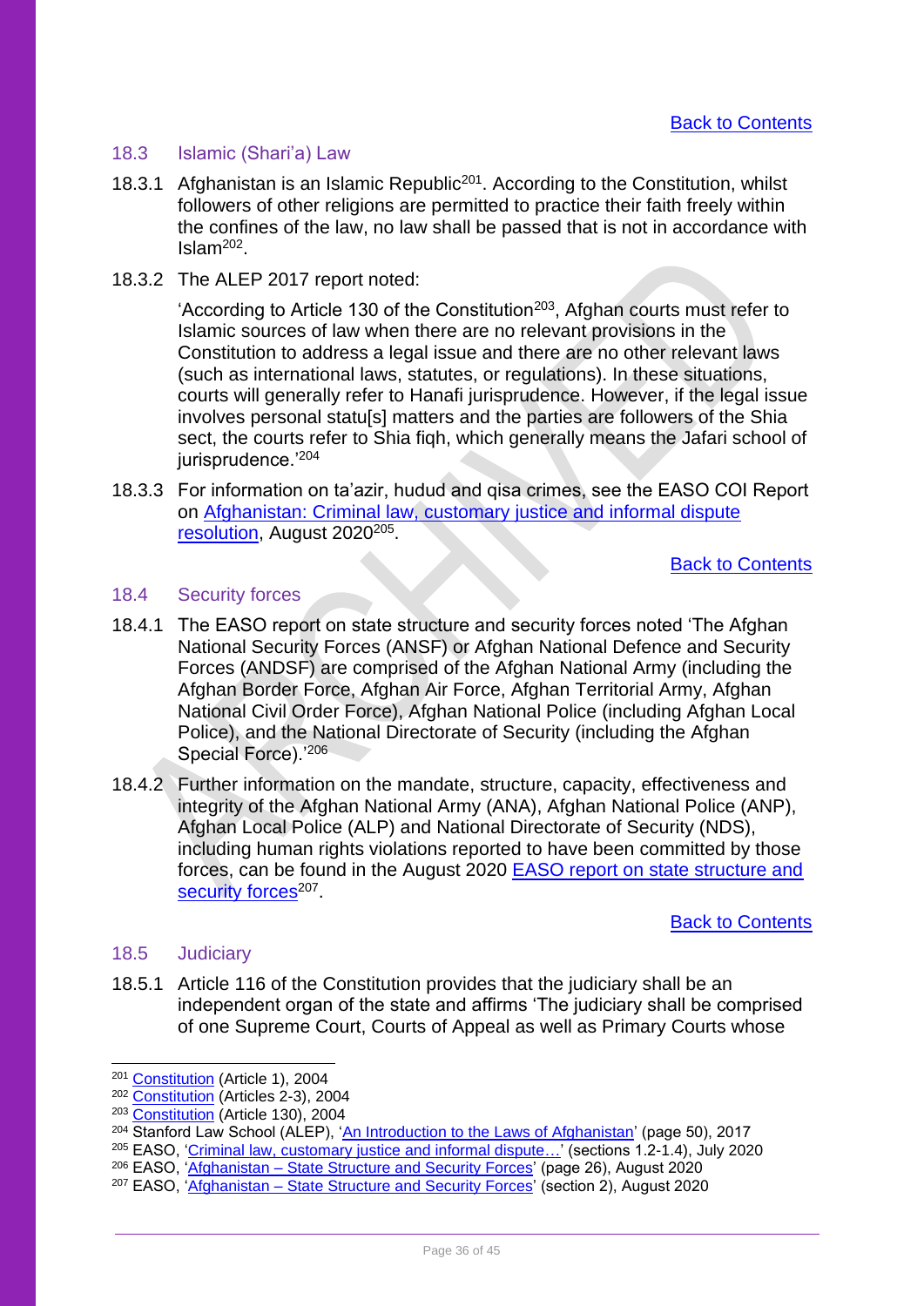[Back to Contents](#)

### 18.3 Islamic (Shari'a) Law

18.3.1 Afghanistan is an Islamic Republic[201]. According to the Constitution, whilst followers of other religions are permitted to practice their faith freely within the confines of the law, no law shall be passed that is not in accordance with Islam[202].

18.3.2 The ALEP 2017 report noted:

> 'According to Article 130 of the Constitution[203], Afghan courts must refer to Islamic sources of law when there are no relevant provisions in the Constitution to address a legal issue and there are no other relevant laws (such as international laws, statutes, or regulations). In these situations, courts will generally refer to Hanafi jurisprudence. However, if the legal issue involves personal statu[s] matters and the parties are followers of the Shia sect, the courts refer to Shia fiqh, which generally means the Jafari school of jurisprudence.'[204]

18.3.3 For information on ta'azir, hudud and qisa crimes, see the EASO COI Report on [Afghanistan: Criminal law, customary justice and informal dispute resolution](#), August 2020[205].

[Back to Contents](#)

### 18.4 Security forces

18.4.1 The EASO report on state structure and security forces noted 'The Afghan National Security Forces (ANSF) or Afghan National Defence and Security Forces (ANDSF) are comprised of the Afghan National Army (including the Afghan Border Force, Afghan Air Force, Afghan Territorial Army, Afghan National Civil Order Force), Afghan National Police (including Afghan Local Police), and the National Directorate of Security (including the Afghan Special Force).'[206]

18.4.2 Further information on the mandate, structure, capacity, effectiveness and integrity of the Afghan National Army (ANA), Afghan National Police (ANP), Afghan Local Police (ALP) and National Directorate of Security (NDS), including human rights violations reported to have been committed by those forces, can be found in the August 2020 [EASO report on state structure and security forces](#)[207].

[Back to Contents](#)

### 18.5 Judiciary

18.5.1 Article 116 of the Constitution provides that the judiciary shall be an independent organ of the state and affirms 'The judiciary shall be comprised of one Supreme Court, Courts of Appeal as well as Primary Courts whose

---

[201] [Constitution](#) (Article 1), 2004
[202] [Constitution](#) (Articles 2-3), 2004
[203] [Constitution](#) (Article 130), 2004
[204] Stanford Law School (ALEP), '[An Introduction to the Laws of Afghanistan](#)' (page 50), 2017
[205] EASO, '[Criminal law, customary justice and informal dispute…](#)' (sections 1.2-1.4), July 2020
[206] EASO, '[Afghanistan – State Structure and Security Forces](#)' (page 26), August 2020
[207] EASO, '[Afghanistan – State Structure and Security Forces](#)' (section 2), August 2020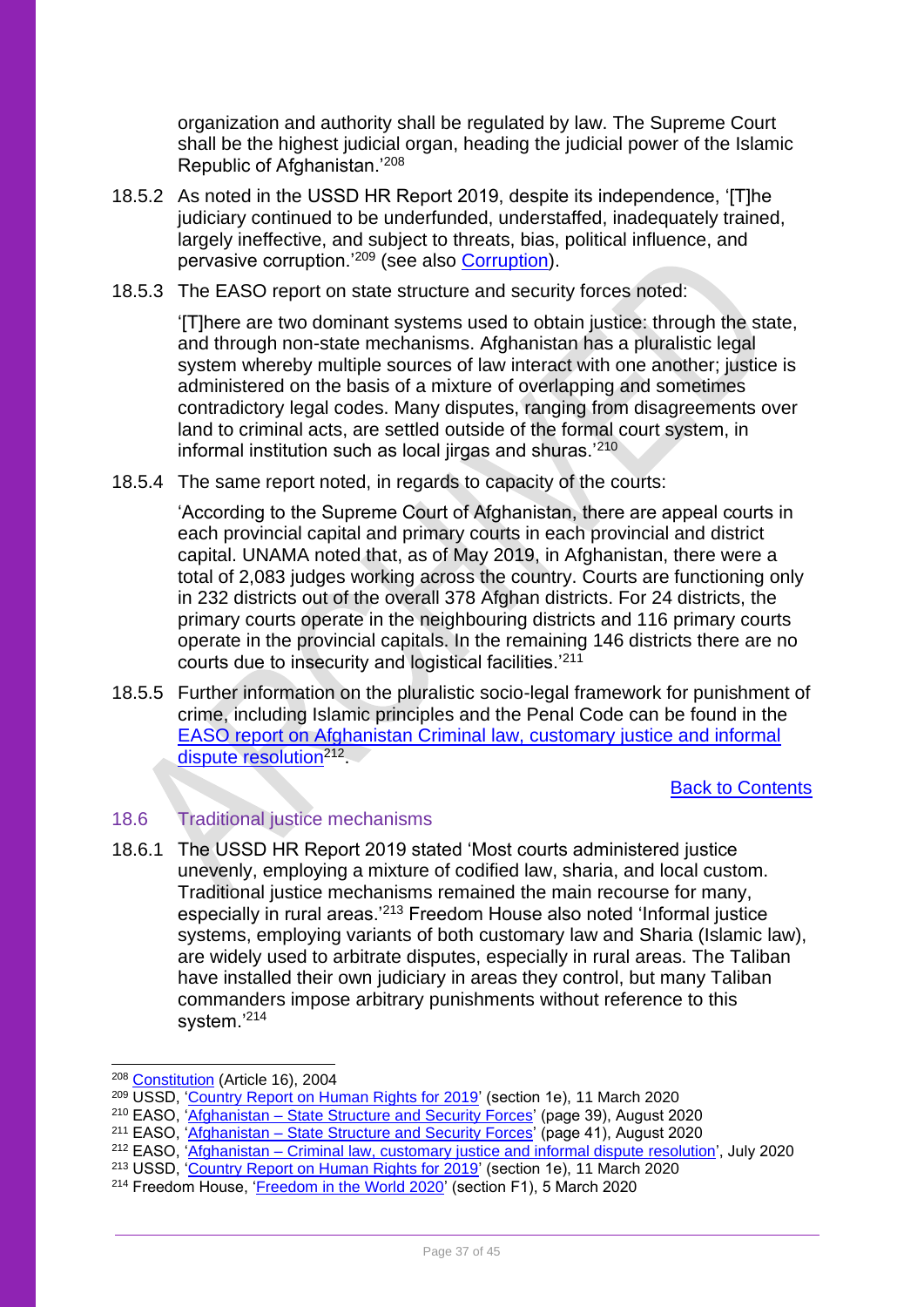organization and authority shall be regulated by law. The Supreme Court shall be the highest judicial organ, heading the judicial power of the Islamic Republic of Afghanistan.'[208]

18.5.2 As noted in the USSD HR Report 2019, despite its independence, '[T]he judiciary continued to be underfunded, understaffed, inadequately trained, largely ineffective, and subject to threats, bias, political influence, and pervasive corruption.'[209] (see also Corruption).

18.5.3 The EASO report on state structure and security forces noted:

> '[T]here are two dominant systems used to obtain justice: through the state, and through non-state mechanisms. Afghanistan has a pluralistic legal system whereby multiple sources of law interact with one another; justice is administered on the basis of a mixture of overlapping and sometimes contradictory legal codes. Many disputes, ranging from disagreements over land to criminal acts, are settled outside of the formal court system, in informal institution such as local jirgas and shuras.'[210]

18.5.4 The same report noted, in regards to capacity of the courts:

> 'According to the Supreme Court of Afghanistan, there are appeal courts in each provincial capital and primary courts in each provincial and district capital. UNAMA noted that, as of May 2019, in Afghanistan, there were a total of 2,083 judges working across the country. Courts are functioning only in 232 districts out of the overall 378 Afghan districts. For 24 districts, the primary courts operate in the neighbouring districts and 116 primary courts operate in the provincial capitals. In the remaining 146 districts there are no courts due to insecurity and logistical facilities.'[211]

18.5.5 Further information on the pluralistic socio-legal framework for punishment of crime, including Islamic principles and the Penal Code can be found in the EASO report on Afghanistan Criminal law, customary justice and informal dispute resolution[212].

Back to Contents

## 18.6 Traditional justice mechanisms

18.6.1 The USSD HR Report 2019 stated 'Most courts administered justice unevenly, employing a mixture of codified law, sharia, and local custom. Traditional justice mechanisms remained the main recourse for many, especially in rural areas.'[213] Freedom House also noted 'Informal justice systems, employing variants of both customary law and Sharia (Islamic law), are widely used to arbitrate disputes, especially in rural areas. The Taliban have installed their own judiciary in areas they control, but many Taliban commanders impose arbitrary punishments without reference to this system.'[214]

---

[208] Constitution (Article 16), 2004

[209] USSD, 'Country Report on Human Rights for 2019' (section 1e), 11 March 2020

[210] EASO, 'Afghanistan – State Structure and Security Forces' (page 39), August 2020

[211] EASO, 'Afghanistan – State Structure and Security Forces' (page 41), August 2020

[212] EASO, 'Afghanistan – Criminal law, customary justice and informal dispute resolution', July 2020

[213] USSD, 'Country Report on Human Rights for 2019' (section 1e), 11 March 2020

[214] Freedom House, 'Freedom in the World 2020' (section F1), 5 March 2020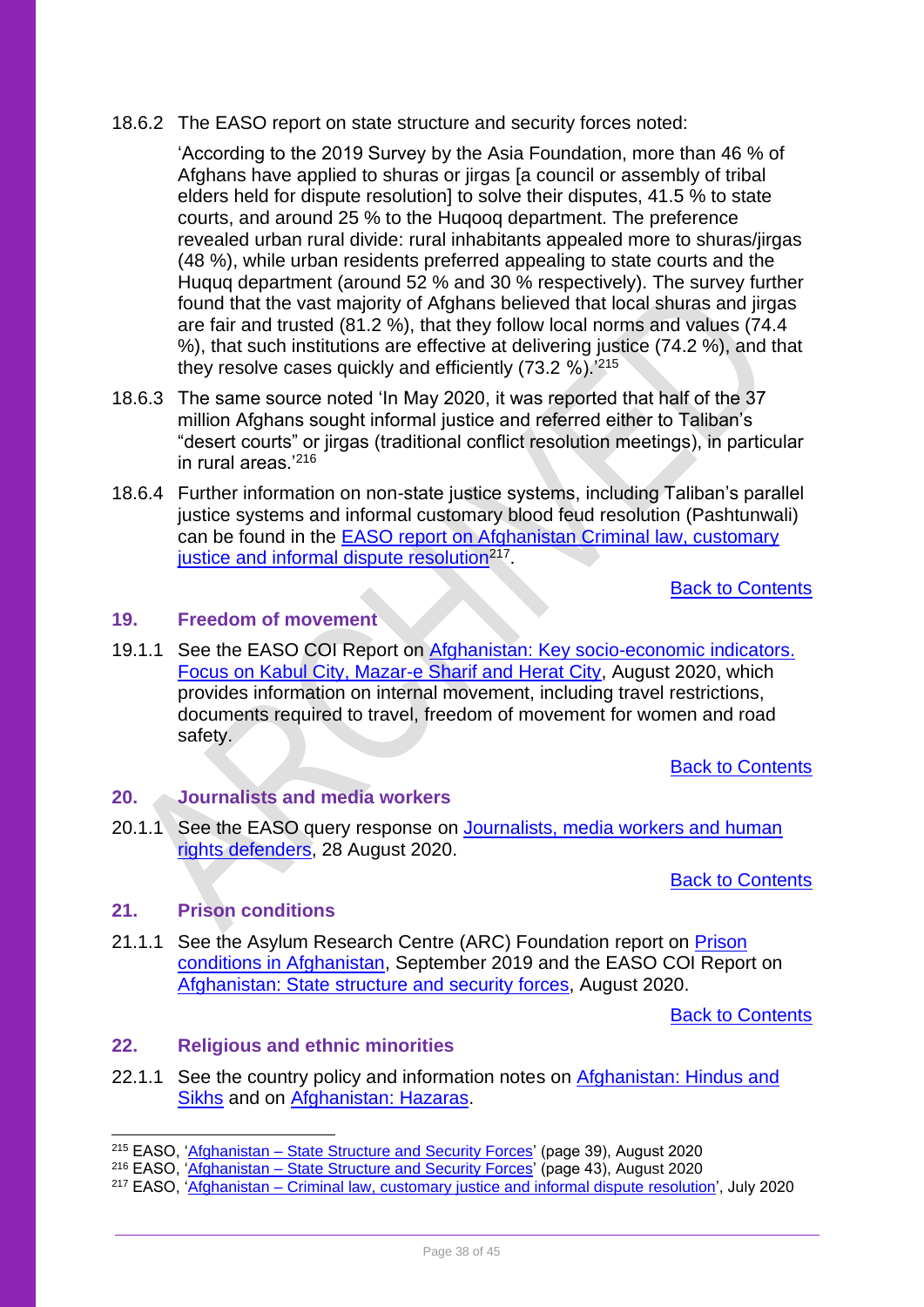18.6.2 The EASO report on state structure and security forces noted:

'According to the 2019 Survey by the Asia Foundation, more than 46 % of Afghans have applied to shuras or jirgas [a council or assembly of tribal elders held for dispute resolution] to solve their disputes, 41.5 % to state courts, and around 25 % to the Huqooq department. The preference revealed urban rural divide: rural inhabitants appealed more to shuras/jirgas (48 %), while urban residents preferred appealing to state courts and the Huquq department (around 52 % and 30 % respectively). The survey further found that the vast majority of Afghans believed that local shuras and jirgas are fair and trusted (81.2 %), that they follow local norms and values (74.4 %), that such institutions are effective at delivering justice (74.2 %), and that they resolve cases quickly and efficiently (73.2 %).'[215]

18.6.3 The same source noted 'In May 2020, it was reported that half of the 37 million Afghans sought informal justice and referred either to Taliban's "desert courts" or jirgas (traditional conflict resolution meetings), in particular in rural areas.'[216]

18.6.4 Further information on non-state justice systems, including Taliban's parallel justice systems and informal customary blood feud resolution (Pashtunwali) can be found in the EASO report on Afghanistan Criminal law, customary justice and informal dispute resolution[217].

Back to Contents

## 19. Freedom of movement

19.1.1 See the EASO COI Report on Afghanistan: Key socio-economic indicators. Focus on Kabul City, Mazar-e Sharif and Herat City, August 2020, which provides information on internal movement, including travel restrictions, documents required to travel, freedom of movement for women and road safety.

Back to Contents

## 20. Journalists and media workers

20.1.1 See the EASO query response on Journalists, media workers and human rights defenders, 28 August 2020.

Back to Contents

## 21. Prison conditions

21.1.1 See the Asylum Research Centre (ARC) Foundation report on Prison conditions in Afghanistan, September 2019 and the EASO COI Report on Afghanistan: State structure and security forces, August 2020.

Back to Contents

## 22. Religious and ethnic minorities

22.1.1 See the country policy and information notes on Afghanistan: Hindus and Sikhs and on Afghanistan: Hazaras.

---

[215] EASO, 'Afghanistan – State Structure and Security Forces' (page 39), August 2020

[216] EASO, 'Afghanistan – State Structure and Security Forces' (page 43), August 2020

[217] EASO, 'Afghanistan – Criminal law, customary justice and informal dispute resolution', July 2020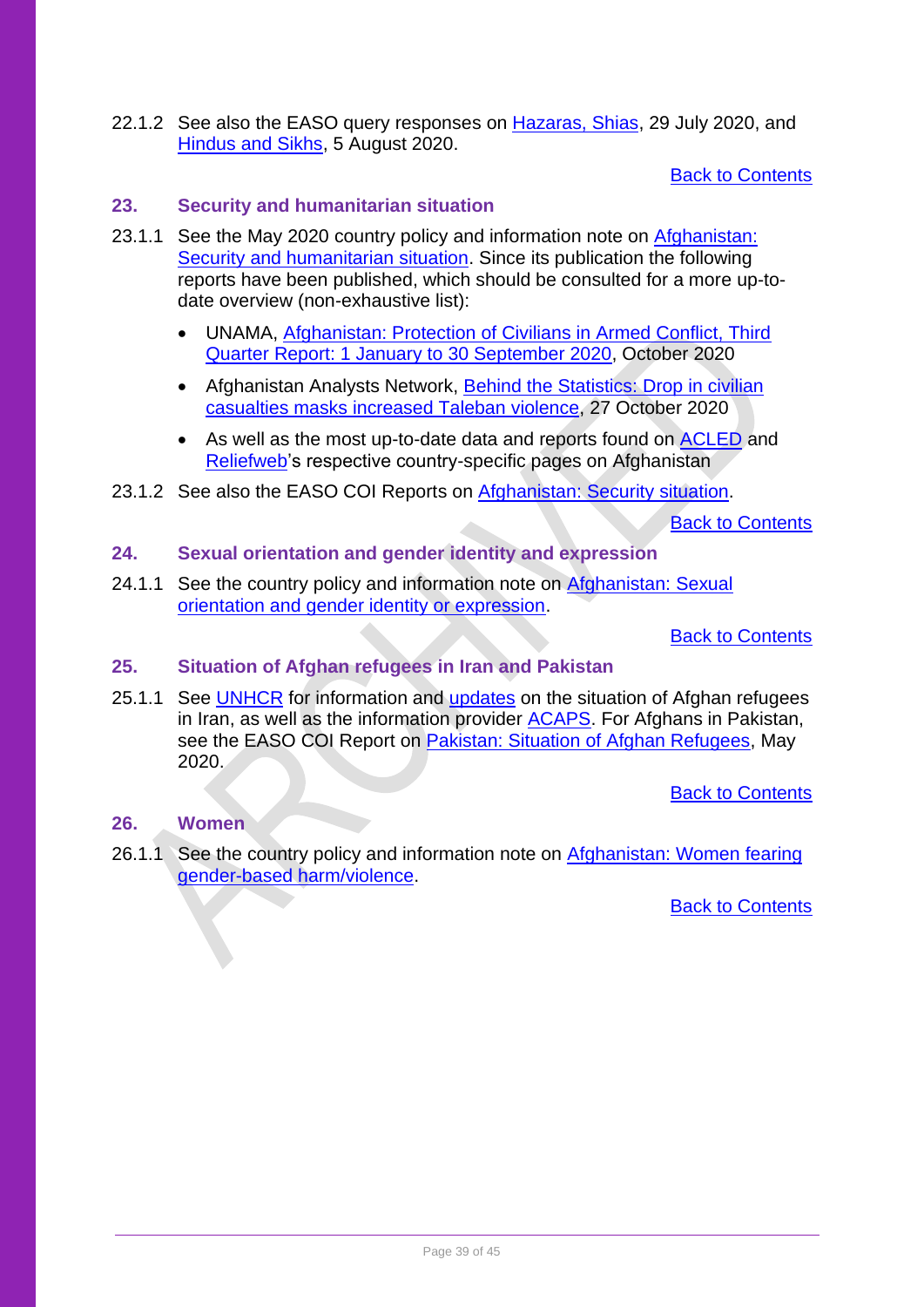22.1.2 See also the EASO query responses on Hazaras, Shias, 29 July 2020, and Hindus and Sikhs, 5 August 2020.

Back to Contents

## 23. Security and humanitarian situation

23.1.1 See the May 2020 country policy and information note on Afghanistan: Security and humanitarian situation. Since its publication the following reports have been published, which should be consulted for a more up-to-date overview (non-exhaustive list):

- UNAMA, Afghanistan: Protection of Civilians in Armed Conflict, Third Quarter Report: 1 January to 30 September 2020, October 2020
- Afghanistan Analysts Network, Behind the Statistics: Drop in civilian casualties masks increased Taleban violence, 27 October 2020
- As well as the most up-to-date data and reports found on ACLED and Reliefweb's respective country-specific pages on Afghanistan

23.1.2 See also the EASO COI Reports on Afghanistan: Security situation.

Back to Contents

## 24. Sexual orientation and gender identity and expression

24.1.1 See the country policy and information note on Afghanistan: Sexual orientation and gender identity or expression.

Back to Contents

## 25. Situation of Afghan refugees in Iran and Pakistan

25.1.1 See UNHCR for information and updates on the situation of Afghan refugees in Iran, as well as the information provider ACAPS. For Afghans in Pakistan, see the EASO COI Report on Pakistan: Situation of Afghan Refugees, May 2020.

Back to Contents

## 26. Women

26.1.1 See the country policy and information note on Afghanistan: Women fearing gender-based harm/violence.

Back to Contents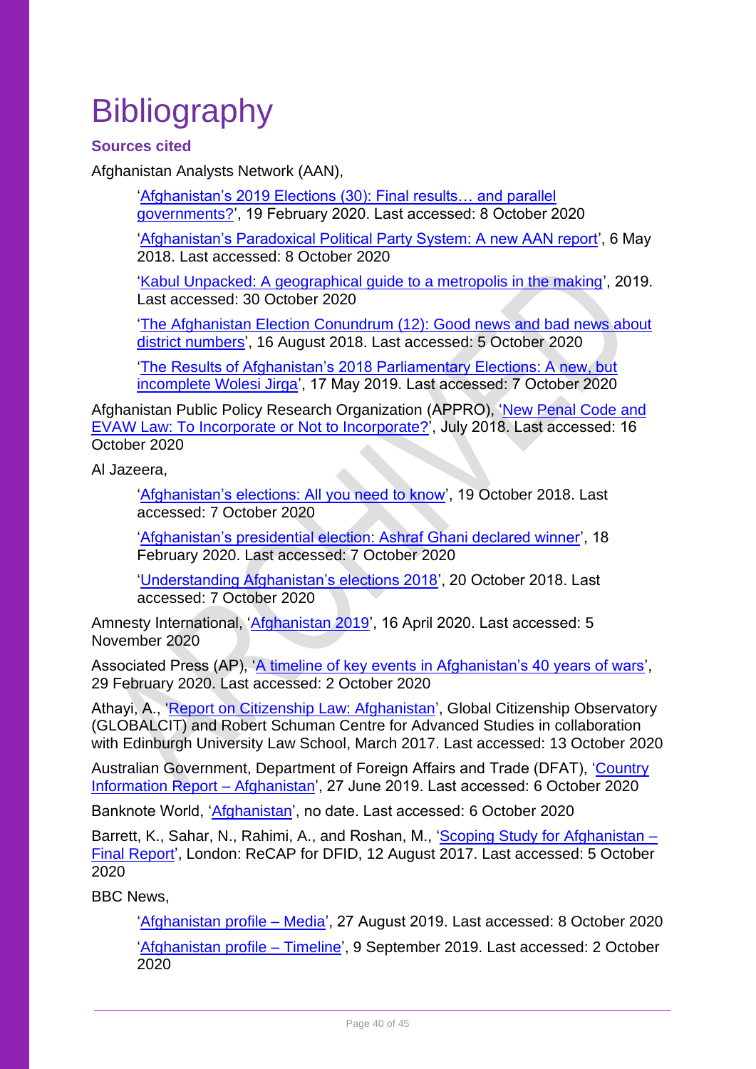# Bibliography

### Sources cited

Afghanistan Analysts Network (AAN),

> 'Afghanistan's 2019 Elections (30): Final results… and parallel governments?', 19 February 2020. Last accessed: 8 October 2020
>
> 'Afghanistan's Paradoxical Political Party System: A new AAN report', 6 May 2018. Last accessed: 8 October 2020
>
> 'Kabul Unpacked: A geographical guide to a metropolis in the making', 2019. Last accessed: 30 October 2020
>
> 'The Afghanistan Election Conundrum (12): Good news and bad news about district numbers', 16 August 2018. Last accessed: 5 October 2020
>
> 'The Results of Afghanistan's 2018 Parliamentary Elections: A new, but incomplete Wolesi Jirga', 17 May 2019. Last accessed: 7 October 2020

Afghanistan Public Policy Research Organization (APPRO), 'New Penal Code and EVAW Law: To Incorporate or Not to Incorporate?', July 2018. Last accessed: 16 October 2020

Al Jazeera,

> 'Afghanistan's elections: All you need to know', 19 October 2018. Last accessed: 7 October 2020
>
> 'Afghanistan's presidential election: Ashraf Ghani declared winner', 18 February 2020. Last accessed: 7 October 2020
>
> 'Understanding Afghanistan's elections 2018', 20 October 2018. Last accessed: 7 October 2020

Amnesty International, 'Afghanistan 2019', 16 April 2020. Last accessed: 5 November 2020

Associated Press (AP), 'A timeline of key events in Afghanistan's 40 years of wars', 29 February 2020. Last accessed: 2 October 2020

Athayi, A., 'Report on Citizenship Law: Afghanistan', Global Citizenship Observatory (GLOBALCIT) and Robert Schuman Centre for Advanced Studies in collaboration with Edinburgh University Law School, March 2017. Last accessed: 13 October 2020

Australian Government, Department of Foreign Affairs and Trade (DFAT), 'Country Information Report – Afghanistan', 27 June 2019. Last accessed: 6 October 2020

Banknote World, 'Afghanistan', no date. Last accessed: 6 October 2020

Barrett, K., Sahar, N., Rahimi, A., and Roshan, M., 'Scoping Study for Afghanistan – Final Report', London: ReCAP for DFID, 12 August 2017. Last accessed: 5 October 2020

BBC News,

> 'Afghanistan profile – Media', 27 August 2019. Last accessed: 8 October 2020
>
> 'Afghanistan profile – Timeline', 9 September 2019. Last accessed: 2 October 2020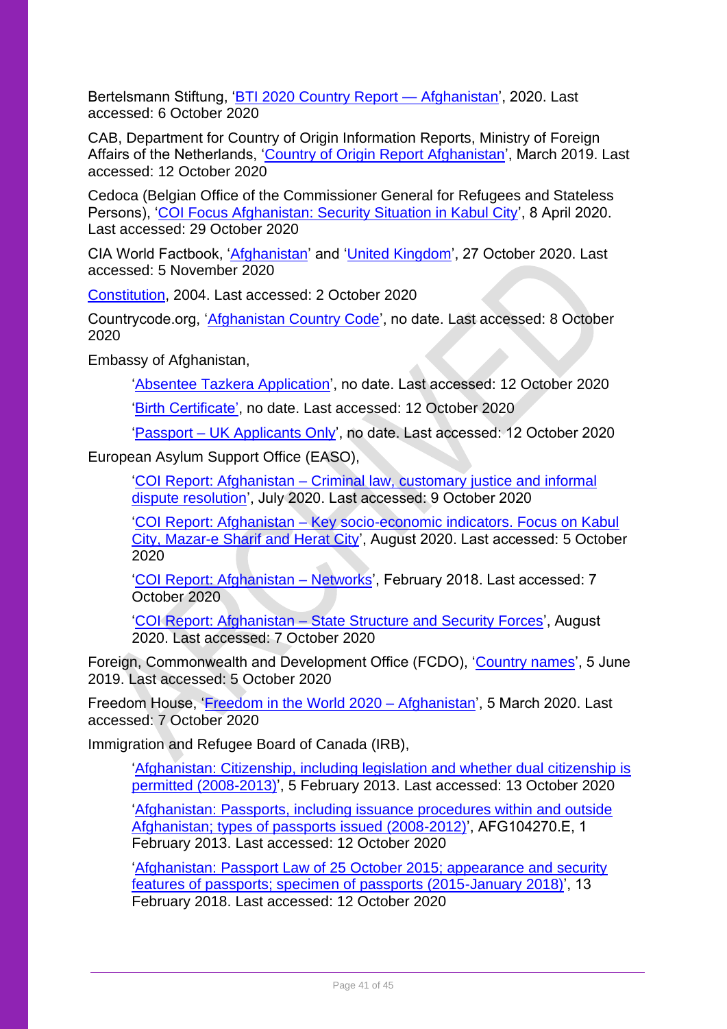Bertelsmann Stiftung, 'BTI 2020 Country Report — Afghanistan', 2020. Last accessed: 6 October 2020

CAB, Department for Country of Origin Information Reports, Ministry of Foreign Affairs of the Netherlands, 'Country of Origin Report Afghanistan', March 2019. Last accessed: 12 October 2020

Cedoca (Belgian Office of the Commissioner General for Refugees and Stateless Persons), 'COI Focus Afghanistan: Security Situation in Kabul City', 8 April 2020. Last accessed: 29 October 2020

CIA World Factbook, 'Afghanistan' and 'United Kingdom', 27 October 2020. Last accessed: 5 November 2020

Constitution, 2004. Last accessed: 2 October 2020

Countrycode.org, 'Afghanistan Country Code', no date. Last accessed: 8 October 2020

Embassy of Afghanistan,

- 'Absentee Tazkera Application', no date. Last accessed: 12 October 2020
- 'Birth Certificate', no date. Last accessed: 12 October 2020
- 'Passport – UK Applicants Only', no date. Last accessed: 12 October 2020

European Asylum Support Office (EASO),

- 'COI Report: Afghanistan – Criminal law, customary justice and informal dispute resolution', July 2020. Last accessed: 9 October 2020
- 'COI Report: Afghanistan – Key socio-economic indicators. Focus on Kabul City, Mazar-e Sharif and Herat City', August 2020. Last accessed: 5 October 2020
- 'COI Report: Afghanistan – Networks', February 2018. Last accessed: 7 October 2020
- 'COI Report: Afghanistan – State Structure and Security Forces', August 2020. Last accessed: 7 October 2020

Foreign, Commonwealth and Development Office (FCDO), 'Country names', 5 June 2019. Last accessed: 5 October 2020

Freedom House, 'Freedom in the World 2020 – Afghanistan', 5 March 2020. Last accessed: 7 October 2020

Immigration and Refugee Board of Canada (IRB),

- 'Afghanistan: Citizenship, including legislation and whether dual citizenship is permitted (2008-2013)', 5 February 2013. Last accessed: 13 October 2020
- 'Afghanistan: Passports, including issuance procedures within and outside Afghanistan; types of passports issued (2008-2012)', AFG104270.E, 1 February 2013. Last accessed: 12 October 2020
- 'Afghanistan: Passport Law of 25 October 2015; appearance and security features of passports; specimen of passports (2015-January 2018)', 13 February 2018. Last accessed: 12 October 2020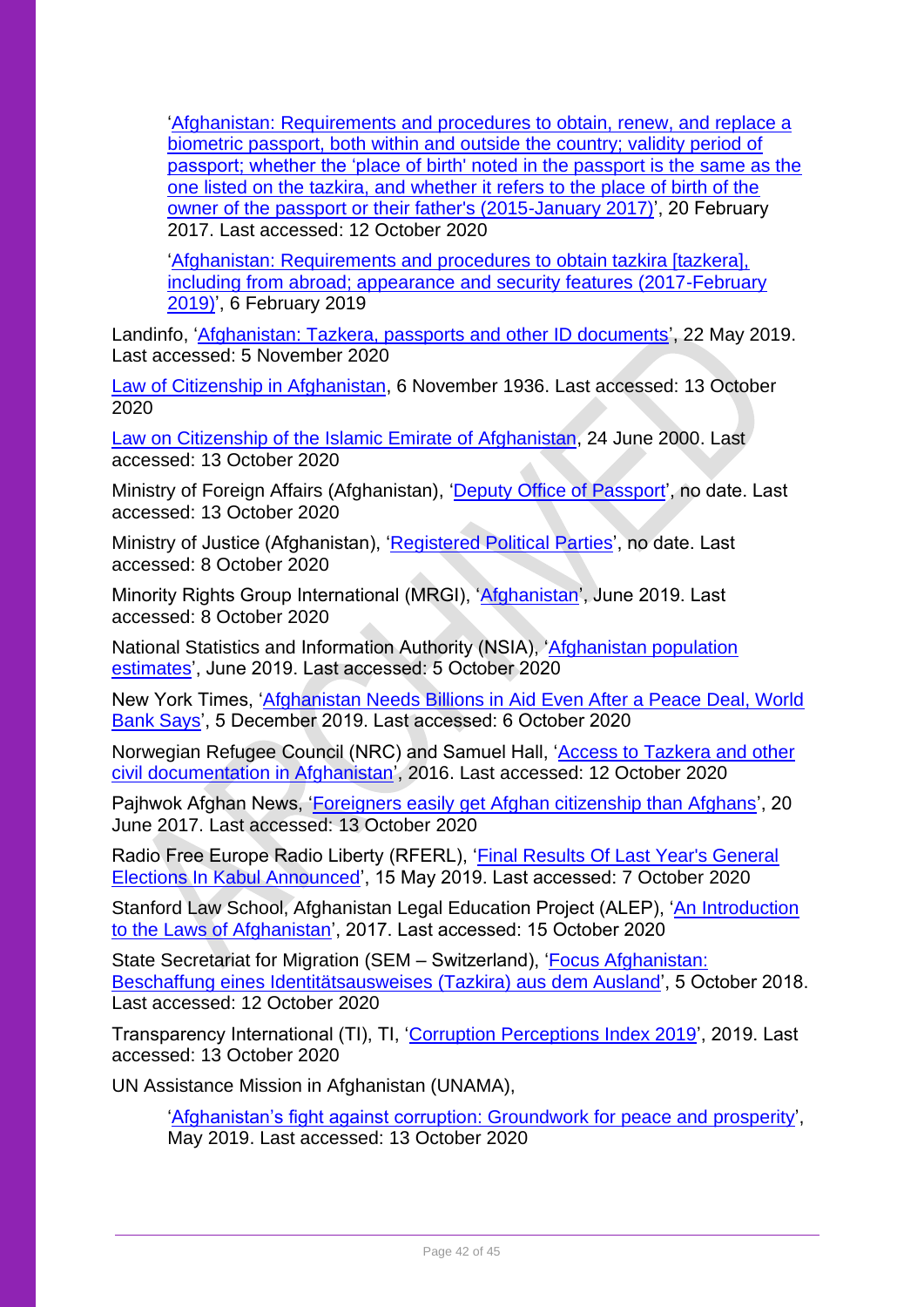'Afghanistan: Requirements and procedures to obtain, renew, and replace a biometric passport, both within and outside the country; validity period of passport; whether the 'place of birth' noted in the passport is the same as the one listed on the tazkira, and whether it refers to the place of birth of the owner of the passport or their father's (2015-January 2017)', 20 February 2017. Last accessed: 12 October 2020

'Afghanistan: Requirements and procedures to obtain tazkira [tazkera], including from abroad; appearance and security features (2017-February 2019)', 6 February 2019

Landinfo, 'Afghanistan: Tazkera, passports and other ID documents', 22 May 2019. Last accessed: 5 November 2020

Law of Citizenship in Afghanistan, 6 November 1936. Last accessed: 13 October 2020

Law on Citizenship of the Islamic Emirate of Afghanistan, 24 June 2000. Last accessed: 13 October 2020

Ministry of Foreign Affairs (Afghanistan), 'Deputy Office of Passport', no date. Last accessed: 13 October 2020

Ministry of Justice (Afghanistan), 'Registered Political Parties', no date. Last accessed: 8 October 2020

Minority Rights Group International (MRGI), 'Afghanistan', June 2019. Last accessed: 8 October 2020

National Statistics and Information Authority (NSIA), 'Afghanistan population estimates', June 2019. Last accessed: 5 October 2020

New York Times, 'Afghanistan Needs Billions in Aid Even After a Peace Deal, World Bank Says', 5 December 2019. Last accessed: 6 October 2020

Norwegian Refugee Council (NRC) and Samuel Hall, 'Access to Tazkera and other civil documentation in Afghanistan', 2016. Last accessed: 12 October 2020

Pajhwok Afghan News, 'Foreigners easily get Afghan citizenship than Afghans', 20 June 2017. Last accessed: 13 October 2020

Radio Free Europe Radio Liberty (RFERL), 'Final Results Of Last Year's General Elections In Kabul Announced', 15 May 2019. Last accessed: 7 October 2020

Stanford Law School, Afghanistan Legal Education Project (ALEP), 'An Introduction to the Laws of Afghanistan', 2017. Last accessed: 15 October 2020

State Secretariat for Migration (SEM – Switzerland), 'Focus Afghanistan: Beschaffung eines Identitätsausweises (Tazkira) aus dem Ausland', 5 October 2018. Last accessed: 12 October 2020

Transparency International (TI), TI, 'Corruption Perceptions Index 2019', 2019. Last accessed: 13 October 2020

UN Assistance Mission in Afghanistan (UNAMA),

'Afghanistan's fight against corruption: Groundwork for peace and prosperity', May 2019. Last accessed: 13 October 2020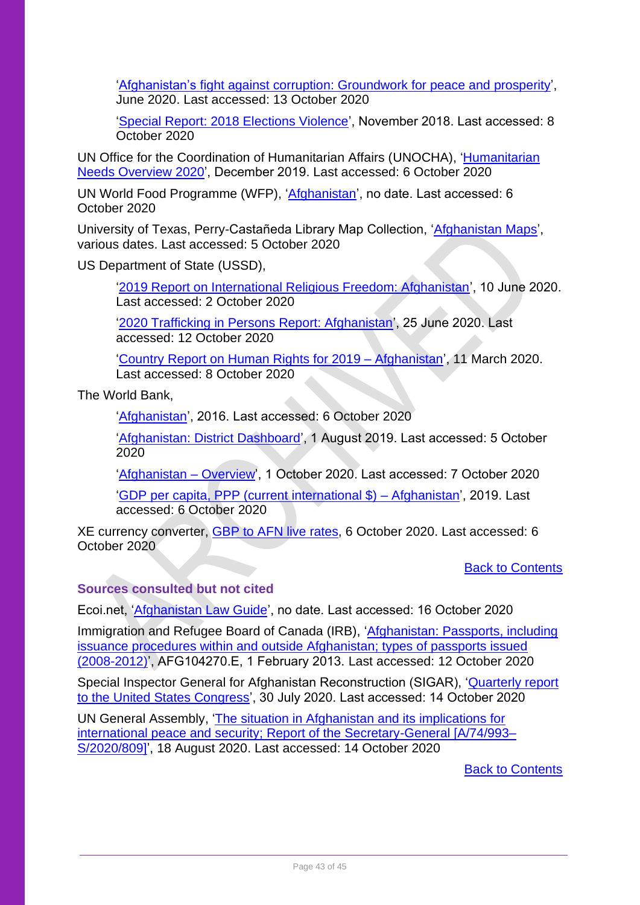'Afghanistan's fight against corruption: Groundwork for peace and prosperity', June 2020. Last accessed: 13 October 2020

'Special Report: 2018 Elections Violence', November 2018. Last accessed: 8 October 2020

UN Office for the Coordination of Humanitarian Affairs (UNOCHA), 'Humanitarian Needs Overview 2020', December 2019. Last accessed: 6 October 2020

UN World Food Programme (WFP), 'Afghanistan', no date. Last accessed: 6 October 2020

University of Texas, Perry-Castañeda Library Map Collection, 'Afghanistan Maps', various dates. Last accessed: 5 October 2020

US Department of State (USSD),

'2019 Report on International Religious Freedom: Afghanistan', 10 June 2020. Last accessed: 2 October 2020

'2020 Trafficking in Persons Report: Afghanistan', 25 June 2020. Last accessed: 12 October 2020

'Country Report on Human Rights for 2019 – Afghanistan', 11 March 2020. Last accessed: 8 October 2020

The World Bank,

'Afghanistan', 2016. Last accessed: 6 October 2020

'Afghanistan: District Dashboard', 1 August 2019. Last accessed: 5 October 2020

'Afghanistan – Overview', 1 October 2020. Last accessed: 7 October 2020

'GDP per capita, PPP (current international $) – Afghanistan', 2019. Last accessed: 6 October 2020

XE currency converter, GBP to AFN live rates, 6 October 2020. Last accessed: 6 October 2020

Back to Contents

### Sources consulted but not cited

Ecoi.net, 'Afghanistan Law Guide', no date. Last accessed: 16 October 2020

Immigration and Refugee Board of Canada (IRB), 'Afghanistan: Passports, including issuance procedures within and outside Afghanistan; types of passports issued (2008-2012)', AFG104270.E, 1 February 2013. Last accessed: 12 October 2020

Special Inspector General for Afghanistan Reconstruction (SIGAR), 'Quarterly report to the United States Congress', 30 July 2020. Last accessed: 14 October 2020

UN General Assembly, 'The situation in Afghanistan and its implications for international peace and security; Report of the Secretary-General [A/74/993–S/2020/809]', 18 August 2020. Last accessed: 14 October 2020

Back to Contents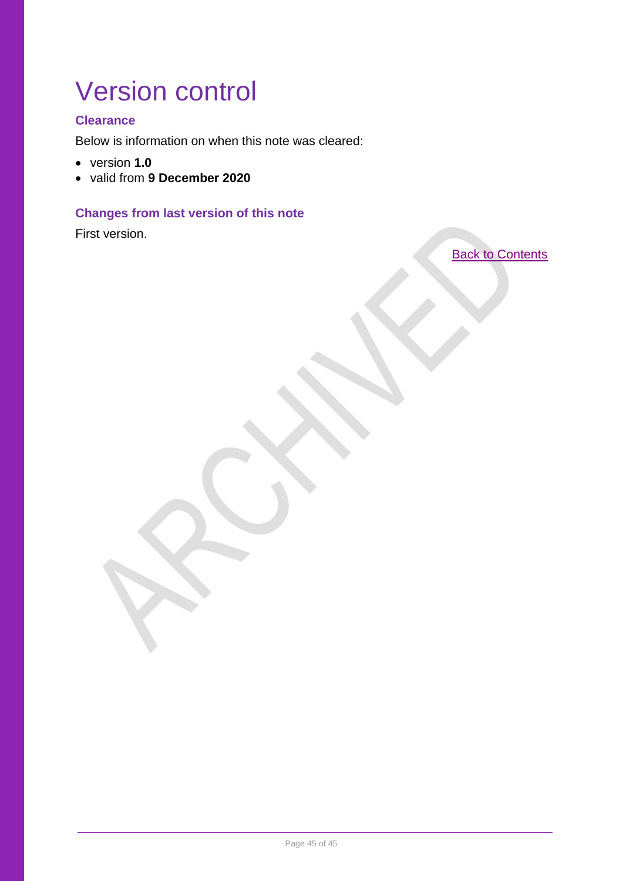# Version control

### Clearance

Below is information on when this note was cleared:

- version **1.0**
- valid from **9 December 2020**

### Changes from last version of this note

First version.

Back to Contents